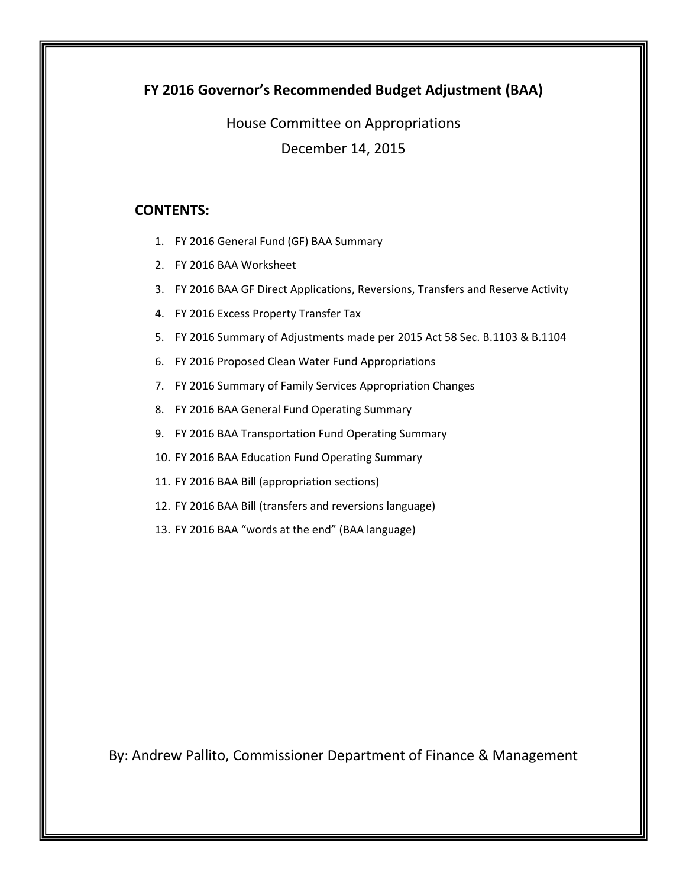# FY 2016 Governor's Recommended Budget Adjustment (BAA)

House Committee on Appropriations

December 14, 2015

## CONTENTS:

1. FY 2016 General Fund (GF) BAA Summary
2. FY 2016 BAA Worksheet
3. FY 2016 BAA GF Direct Applications, Reversions, Transfers and Reserve Activity
4. FY 2016 Excess Property Transfer Tax
5. FY 2016 Summary of Adjustments made per 2015 Act 58 Sec. B.1103 & B.1104
6. FY 2016 Proposed Clean Water Fund Appropriations
7. FY 2016 Summary of Family Services Appropriation Changes
8. FY 2016 BAA General Fund Operating Summary
9. FY 2016 BAA Transportation Fund Operating Summary
10. FY 2016 BAA Education Fund Operating Summary
11. FY 2016 BAA Bill (appropriation sections)
12. FY 2016 BAA Bill (transfers and reversions language)
13. FY 2016 BAA "words at the end" (BAA language)

By: Andrew Pallito, Commissioner Department of Finance & Management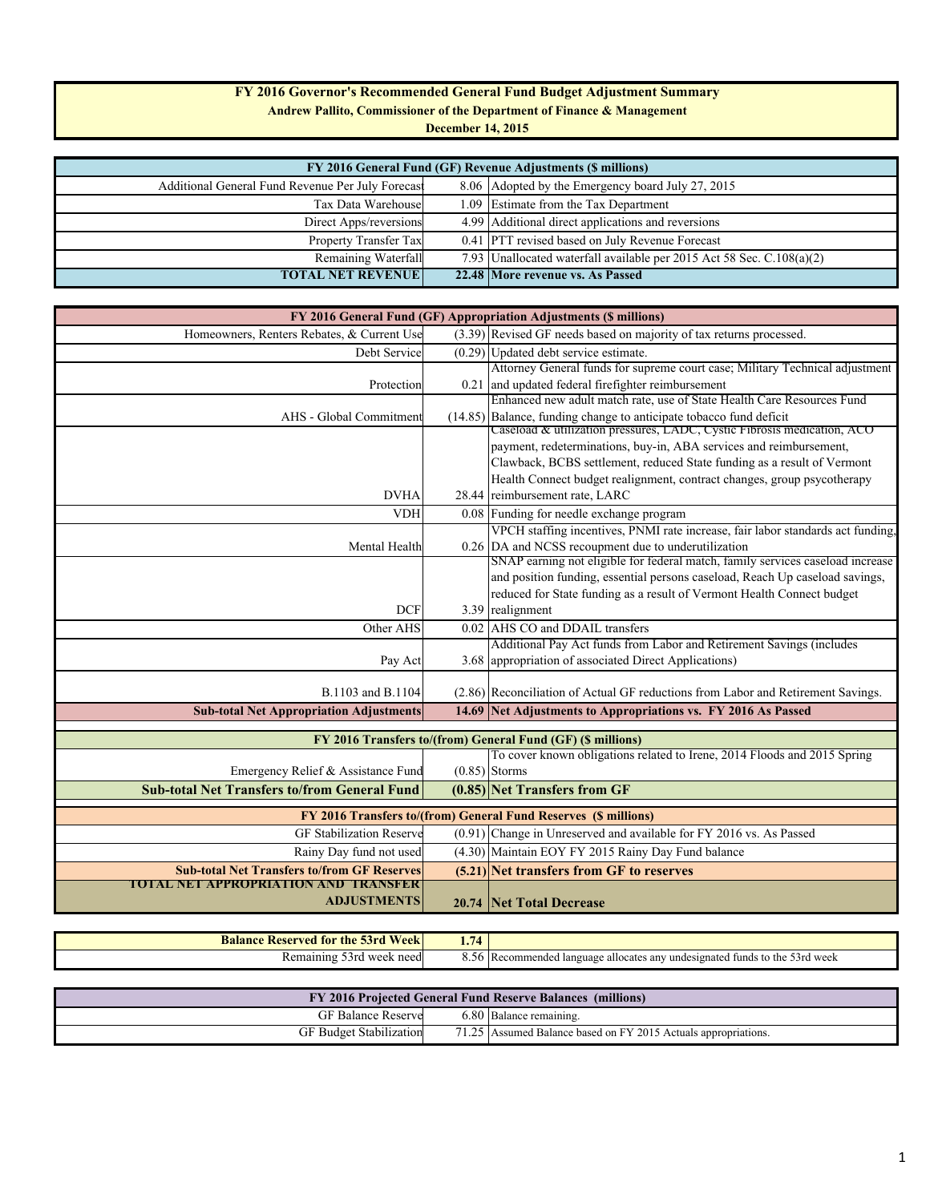# FY 2016 Governor's Recommended General Fund Budget Adjustment Summary

**Andrew Pallito, Commissioner of the Department of Finance & Management**

**December 14, 2015**

| FY 2016 General Fund (GF) Revenue Adjustments ($ millions) | | |
|---|---|---|
| Additional General Fund Revenue Per July Forecast | 8.06 | Adopted by the Emergency board July 27, 2015 |
| Tax Data Warehouse | 1.09 | Estimate from the Tax Department |
| Direct Apps/reversions | 4.99 | Additional direct applications and reversions |
| Property Transfer Tax | 0.41 | PTT revised based on July Revenue Forecast |
| Remaining Waterfall | 7.93 | Unallocated waterfall available per 2015 Act 58 Sec. C.108(a)(2) |
| **TOTAL NET REVENUE** | **22.48** | **More revenue vs. As Passed** |

| FY 2016 General Fund (GF) Appropriation Adjustments ($ millions) | | |
|---|---|---|
| Homeowners, Renters Rebates, & Current Use | (3.39) | Revised GF needs based on majority of tax returns processed. |
| Debt Service | (0.29) | Updated debt service estimate. |
| Protection | 0.21 | Attorney General funds for supreme court case; Military Technical adjustment and updated federal firefighter reimbursement |
| AHS - Global Commitment | (14.85) | Enhanced new adult match rate, use of State Health Care Resources Fund Balance, funding change to anticipate tobacco fund deficit |
| DVHA | 28.44 | Caseload & utilization pressures, LADC, Cystic Fibrosis medication, ACO payment, redeterminations, buy-in, ABA services and reimbursement, Clawback, BCBS settlement, reduced State funding as a result of Vermont Health Connect budget realignment, contract changes, group psycotherapy reimbursement rate, LARC |
| VDH | 0.08 | Funding for needle exchange program |
| Mental Health | 0.26 | VPCH staffing incentives, PNMI rate increase, fair labor standards act funding, DA and NCSS recoupment due to underutilization |
| DCF | 3.39 | SNAP earning not eligible for federal match, family services caseload increase and position funding, essential persons caseload, Reach Up caseload savings, reduced for State funding as a result of Vermont Health Connect budget realignment |
| Other AHS | 0.02 | AHS CO and DDAIL transfers |
| Pay Act | 3.68 | Additional Pay Act funds from Labor and Retirement Savings (includes appropriation of associated Direct Applications) |
| B.1103 and B.1104 | (2.86) | Reconciliation of Actual GF reductions from Labor and Retirement Savings. |
| **Sub-total Net Appropriation Adjustments** | **14.69** | **Net Adjustments to Appropriations vs. FY 2016 As Passed** |

| FY 2016 Transfers to/(from) General Fund (GF) ($ millions) | | |
|---|---|---|
| Emergency Relief & Assistance Fund | (0.85) | To cover known obligations related to Irene, 2014 Floods and 2015 Spring Storms |
| **Sub-total Net Transfers to/from General Fund** | **(0.85)** | **Net Transfers from GF** |

| FY 2016 Transfers to/(from) General Fund Reserves ($ millions) | | |
|---|---|---|
| GF Stabilization Reserve | (0.91) | Change in Unreserved and available for FY 2016 vs. As Passed |
| Rainy Day fund not used | (4.30) | Maintain EOY FY 2015 Rainy Day Fund balance |
| **Sub-total Net Transfers to/from GF Reserves** | **(5.21)** | **Net transfers from GF to reserves** |
| **TOTAL NET APPROPRIATION AND TRANSFER ADJUSTMENTS** | **20.74** | **Net Total Decrease** |

| **Balance Reserved for the 53rd Week** | **1.74** | |
|---|---|---|
| Remaining 53rd week need | 8.56 | Recommended language allocates any undesignated funds to the 53rd week |

| FY 2016 Projected General Fund Reserve Balances (millions) | | |
|---|---|---|
| GF Balance Reserve | 6.80 | Balance remaining. |
| GF Budget Stabilization | 71.25 | Assumed Balance based on FY 2015 Actuals appropriations. |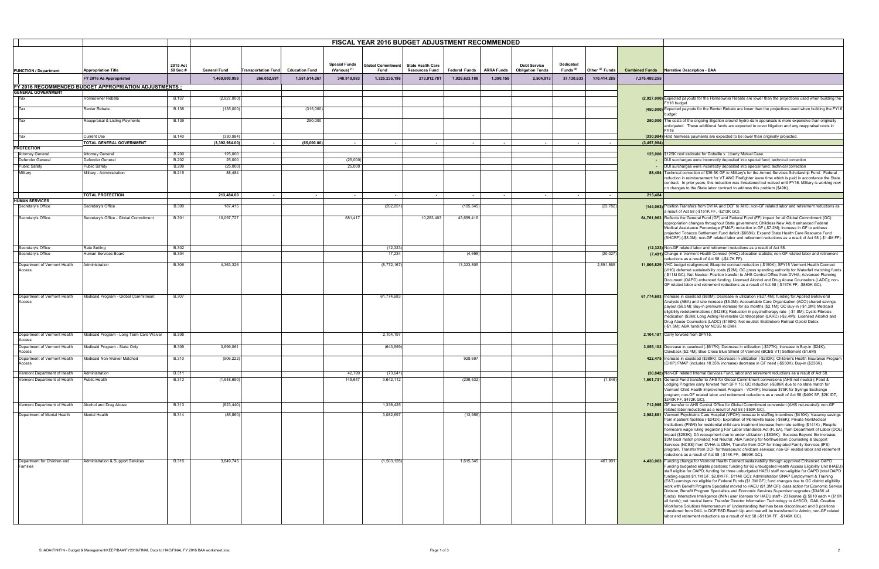# FISCAL YEAR 2016 BUDGET ADJUSTMENT RECOMMENDED

| FUNCTION / Department | Appropriation Title | 2015 Act 58 Sec # | General Fund | Transportation Fund | Education Fund | Special Funds (Various) [1] | Global Commitment Fund | State Health Care Resources Fund | Federal Funds | ARRA Funds | Debt Service Obligation Funds | Dedicated Funds [2] | Other [3] Funds | Combined Funds | Narrative Description - BAA |
|---|---|---|---|---|---|---|---|---|---|---|---|---|---|---|---|
| | FY 2016 As Appropriated | | 1,469,800,958 | 266,052,891 | 1,551,514,267 | 348,919,983 | 1,325,235,198 | 273,912,781 | 1,928,623,188 | 1,390,158 | 2,504,913 | 37,130,633 | 170,414,285 | 7,375,499,255 | |
| **FY 2016 RECOMMENDED BUDGET APPROPRIATION ADJUSTMENTS :** | | | | | | | | | | | | | | | |
| **GENERAL GOVERNMENT** | | | | | | | | | | | | | | | |
| Tax | Homeowner Rebate | B.137 | (2,927,000) | | | | | | | | | | | (2,927,000) | Expected payouts for the Homeowner Rebate are lower than the projections used when building the FY16 budget |
| Tax | Renter Rebate | B.138 | (135,000) | | (315,000) | | | | | | | | | (450,000) | Expected payouts for the Renter Rebate are lower than the projections used when building the FY16 budget |
| Tax | Reappraisal & Listing Payments | B.139 | | | 250,000 | | | | | | | | | 250,000 | The costs of the ongoing litigation around hydro-dam appraisals is more expensive than originally anticipated. These additional funds are expected to cover litigation and any reappraisal costs in FY16 |
| Tax | Current Use | B.140 | (330,984) | | | | | | | | | | | (330,984) | Hold harmless payments are expected to be lower than originally projected. |
| | TOTAL GENERAL GOVERNMENT | | (3,392,984.00) | - | (65,000.00) | - | - | - | - | - | - | - | - | (3,457,984) | |
| **PROTECTION** | | | | | | | | | | | | | | | |
| Attorney General | Attorney General | B.200 | 125,000 | | | | | | | | | | | 125,000 | $125K cost estimate for Gobeille v. Liberty Mutual Case. |
| Defender General | Defender General | B.202 | 25,000 | | | (25,000) | | | | | | | | - | DUI surcharges were incorrectly deposited into special fund; technical correction |
| Public Safety | Public Safety | B.209 | (25,000) | | | 25,000 | | | | | | | | - | DUI surcharges were incorrectly deposited into special fund; technical correction |
| Military | Military - Administration | B.215 | 88,484 | | | | | | | | | | | 88,484 | Technical correction of $39.5K GF to Military's for the Armed Services Scholarship Fund. Federal reduction in reimbursement for VT ANG Firefighter leave time which is paid in accordance the State contract. In prior years, this reduction was threatened but waived until FY16. Military is working now on changes to the State labor contract to address this problem ($49K). |
| | TOTAL PROTECTION | | 213,484.00 | - | - | - | - | - | - | - | - | - | - | 213,484 | |
| **HUMAN SERVICES** | | | | | | | | | | | | | | | |
| Secretary's Office | Secretary's Office | B.300 | 187,415 | | | | (202,051) | | (105,645) | | | | (23,782) | (144,063) | Position Transfers from DVHA and DCF to AHS; non-GF related labor and retirement reductions as a result of Act 58 (-$151K FF, -$213K GC). |
| Secretary's Office | Secretary's Office - Global Commitment | B.301 | 10,097,727 | | | 681,417 | | 10,283,403 | 43,699,416 | | | | | 64,761,963 | Reflects the General Fund (GF) and Federal Fund (FF) impact for all Global Commitment (GC) appropriation changes throughout State government; Childless New Adult enhanced Federal Medical Assistance Percentage (FMAP) reduction in GF (-$7.2M); Increase in GF to address projected Tobacco Settlement Fund deficit ($668K); Expend State Health Care Resource Fund (SHCRF) (-$8.3M); non-GF related labor and retirement reductions as a result of Act 58 (-$1.4M FF). |
| Secretary's Office | Rate Setting | B.302 | | | | | (12,323) | | | | | | | (12,323) | Non-GF related labor and retirement reductions as a result of Act 58. |
| Secretary's Office | Human Services Board | B.304 | | | | | 17,234 | | (4,698) | | | | (20,027) | (7,491) | Change in Vermont Health Connect (VHC) allocation statistic; non-GF related labor and retirement reductions as a result of Act 58 (-$4.7K FF). |
| Department of Vermont Health Access | Administration | B.306 | 4,363,326 | | | | (8,772,167) | | 13,323,805 | | | | 2,891,865 | 11,806,829 | VHC budget realignment; Blueprint contract reduction (-$150K); SFY15 Vermont Health Connect (VHC) deferred sustainability costs ($2M); GC gross spending authority for Waterfall matching funds (-$11M GC); Net Neutral: Position transfer to AHS Central Office from DVHA; Advanced Planning Document (OAPD) enhanced funding, Licensed Alcohol and Drug Abuse Counselors (LADC); non-GF related labor and retirement reductions as a result of Act 58 (-$157K FF, -$880K GC). |
| Department of Vermont Health Access | Medicaid Program - Global Commitment | B.307 | | | | | 61,774,683 | | | | | | | 61,774,683 | Increase in caseload ($80M); Decrease in utilization (-$27.4M); funding for Applied Behavioral Analysis (ABA) and rate increase ($5.3M); Accountable Care Organization (ACO) shared savings payout ($6.5M); Buy-in premium increase for six months ($2.1M); GC Buy-in (-$1.2M); Medicaid eligibility redeterminations (-$423K); Reduction in psychotherapy rate (-$1.8M); Cystic Fibrosis medication ($3M); Long Acting Reversible Contraception (LARC) (-$2.4M); Licensed Alcohol and Drug Abuse Counselors (LADC) ($160K); Net neutral: Brattleboro Retreat Opioid Detox (-$1.5M); ABA funding for NCSS to DMH. |
| Department of Vermont Health Access | Medicaid Program - Long Term Care Waiver | B.308 | | | | | 2,104,197 | | | | | | | 2,104,197 | Carry forward from SFY15. |
| Department of Vermont Health Access | Medicaid Program - State Only | B.309 | 3,699,061 | | | | (643,959) | | | | | | | 3,055,102 | Decrease in caseload (-$617K); Decrease in utilization (-$377K); Increase in Buy-in ($24K), Clawback ($2.4M); Blue Cross Blue Shield of Vermont (BCBS VT) Settlement ($1.6M) |
| Department of Vermont Health Access | Medicaid Non-Waiver Matched | B.310 | (506,222) | | | | | | 928,697 | | | | | 422,475 | Increase in caseload ($389K); Decrease in utilization (-$203K); Children's Health Insurance Program (CHIP) FMAP (includes 18.35% increase) decrease in GF need (-$550K); Buy-in ($236K). |
| Vermont Department of Health | Administration | B.311 | | | | 42,799 | (73,641) | | | | | | | (30,842) | Non-GF related Internal Services Fund, labor and retirement reductions as a result of Act 58. |
| Vermont Department of Health | Public Health | B.312 | (1,948,650) | | | 149,647 | 3,642,112 | | (239,532) | | | | (1,846) | 1,601,731 | General Fund transfer to AHS for Global Commitment conversions (AHS net neutral); Food & Lodging Program carry forward from SFY 15; GC reduction (-$386K due to no state match for Vermont Child Health Improvement Program - VCHIP); Increase for $75K for Syringe Exchange program; non-GF related labor and retirement reductions as a result of Act 58 ($40K SF, $2K IDT, $240K FF, $472K GC). |
| Vermont Department of Health | Alcohol and Drug Abuse | B.313 | (623,440) | | | | 1,336,425 | | | | | | | 712,985 | GF transfer to AHS Central Office for Global Commitment conversion (AHS net-neutral); non-GF related labor reductions as a result of Act 58 (-$50K GC). |
| Department of Mental Health | Mental Health | B.314 | (85,860) | | | | 3,082,697 | | (13,956) | | | | | 2,982,881 | Vermont Psychiatric Care Hospital (VPCH) increase in staffing incentives ($410K); Vacancy savings from inpatient facilities (-$242K); Expiration of Morrisville lease (-$86K); Private NonMedical Institutions (PNMI) for residential child care treatment increase from rate setting ($141K) ; Respite homecare wage ruling (regarding Fair Labor Standards Act (FLSA), from Department of Labor (DOL) impact ($253K); DA recoupment due to under utilization (-$836K); Success Beyond Six increase, $3M local match provided; Net Neutral: ABA funding for Northwestern Counseling & Support Services (NCSS) from DVHA to DMH; Transfer from DCF for Integrated Family Services (IFS) program, Transfer from DCF for therapeutic childcare services; non-GF related labor and retirement reductions as a result of Act 58 (-$14K FF, -$690K GC). |
| Department for Children and Families | Administration & Support Services | B.316 | 3,849,745 | | | | (1,503,128) | | 1,615,545 | | | | 467,901 | 4,430,063 | Funding change for Vermont Health Connect sustainability through approved Enhanced OAPD Funding budgeted eligible positions; funding for 62 unbudgeted Health Access Eligibility Unit (HAEU) staff eligible for OAPD; funding for three unbudgeted HAEU staff non-eligible for OAPD (total OAPD funding equals $1.1M GF, $2.8M FF, $114K GC); Administration SNAP Employment & Training (E&T) earnings not eligible for Federal Funds ($1.3M GF); fund changes due to GC district eligibility work with Benefit Program Specialist moved to HAEU ($1.3M GF); class action for Economic Service Division, Benefit Program Specialists and Economic Services Supervisor upgrades ($345K all funds); Interactive Intelligence (ININ) user licenses for HAEU staff - 23 license @ $810 each = ($18K all funds); net neutral items: Transfer Director Information Technology to AHSCO; DAIL Creative Workforce Solutions Memorandum of Understanding that has been discontinued and 8 positions transferred from DAIL to DCF/ESD Reach Up and now will be transferred to Admin; non-GF related labor and retirement reductions as a result of Act 58 (-$113K FF, -$146K GC). |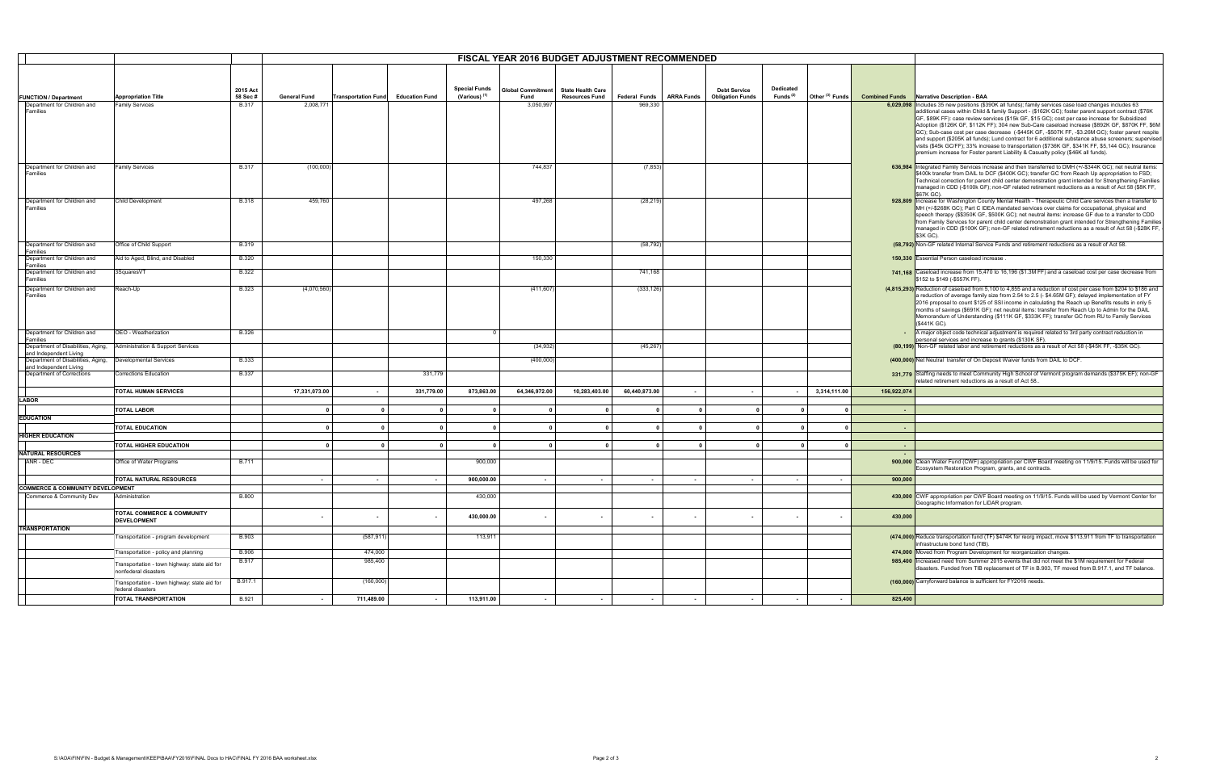# FISCAL YEAR 2016 BUDGET ADJUSTMENT RECOMMENDED

| FUNCTION / Department | Appropriation Title | 2015 Act 58 Sec # | General Fund | Transportation Fund | Education Fund | Special Funds (Various) [1] | Global Commitment Fund | State Health Care Resources Fund | Federal Funds | ARRA Funds | Debt Service Obligation Funds | Dedicated Funds [2] | Other [3] Funds | Combined Funds | Narrative Description - BAA |
|---|---|---|---|---|---|---|---|---|---|---|---|---|---|---|---|
| Department for Children and Families | Family Services | B.317 | 2,008,771 | | | | 3,050,997 | | 969,330 | | | | | 6,029,098 | Includes 35 new positions ($390K all funds); family services case load changes includes 63 additional cases within Child & family Support - ($162K GC); foster parent support contract ($76K GF, $89K FF); case review services ($15k GF, $15 GC); cost per case increase for Subsidized Adoption ($126K GF, $112K FF); 304 new Sub-Care caseload increase ($892K GF, $870K FF, $6M GC); Sub-case cost per case decrease (-$445K GF, -$507K FF, -$3.26M GC); foster parent respite and support ($205K all funds); Lund contract for 6 additional substance abuse screeners; supervised visits ($45k GC/FF); 33% increase to transportation ($736K GF, $341K FF, $5,144 GC); Insurance premium increase for Foster parent Liability & Casualty policy ($46K all funds). |
| Department for Children and Families | Family Services | B.317 | (100,000) | | | | 744,837 | | (7,853) | | | | | 636,984 | Integrated Family Services increase and then transferred to DMH (+/-$344K GC); net neutral items: $400k transfer from DAIL to DCF ($400K GC); transfer GC from Reach Up appropriation to FSD; Technical correction for parent child center demonstration grant intended for Strengthening Families managed in CDD (-$100k GF); non-GF related retirement reductions as a result of Act 58 ($8K FF, $67K GC). |
| Department for Children and Families | Child Development | B.318 | 459,760 | | | | 497,268 | | (28,219) | | | | | 928,809 | Increase for Washington County Mental Health - Therapeutic Child Care services then a transfer to MH (+/-$268K GC); Part C IDEA mandated services over claims for occupational, physical and speech therapy ($$350K GF, $500K GC); net neutral items: increase GF due to a transfer to CDD from Family Services for parent child center demonstration grant intended for Strengthening Families managed in CDD ($100K GF); non-GF related retirement reductions as a result of Act 58 (-$28K FF, $3K GC). |
| Department for Children and Families | Office of Child Support | B.319 | | | | | | | (58,792) | | | | | (58,792) | Non-GF related Internal Service Funds and retirement reductions as a result of Act 58. |
| Department for Children and Families | Aid to Aged, Blind, and Disabled | B.320 | | | | | 150,330 | | | | | | | 150,330 | Essential Person caseload increase . |
| Department for Children and Families | 3SquaresVT | B.322 | | | | | | | 741,168 | | | | | 741,168 | Caseload increase from 15,470 to 16,196 ($1.3M FF) and a caseload cost per case decrease from $152 to $149 (-$557K FF). |
| Department for Children and Families | Reach-Up | B.323 | (4,070,560) | | | | (411,607) | | (333,126) | | | | | (4,815,293) | Reduction of caseload from 5,100 to 4,855 and a reduction of cost per case from $204 to $186 and a reduction of average family size from 2.54 to 2.5 (- $4.65M GF); delayed implementation of FY 2016 proposal to count $125 of SSI income in calculating the Reach up Benefits results in only 5 months of savings ($691K GF); net neutral items: transfer from Reach Up to Admin for the DAIL Memorandum of Understanding ($111K GF, $333K FF); transfer GC from RU to Family Services ($441K GC). |
| Department for Children and Families | OEO - Weatherization | B.326 | | | | 0 | | | | | | | | - | A major object code technical adjustment is required related to 3rd party contract reduction in personal services and increase to grants ($130K SF). |
| Department of Disabilities, Aging, and Independent Living | Administration & Support Services | | | | | | (34,932) | | (45,267) | | | | | (80,199) | Non-GF related labor and retirement reductions as a result of Act 58 (-$45K FF, -$35K GC). |
| Department of Disabilities, Aging, and Independent Living | Developmental Services | B.333 | | | | | (400,000) | | | | | | | (400,000) | Net Neutral transfer of On Deposit Waiver funds from DAIL to DCF. |
| Department of Corrections | Corrections Education | B.337 | | | 331,779 | | | | | | | | | 331,779 | Staffing needs to meet Community High School of Vermont program demands ($375K EF); non-GF related retirement reductions as a result of Act 58. |
| | TOTAL HUMAN SERVICES | | 17,331,073.00 | - | 331,779.00 | 873,863.00 | 64,346,972.00 | 10,283,403.00 | 60,440,873.00 | - | - | - | 3,314,111.00 | 156,922,074 | |
| **LABOR** | | | | | | | | | | | | | | | |
| | TOTAL LABOR | | 0 | 0 | 0 | 0 | 0 | 0 | 0 | 0 | 0 | 0 | 0 | - | |
| **EDUCATION** | | | | | | | | | | | | | | | |
| | TOTAL EDUCATION | | 0 | 0 | 0 | 0 | 0 | 0 | 0 | 0 | 0 | 0 | 0 | - | |
| **HIGHER EDUCATION** | | | | | | | | | | | | | | | |
| | TOTAL HIGHER EDUCATION | | 0 | 0 | 0 | 0 | 0 | 0 | 0 | 0 | 0 | 0 | 0 | - | |
| **NATURAL RESOURCES** | | | | | | | | | | | | | | - | |
| ANR - DEC | Office of Water Programs | B.711 | | | | 900,000 | | | | | | | | 900,000 | Clean Water Fund (CWF) appropriation per CWF Board meeting on 11/9/15. Funds will be used for Ecosystem Restoration Program, grants, and contracts. |
| | TOTAL NATURAL RESOURCES | | - | - | - | 900,000.00 | - | - | - | - | - | - | - | 900,000 | |
| **COMMERCE & COMMUNITY DEVELOPMENT** | | | | | | | | | | | | | | | |
| Commerce & Community Dev | Administration | B.800 | | | | 430,000 | | | | | | | | 430,000 | CWF appropriation per CWF Board meeting on 11/9/15. Funds will be used by Vermont Center for Geographic Information for LIDAR program. |
| | TOTAL COMMERCE & COMMUNITY DEVELOPMENT | | - | - | - | 430,000.00 | - | - | - | - | - | - | - | 430,000 | |
| **TRANSPORTATION** | | | | | | | | | | | | | | | |
| | Transportation - program development | B.903 | | (587,911) | | 113,911 | | | | | | | | (474,000) | Reduce transportation fund (TF) $474K for reorg impact, move $113,911 from TF to transportation infrastructure bond fund (TIB). |
| | Transportation - policy and planning | B.906 | | 474,000 | | | | | | | | | | 474,000 | Moved from Program Development for reorganization changes. |
| | Transportation - town highway: state aid for nonfederal disasters | B.917 | | 985,400 | | | | | | | | | | 985,400 | Increased need from Summer 2015 events that did not meet the $1M requirement for Federal disasters. Funded from TIB replacement of TF in B.903, TF moved from B.917.1, and TF balance. |
| | Transportation - town highway: state aid for federal disasters | B.917.1 | | (160,000) | | | | | | | | | | (160,000) | Carryforward balance is sufficient for FY2016 needs. |
| | TOTAL TRANSPORTATION | B.921 | - | 711,489.00 | - | 113,911.00 | - | - | - | - | - | - | - | 825,400 | |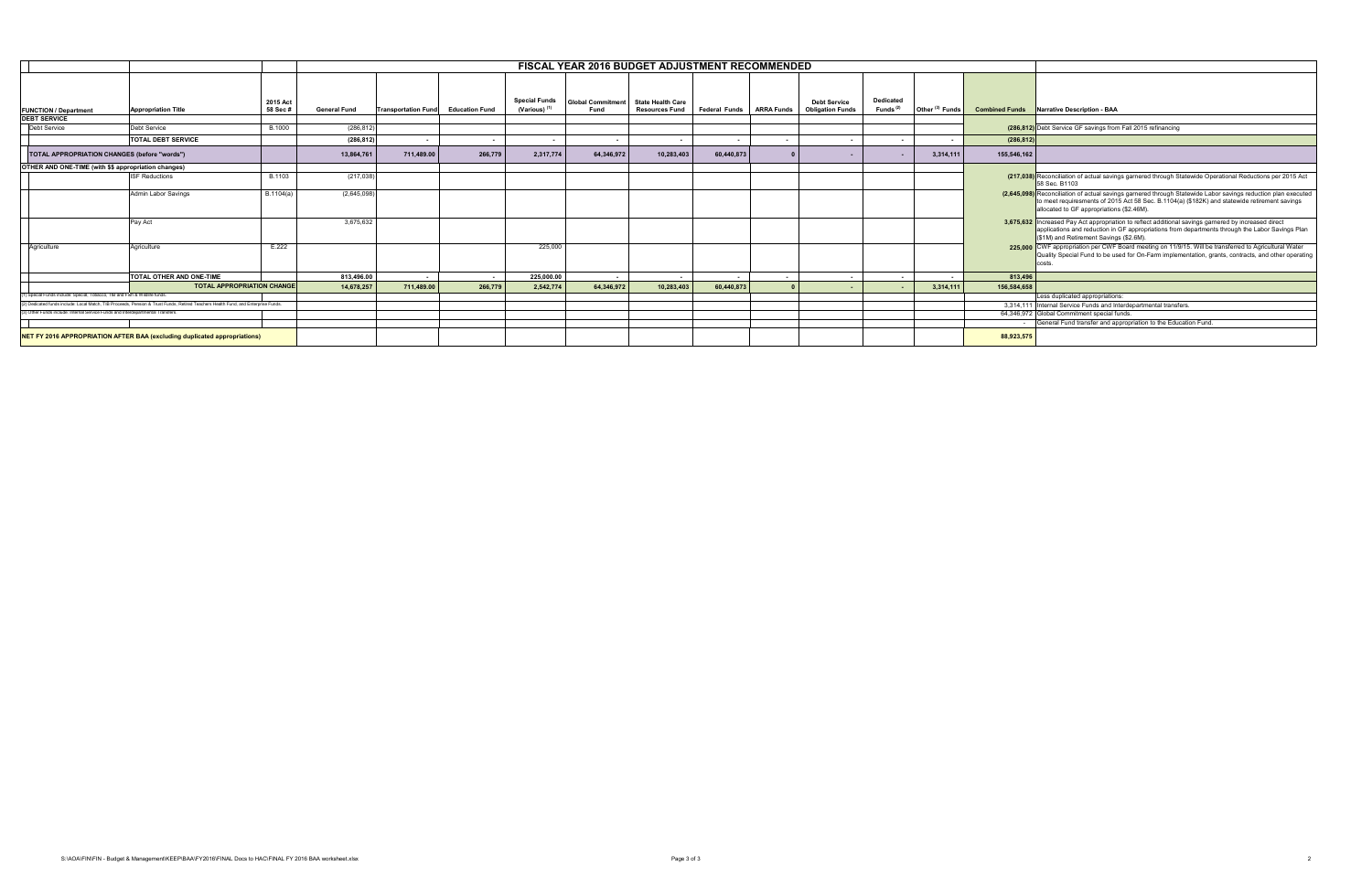| | | | FISCAL YEAR 2016 BUDGET ADJUSTMENT RECOMMENDED | | | | | | | | | | | | |
|---|---|---|---|---|---|---|---|---|---|---|---|---|---|---|---|
| FUNCTION / Department | Appropriation Title | 2015 Act 58 Sec # | General Fund | Transportation Fund | Education Fund | Special Funds (Various) [1] | Global Commitment Fund | State Health Care Resources Fund | Federal Funds | ARRA Funds | Debt Service Obligation Funds | Dedicated Funds [2] | Other [3] Funds | Combined Funds | Narrative Description - BAA |
| **DEBT SERVICE** | | | | | | | | | | | | | | | |
| Debt Service | Debt Service | B.1000 | (286,812) | | | | | | | | | | | (286,812) | Debt Service GF savings from Fall 2015 refinancing |
| | **TOTAL DEBT SERVICE** | | (286,812) | - | - | - | - | - | - | - | - | - | - | (286,812) | |
| **TOTAL APPROPRIATION CHANGES (before "words")** | | | 13,864,761 | 711,489.00 | 266,779 | 2,317,774 | 64,346,972 | 10,283,403 | 60,440,873 | 0 | - | - | 3,314,111 | 155,546,162 | |
| **OTHER AND ONE-TIME (with $$ appropriation changes)** | | | | | | | | | | | | | | | |
| | ISF Reductions | B.1103 | (217,038) | | | | | | | | | | | (217,038) | Reconciliation of actual savings garnered through Statewide Operational Reductions per 2015 Act 58 Sec. B1103 |
| | Admin Labor Savings | B.1104(a) | (2,645,098) | | | | | | | | | | | (2,645,098) | Reconciliation of actual savings garnered through Statewide Labor savings reduction plan executed to meet requirements of 2015 Act 58 Sec. B.1104(a) ($182K) and statewide retirement savings allocated to GF appropriations ($2.46M). |
| | Pay Act | | 3,675,632 | | | | | | | | | | | 3,675,632 | Increased Pay Act appropriation to reflect additional savings garnered by increased direct applications and reduction in GF appropriations from departments through the Labor Savings Plan ($1M) and Retirement Savings ($2.6M). |
| Agriculture | Agriculture | E.222 | | | | 225,000 | | | | | | | | 225,000 | CWF appropriation per CWF Board meeting on 11/9/15. Will be transferred to Agricultural Water Quality Special Fund to be used for On-Farm implementation, grants, contracts, and other operating costs. |
| | **TOTAL OTHER AND ONE-TIME** | | 813,496.00 | - | - | 225,000.00 | - | - | - | - | - | - | - | 813,496 | |
| | **TOTAL APPROPRIATION CHANGE** | | 14,678,257 | 711,489.00 | 266,779 | 2,542,774 | 64,346,972 | 10,283,403 | 60,440,873 | 0 | - | - | 3,314,111 | 156,584,658 | |
| | | | | | | | | | | | | | | | Less duplicated appropriations: |
| | | | | | | | | | | | | | | 3,314,111 | Internal Service Funds and Interdepartmental transfers. |
| | | | | | | | | | | | | | | 64,346,972 | Global Commitment special funds. |
| | | | | | | | | | | | | | | - | General Fund transfer and appropriation to the Education Fund. |
| **NET FY 2016 APPROPRIATION AFTER BAA (excluding duplicated appropriations)** | | | | | | | | | | | | | | 88,923,575 | |

(1) Special Funds include: Special, Tobacco, TIF and Fish & Wildlife funds.

(2) Dedicated funds include: Local Match, TIB Proceeds, Pension & Trust Funds, Retired Teachers Health Fund, and Enterprise Funds.

(3) Other Funds include: Internal Service Funds and Interdepartmental Transfers.

S:\AOA\FIN\FIN - Budget & Management\KEEP\BAA\FY2016\FINAL Docs to HAC\FINAL FY 2016 BAA worksheet.xlsx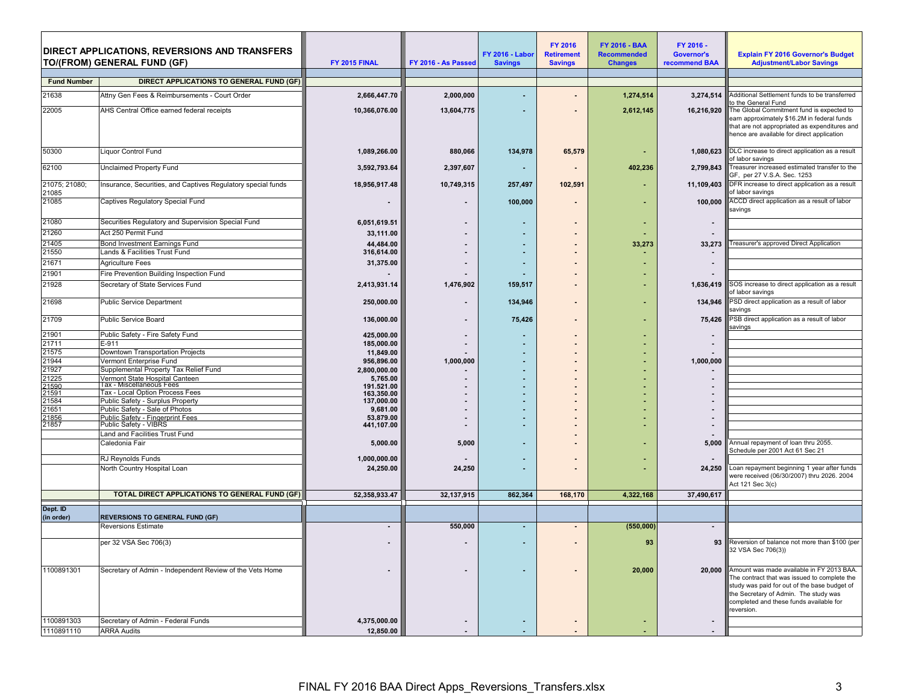| Fund Number | DIRECT APPLICATIONS, REVERSIONS AND TRANSFERS TO/(FROM) GENERAL FUND (GF) | FY 2015 FINAL | FY 2016 - As Passed | FY 2016 - Labor Savings | FY 2016 Retirement Savings | FY 2016 - BAA Recommended Changes | FY 2016 - Governor's recommend BAA | Explain FY 2016 Governor's Budget Adjustment/Labor Savings |
|---|---|---|---|---|---|---|---|---|
| | **DIRECT APPLICATIONS TO GENERAL FUND (GF)** | | | | | | | |
| 21638 | Attny Gen Fees & Reimbursements - Court Order | 2,666,447.70 | 2,000,000 | - | - | 1,274,514 | 3,274,514 | Additional Settlement funds to be transferred to the General Fund |
| 22005 | AHS Central Office earned federal receipts | 10,366,076.00 | 13,604,775 | - | - | 2,612,145 | 16,216,920 | The Global Commitment fund is expected to earn approximately $16.2M in federal funds that are not appropriated as expenditures and hence are available for direct application |
| 50300 | Liquor Control Fund | 1,089,266.00 | 880,066 | 134,978 | 65,579 | - | 1,080,623 | DLC increase to direct application as a result of labor savings |
| 62100 | Unclaimed Property Fund | 3,592,793.64 | 2,397,607 | - | - | 402,236 | 2,799,843 | Treasurer increased estimated transfer to the GF, per 27 V.S.A. Sec. 1253 |
| 21075; 21080; 21085 | Insurance, Securities, and Captives Regulatory special funds | 18,956,917.48 | 10,749,315 | 257,497 | 102,591 | - | 11,109,403 | DFR increase to direct application as a result of labor savings |
| 21085 | Captives Regulatory Special Fund | - | - | 100,000 | - | - | 100,000 | ACCD direct application as a result of labor savings |
| 21080 | Securities Regulatory and Supervision Special Fund | 6,051,619.51 | - | - | - | - | - | |
| 21260 | Act 250 Permit Fund | 33,111.00 | - | - | - | - | - | |
| 21405 | Bond Investment Earnings Fund | 44,484.00 | - | - | - | 33,273 | 33,273 | Treasurer's approved Direct Application |
| 21550 | Lands & Facilities Trust Fund | 316,614.00 | - | - | - | - | - | |
| 21671 | Agriculture Fees | 31,375.00 | - | - | - | - | - | |
| 21901 | Fire Prevention Building Inspection Fund | - | - | - | - | - | - | |
| 21928 | Secretary of State Services Fund | 2,413,931.14 | 1,476,902 | 159,517 | - | - | 1,636,419 | SOS increase to direct application as a result of labor savings |
| 21698 | Public Service Department | 250,000.00 | - | 134,946 | - | - | 134,946 | PSD direct application as a result of labor savings |
| 21709 | Public Service Board | 136,000.00 | - | 75,426 | - | - | 75,426 | PSB direct application as a result of labor savings |
| 21901 | Public Safety - Fire Safety Fund | 425,000.00 | - | - | - | - | - | |
| 21711 | E-911 | 185,000.00 | - | - | - | - | - | |
| 21575 | Downtown Transportation Projects | 11,849.00 | - | - | - | - | - | |
| 21944 | Vermont Enterprise Fund | 956,896.00 | 1,000,000 | - | - | - | 1,000,000 | |
| 21927 | Supplemental Property Tax Relief Fund | 2,800,000.00 | - | - | - | - | - | |
| 21225 | Vermont State Hospital Canteen | 5,765.00 | - | - | - | - | - | |
| 21590 | Tax - Miscellaneous Fees | 191,521.00 | - | - | - | - | - | |
| 21591 | Tax - Local Option Process Fees | 163,350.00 | - | - | - | - | - | |
| 21584 | Public Safety - Surplus Property | 137,000.00 | - | - | - | - | - | |
| 21651 | Public Safety - Sale of Photos | 9,681.00 | - | - | - | - | - | |
| 21856 | Public Safety - Fingerprint Fees | 53,879.00 | - | - | - | - | - | |
| 21857 | Public Safety - VIBRS | 441,107.00 | - | - | - | - | - | |
| | Land and Facilities Trust Fund | | | | - | | - | |
| | Caledonia Fair | 5,000.00 | 5,000 | - | - | - | 5,000 | Annual repayment of loan thru 2055. Schedule per 2001 Act 61 Sec 21 |
| | RJ Reynolds Funds | 1,000,000.00 | - | - | - | - | - | |
| | North Country Hospital Loan | 24,250.00 | 24,250 | - | - | - | 24,250 | Loan repayment beginning 1 year after funds were received (06/30/2007) thru 2026. 2004 Act 121 Sec 3(c) |
| | **TOTAL DIRECT APPLICATIONS TO GENERAL FUND (GF)** | 52,358,933.47 | 32,137,915 | 862,364 | 168,170 | 4,322,168 | 37,490,617 | |
| **Dept. ID (in order)** | **REVERSIONS TO GENERAL FUND (GF)** | | | | | | | |
| | Reversions Estimate | - | 550,000 | - | - | (550,000) | - | |
| | per 32 VSA Sec 706(3) | - | - | - | - | 93 | 93 | Reversion of balance not more than $100 (per 32 VSA Sec 706(3)) |
| 1100891301 | Secretary of Admin - Independent Review of the Vets Home | - | - | - | - | 20,000 | 20,000 | Amount was made available in FY 2013 BAA. The contract that was issued to complete the study was paid for out of the base budget of the Secretary of Admin. The study was completed and these funds available for reversion. |
| 1100891303 | Secretary of Admin - Federal Funds | 4,375,000.00 | - | - | - | - | - | |
| 1110891110 | ARRA Audits | 12,850.00 | - | - | - | - | - | |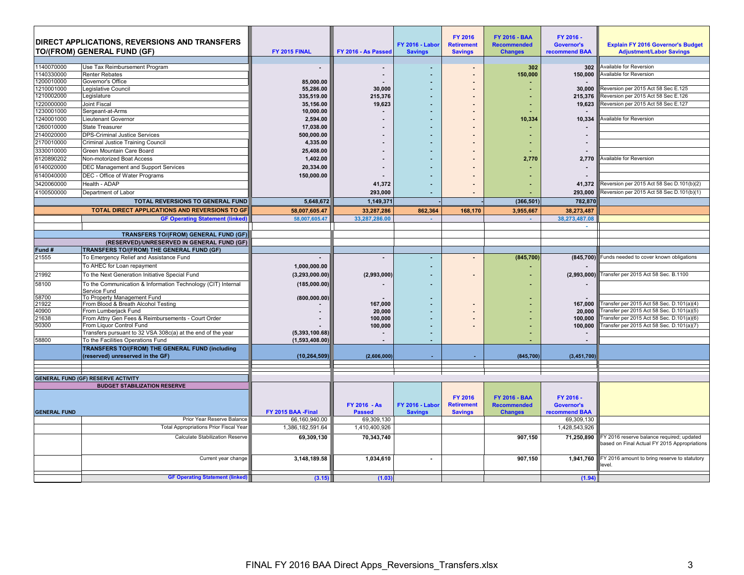| DIRECT APPLICATIONS, REVERSIONS AND TRANSFERS TO/(FROM) GENERAL FUND (GF) | | FY 2015 FINAL | FY 2016 - As Passed | FY 2016 - Labor Savings | FY 2016 Retirement Savings | FY 2016 - BAA Recommended Changes | FY 2016 - Governor's recommend BAA | Explain FY 2016 Governor's Budget Adjustment/Labor Savings |
|---|---|---|---|---|---|---|---|---|
| 1140070000 | Use Tax Reimbursement Program | - | - | - | - | 302 | 302 | Available for Reversion |
| 1140330000 | Renter Rebates | | - | - | - | 150,000 | 150,000 | Available for Reversion |
| 1200010000 | Governor's Office | 85,000.00 | - | - | - | - | - | |
| 1210001000 | Legislative Council | 55,286.00 | 30,000 | - | - | - | 30,000 | Reversion per 2015 Act 58 Sec E.125 |
| 1210002000 | Legislature | 335,519.00 | 215,376 | - | - | - | 215,376 | Reversion per 2015 Act 58 Sec E.126 |
| 1220000000 | Joint Fiscal | 35,156.00 | 19,623 | - | - | - | 19,623 | Reversion per 2015 Act 58 Sec E.127 |
| 1230001000 | Sergeant-at-Arms | 10,000.00 | - | - | - | - | - | |
| 1240001000 | Lieutenant Governor | 2,594.00 | - | - | - | 10,334 | 10,334 | Available for Reversion |
| 1260010000 | State Treasurer | 17,038.00 | - | - | - | - | - | |
| 2140020000 | DPS-Criminal Justice Services | 500,000.00 | - | - | - | - | - | |
| 2170010000 | Criminal Justice Training Council | 4,335.00 | - | - | - | - | - | |
| 3330010000 | Green Mountain Care Board | 25,408.00 | - | - | - | - | - | |
| 6120890202 | Non-motorized Boat Access | 1,402.00 | - | - | - | 2,770 | 2,770 | Available for Reversion |
| 6140020000 | DEC Management and Support Services | 20,334.00 | - | - | - | - | - | |
| 6140040000 | DEC - Office of Water Programs | 150,000.00 | - | - | - | - | - | |
| 3420060000 | Health - ADAP | | 41,372 | - | - | - | 41,372 | Reversion per 2015 Act 58 Sec D.101(b)(2) |
| 4100500000 | Department of Labor | | 293,000 | - | - | - | 293,000 | Reversion per 2015 Act 58 Sec D.101(b)(1) |
| | **TOTAL REVERSIONS TO GENERAL FUND** | **5,648,672** | **1,149,371** | **-** | **-** | **(366,501)** | **782,870** | |
| | **TOTAL DIRECT APPLICATIONS AND REVERSIONS TO GF** | **58,007,605.47** | **33,287,286** | **862,364** | **168,170** | **3,955,667** | **38,273,487** | |
| | **GF Operating Statement (linked)** | 58,007,605.47 | 33,287,286.00 | - | | - | 38,273,487.08 | |
| | | | | | | | - | |
| | **TRANSFERS TO/(FROM) GENERAL FUND (GF)** | | | | | | | |
| | **(RESERVED)/UNRESERVED IN GENERAL FUND (GF)** | | | | | | | |
| **Fund #** | **TRANSFERS TO/(FROM) THE GENERAL FUND (GF)** | | | | | | | |
| 21555 | To Emergency Relief and Assistance Fund | - | - | - | - | (845,700) | (845,700) | Funds needed to cover known obligations |
| | To AHEC for Loan repayment | 1,000,000.00 | | - | | - | - | |
| 21992 | To the Next Generation Initiative Special Fund | (3,293,000.00) | (2,993,000) | - | - | - | (2,993,000) | Transfer per 2015 Act 58 Sec. B.1100 |
| 58100 | To the Communication & Information Technology (CIT) Internal Service Fund | (185,000.00) | - | - | | - | - | |
| 58700 | To Property Management Fund | (800,000.00) | | - | | - | - | |
| 21922 | From Blood & Breath Alcohol Testing | - | 167,000 | - | - | - | 167,000 | Transfer per 2015 Act 58 Sec. D.101(a)(4) |
| 40900 | From Lumberjack Fund | - | 20,000 | - | - | - | 20,000 | Transfer per 2015 Act 58 Sec. D.101(a)(5) |
| 21638 | From Attny Gen Fees & Reimbursements - Court Order | - | 100,000 | - | - | - | 100,000 | Transfer per 2015 Act 58 Sec. D.101(a)(6) |
| 50300 | From Liquor Control Fund | - | 100,000 | - | - | - | 100,000 | Transfer per 2015 Act 58 Sec. D.101(a)(7) |
| | Transfers pursuant to 32 VSA 308c(a) at the end of the year | (5,393,100.68) | - | - | | - | - | |
| 58800 | To the Facilities Operations Fund | (1,593,408.00) | - | - | | - | - | |
| | **TRANSFERS TO/(FROM) THE GENERAL FUND (including (reserved) unreserved in the GF)** | **(10,264,509)** | **(2,606,000)** | **-** | **-** | **(845,700)** | **(3,451,700)** | |
| | | | | | | | | |
| **GENERAL FUND (GF) RESERVE ACTIVITY** | | | | | | | | |
| | **BUDGET STABILIZATION RESERVE** | | | | | | | |
| **GENERAL FUND** | | **FY 2015 BAA -Final** | **FY 2016 - As Passed** | **FY 2016 - Labor Savings** | **FY 2016 Retirement Savings** | **FY 2016 - BAA Recommended Changes** | **FY 2016 - Governor's recommend BAA** | |
| | Prior Year Reserve Balance | 66,160,940.00 | 69,309,130 | | | | 69,309,130 | |
| | Total Appropriations Prior Fiscal Year | 1,386,182,591.64 | 1,410,400,926 | | | | 1,428,543,926 | |
| | Calculate Stabilization Reserve | **69,309,130** | **70,343,740** | | | **907,150** | **71,250,890** | FY 2016 reserve balance required; updated based on Final Actual FY 2015 Appropriations |
| | Current year change | **3,148,189.58** | **1,034,610** | **-** | | **907,150** | **1,941,760** | FY 2016 amount to bring reserve to statutory level. |
| | **GF Operating Statement (linked)** | (3.15) | (1.03) | | | | (1.94) | |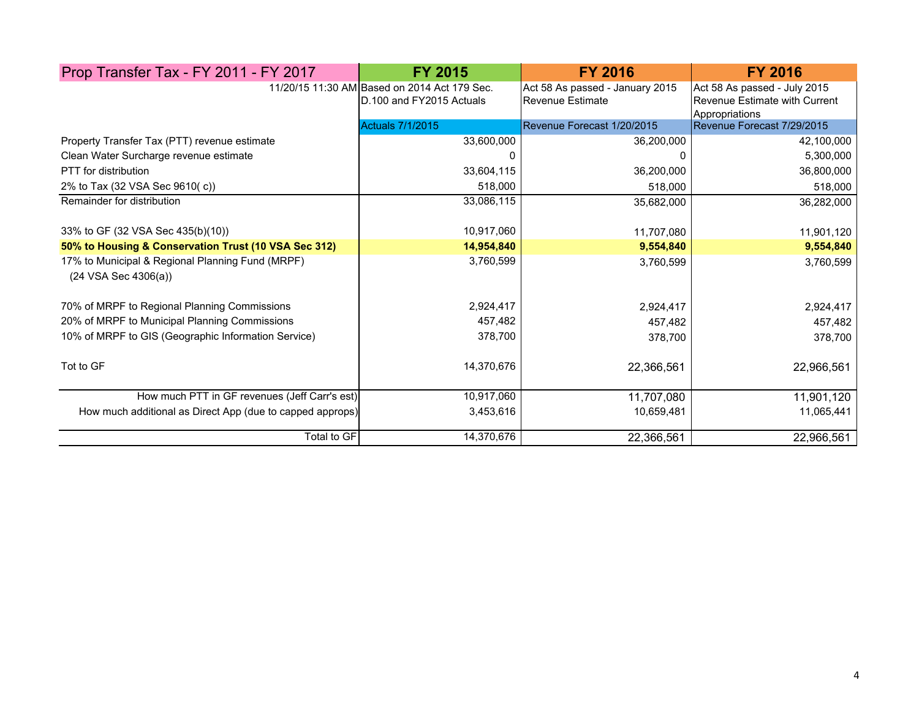| Prop Transfer Tax - FY 2011 - FY 2017 | FY 2015 | FY 2016 | FY 2016 |
|---|---|---|---|
| 11/20/15 11:30 AM | Based on 2014 Act 179 Sec. D.100 and FY2015 Actuals | Act 58 As passed - January 2015 Revenue Estimate | Act 58 As passed - July 2015 Revenue Estimate with Current Appropriations |
| | Actuals 7/1/2015 | Revenue Forecast 1/20/2015 | Revenue Forecast 7/29/2015 |
| Property Transfer Tax (PTT) revenue estimate | 33,600,000 | 36,200,000 | 42,100,000 |
| Clean Water Surcharge revenue estimate | 0 | 0 | 5,300,000 |
| PTT for distribution | 33,604,115 | 36,200,000 | 36,800,000 |
| 2% to Tax (32 VSA Sec 9610( c)) | 518,000 | 518,000 | 518,000 |
| Remainder for distribution | 33,086,115 | 35,682,000 | 36,282,000 |
| 33% to GF (32 VSA Sec 435(b)(10)) | 10,917,060 | 11,707,080 | 11,901,120 |
| **50% to Housing & Conservation Trust (10 VSA Sec 312)** | **14,954,840** | **9,554,840** | **9,554,840** |
| 17% to Municipal & Regional Planning Fund (MRPF) (24 VSA Sec 4306(a)) | 3,760,599 | 3,760,599 | 3,760,599 |
| 70% of MRPF to Regional Planning Commissions | 2,924,417 | 2,924,417 | 2,924,417 |
| 20% of MRPF to Municipal Planning Commissions | 457,482 | 457,482 | 457,482 |
| 10% of MRPF to GIS (Geographic Information Service) | 378,700 | 378,700 | 378,700 |
| Tot to GF | 14,370,676 | 22,366,561 | 22,966,561 |
| How much PTT in GF revenues (Jeff Carr's est) | 10,917,060 | 11,707,080 | 11,901,120 |
| How much additional as Direct App (due to capped approps) | 3,453,616 | 10,659,481 | 11,065,441 |
| Total to GF | 14,370,676 | 22,366,561 | 22,966,561 |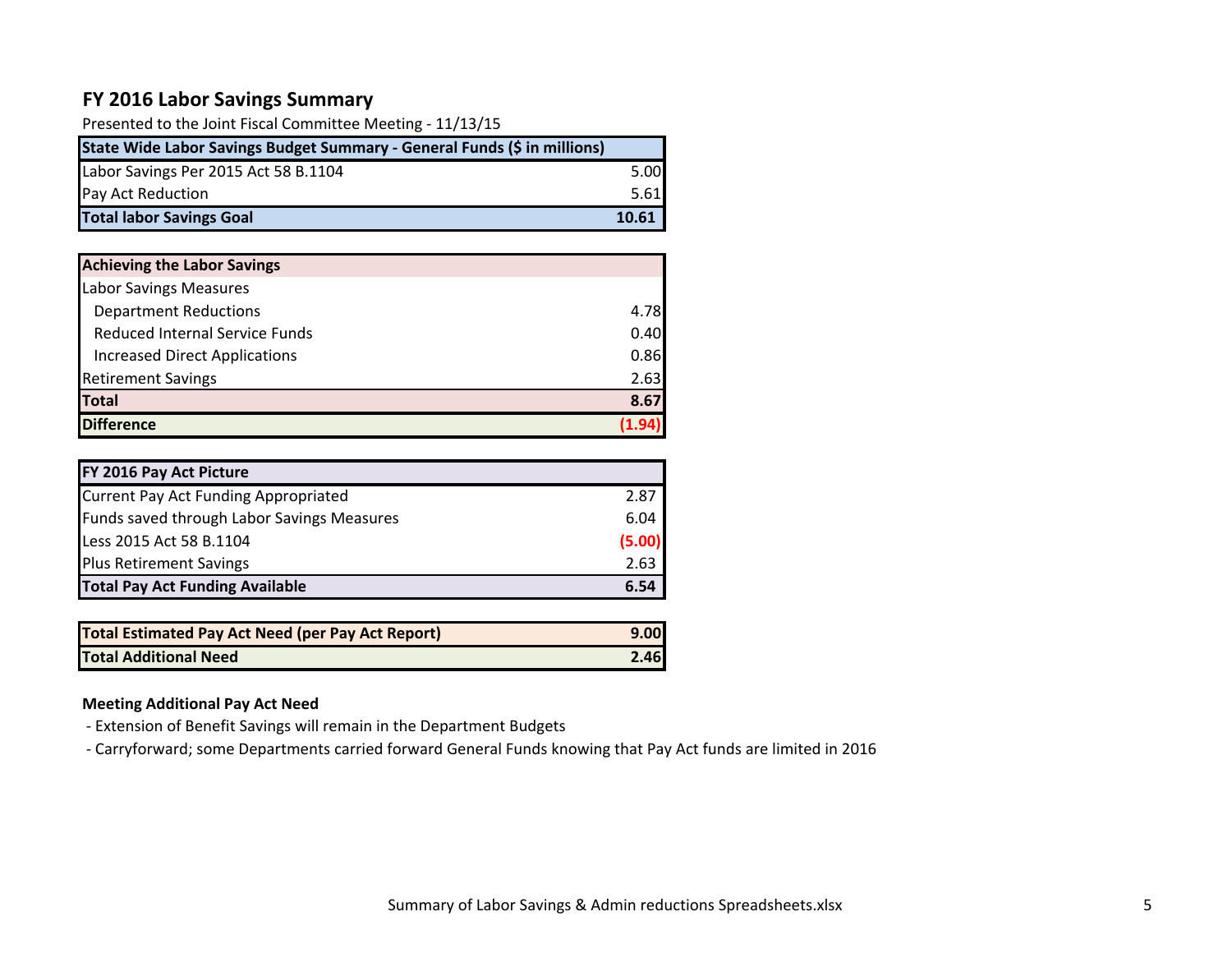## FY 2016 Labor Savings Summary

Presented to the Joint Fiscal Committee Meeting - 11/13/15

| State Wide Labor Savings Budget Summary - General Funds ($ in millions) | |
|---|---|
| Labor Savings Per 2015 Act 58 B.1104 | 5.00 |
| Pay Act Reduction | 5.61 |
| **Total labor Savings Goal** | **10.61** |

| Achieving the Labor Savings | |
|---|---|
| Labor Savings Measures | |
| Department Reductions | 4.78 |
| Reduced Internal Service Funds | 0.40 |
| Increased Direct Applications | 0.86 |
| Retirement Savings | 2.63 |
| **Total** | **8.67** |
| **Difference** | **(1.94)** |

| FY 2016 Pay Act Picture | |
|---|---|
| Current Pay Act Funding Appropriated | 2.87 |
| Funds saved through Labor Savings Measures | 6.04 |
| Less 2015 Act 58 B.1104 | (5.00) |
| Plus Retirement Savings | 2.63 |
| **Total Pay Act Funding Available** | **6.54** |

| Total Estimated Pay Act Need (per Pay Act Report) | 9.00 |
|---|---|
| **Total Additional Need** | **2.46** |

**Meeting Additional Pay Act Need**

- Extension of Benefit Savings will remain in the Department Budgets
- Carryforward; some Departments carried forward General Funds knowing that Pay Act funds are limited in 2016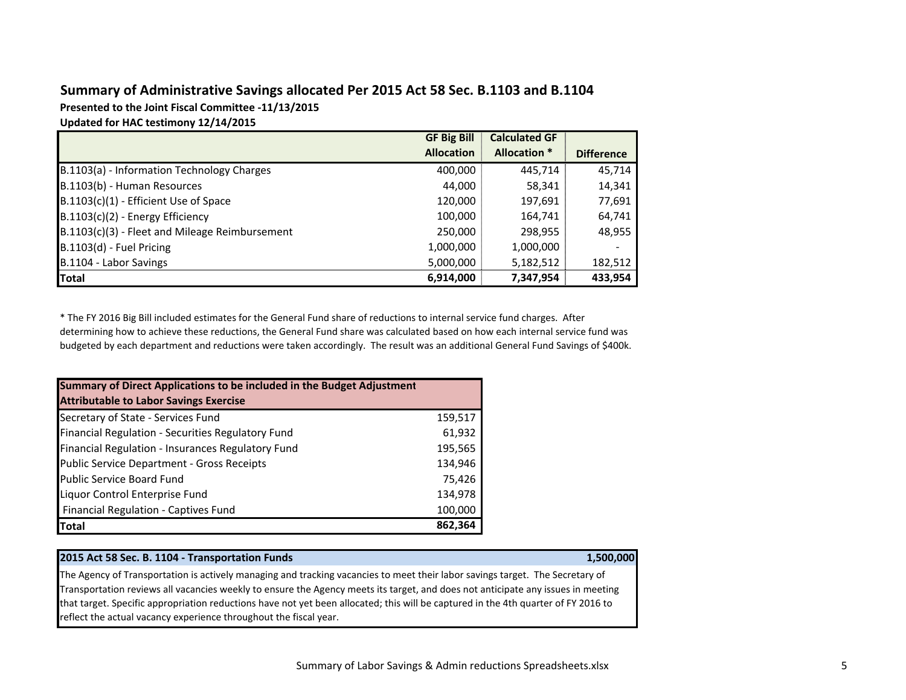## Summary of Administrative Savings allocated Per 2015 Act 58 Sec. B.1103 and B.1104

**Presented to the Joint Fiscal Committee -11/13/2015**

**Updated for HAC testimony 12/14/2015**

| | GF Big Bill Allocation | Calculated GF Allocation * | Difference |
|---|---|---|---|
| B.1103(a) - Information Technology Charges | 400,000 | 445,714 | 45,714 |
| B.1103(b) - Human Resources | 44,000 | 58,341 | 14,341 |
| B.1103(c)(1) - Efficient Use of Space | 120,000 | 197,691 | 77,691 |
| B.1103(c)(2) - Energy Efficiency | 100,000 | 164,741 | 64,741 |
| B.1103(c)(3) - Fleet and Mileage Reimbursement | 250,000 | 298,955 | 48,955 |
| B.1103(d) - Fuel Pricing | 1,000,000 | 1,000,000 | - |
| B.1104 - Labor Savings | 5,000,000 | 5,182,512 | 182,512 |
| **Total** | **6,914,000** | **7,347,954** | **433,954** |

* The FY 2016 Big Bill included estimates for the General Fund share of reductions to internal service fund charges. After determining how to achieve these reductions, the General Fund share was calculated based on how each internal service fund was budgeted by each department and reductions were taken accordingly. The result was an additional General Fund Savings of $400k.

| Summary of Direct Applications to be included in the Budget Adjustment Attributable to Labor Savings Exercise | |
|---|---|
| Secretary of State - Services Fund | 159,517 |
| Financial Regulation - Securities Regulatory Fund | 61,932 |
| Financial Regulation - Insurances Regulatory Fund | 195,565 |
| Public Service Department - Gross Receipts | 134,946 |
| Public Service Board Fund | 75,426 |
| Liquor Control Enterprise Fund | 134,978 |
| Financial Regulation - Captives Fund | 100,000 |
| **Total** | **862,364** |

| 2015 Act 58 Sec. B. 1104 - Transportation Funds | 1,500,000 |
|---|---|
| The Agency of Transportation is actively managing and tracking vacancies to meet their labor savings target. The Secretary of Transportation reviews all vacancies weekly to ensure the Agency meets its target, and does not anticipate any issues in meeting that target. Specific appropriation reductions have not yet been allocated; this will be captured in the 4th quarter of FY 2016 to reflect the actual vacancy experience throughout the fiscal year. | |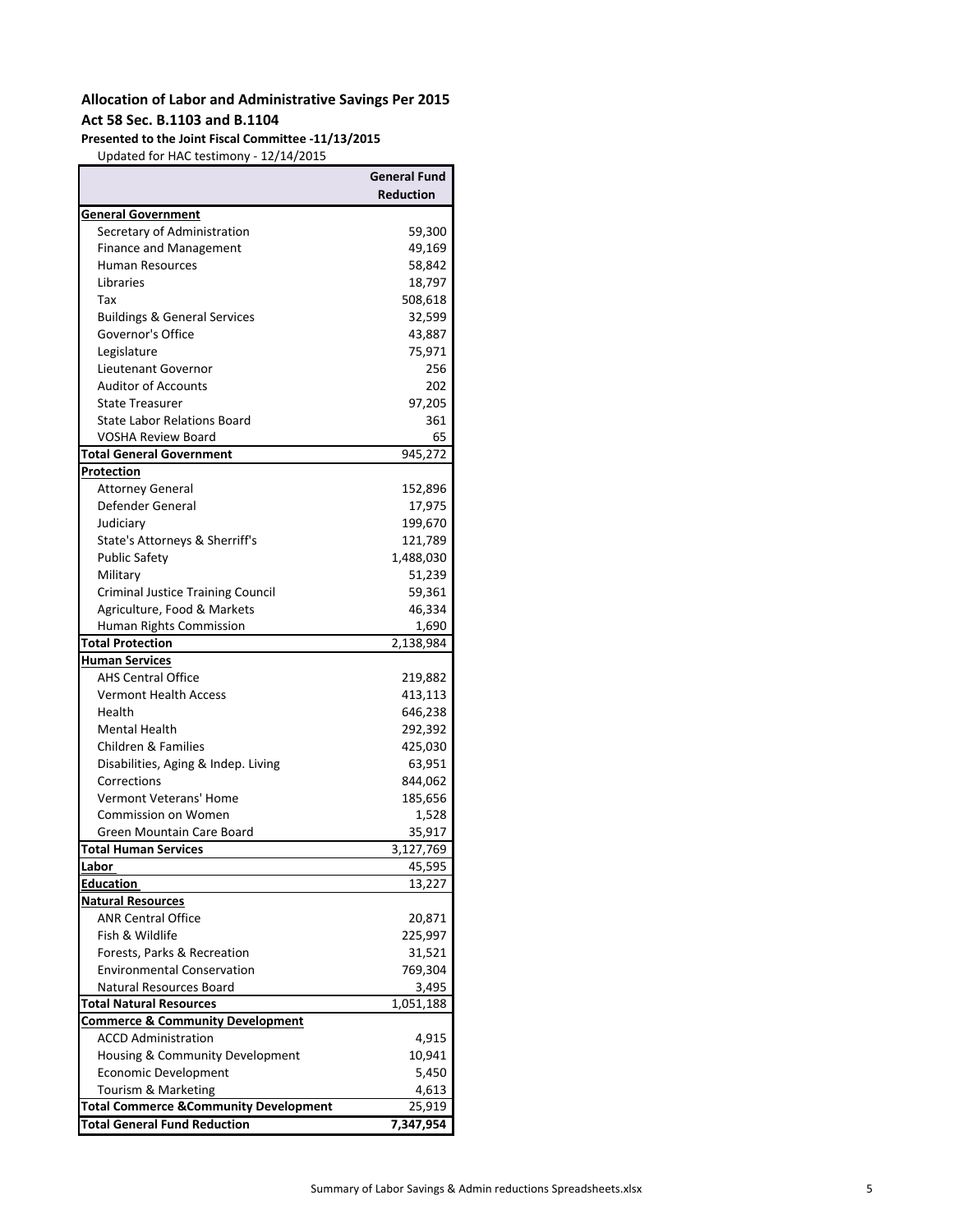**Allocation of Labor and Administrative Savings Per 2015**

**Act 58 Sec. B.1103 and B.1104**

**Presented to the Joint Fiscal Committee -11/13/2015**

Updated for HAC testimony - 12/14/2015

| | **General Fund Reduction** |
|---|---|
| **General Government** | |
| Secretary of Administration | 59,300 |
| Finance and Management | 49,169 |
| Human Resources | 58,842 |
| Libraries | 18,797 |
| Tax | 508,618 |
| Buildings & General Services | 32,599 |
| Governor's Office | 43,887 |
| Legislature | 75,971 |
| Lieutenant Governor | 256 |
| Auditor of Accounts | 202 |
| State Treasurer | 97,205 |
| State Labor Relations Board | 361 |
| VOSHA Review Board | 65 |
| **Total General Government** | 945,272 |
| **Protection** | |
| Attorney General | 152,896 |
| Defender General | 17,975 |
| Judiciary | 199,670 |
| State's Attorneys & Sherriff's | 121,789 |
| Public Safety | 1,488,030 |
| Military | 51,239 |
| Criminal Justice Training Council | 59,361 |
| Agriculture, Food & Markets | 46,334 |
| Human Rights Commission | 1,690 |
| **Total Protection** | 2,138,984 |
| **Human Services** | |
| AHS Central Office | 219,882 |
| Vermont Health Access | 413,113 |
| Health | 646,238 |
| Mental Health | 292,392 |
| Children & Families | 425,030 |
| Disabilities, Aging & Indep. Living | 63,951 |
| Corrections | 844,062 |
| Vermont Veterans' Home | 185,656 |
| Commission on Women | 1,528 |
| Green Mountain Care Board | 35,917 |
| **Total Human Services** | 3,127,769 |
| **Labor** | 45,595 |
| **Education** | 13,227 |
| **Natural Resources** | |
| ANR Central Office | 20,871 |
| Fish & Wildlife | 225,997 |
| Forests, Parks & Recreation | 31,521 |
| Environmental Conservation | 769,304 |
| Natural Resources Board | 3,495 |
| **Total Natural Resources** | 1,051,188 |
| **Commerce & Community Development** | |
| ACCD Administration | 4,915 |
| Housing & Community Development | 10,941 |
| Economic Development | 5,450 |
| Tourism & Marketing | 4,613 |
| **Total Commerce &Community Development** | 25,919 |
| **Total General Fund Reduction** | **7,347,954** |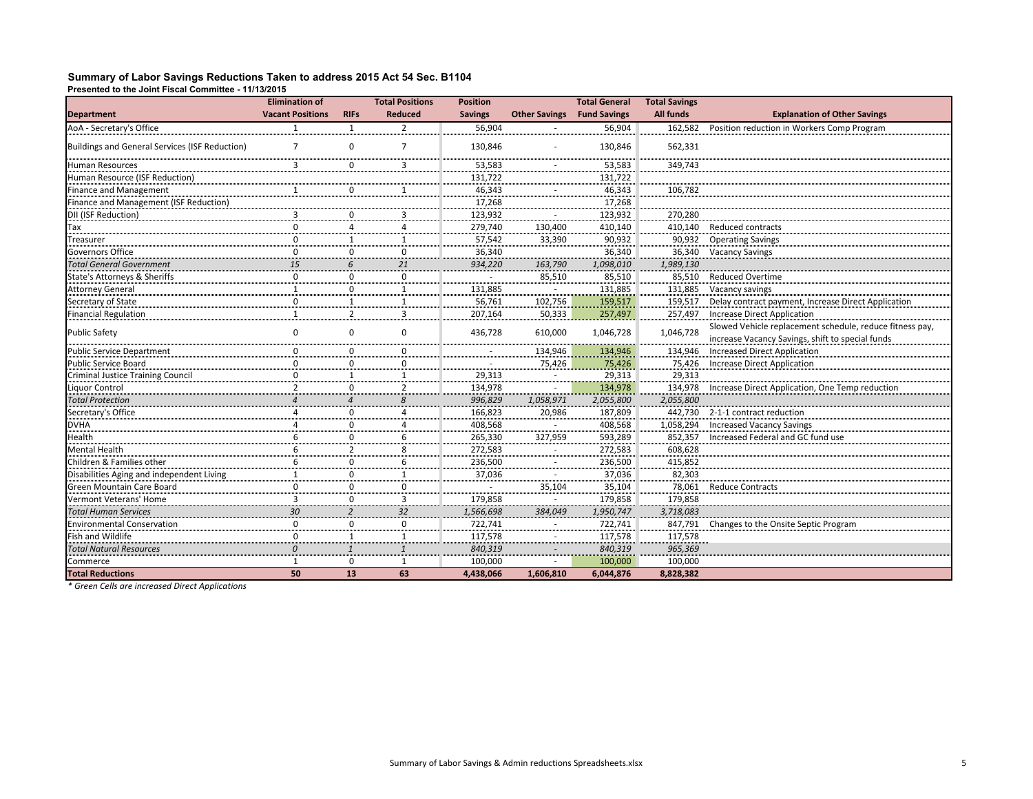**Summary of Labor Savings Reductions Taken to address 2015 Act 54 Sec. B1104**

**Presented to the Joint Fiscal Committee - 11/13/2015**

| Department | Elimination of Vacant Positions | RIFs | Total Positions Reduced | Position Savings | Other Savings | Total General Fund Savings | Total Savings All funds | Explanation of Other Savings |
|---|---|---|---|---|---|---|---|---|
| AoA - Secretary's Office | 1 | 1 | 2 | 56,904 | - | 56,904 | 162,582 | Position reduction in Workers Comp Program |
| Buildings and General Services (ISF Reduction) | 7 | 0 | 7 | 130,846 | - | 130,846 | 562,331 | |
| Human Resources | 3 | 0 | 3 | 53,583 | - | 53,583 | 349,743 | |
| Human Resource (ISF Reduction) | | | | 131,722 | | 131,722 | | |
| Finance and Management | 1 | 0 | 1 | 46,343 | - | 46,343 | 106,782 | |
| Finance and Management (ISF Reduction) | | | | 17,268 | | 17,268 | | |
| DII (ISF Reduction) | 3 | 0 | 3 | 123,932 | - | 123,932 | 270,280 | |
| Tax | 0 | 4 | 4 | 279,740 | 130,400 | 410,140 | 410,140 | Reduced contracts |
| Treasurer | 0 | 1 | 1 | 57,542 | 33,390 | 90,932 | 90,932 | Operating Savings |
| Governors Office | 0 | 0 | 0 | 36,340 | | 36,340 | 36,340 | Vacancy Savings |
| *Total General Government* | *15* | *6* | *21* | *934,220* | *163,790* | *1,098,010* | *1,989,130* | |
| State's Attorneys & Sheriffs | 0 | 0 | 0 | - | 85,510 | 85,510 | 85,510 | Reduced Overtime |
| Attorney General | 1 | 0 | 1 | 131,885 | - | 131,885 | 131,885 | Vacancy savings |
| Secretary of State | 0 | 1 | 1 | 56,761 | 102,756 | 159,517 | 159,517 | Delay contract payment, Increase Direct Application |
| Financial Regulation | 1 | 2 | 3 | 207,164 | 50,333 | 257,497 | 257,497 | Increase Direct Application |
| Public Safety | 0 | 0 | 0 | 436,728 | 610,000 | 1,046,728 | 1,046,728 | Slowed Vehicle replacement schedule, reduce fitness pay, increase Vacancy Savings, shift to special funds |
| Public Service Department | 0 | 0 | 0 | - | 134,946 | 134,946 | 134,946 | Increased Direct Application |
| Public Service Board | 0 | 0 | 0 | - | 75,426 | 75,426 | 75,426 | Increase Direct Application |
| Criminal Justice Training Council | 0 | 1 | 1 | 29,313 | - | 29,313 | 29,313 | |
| Liquor Control | 2 | 0 | 2 | 134,978 | - | 134,978 | 134,978 | Increase Direct Application, One Temp reduction |
| *Total Protection* | *4* | *4* | *8* | *996,829* | *1,058,971* | *2,055,800* | *2,055,800* | |
| Secretary's Office | 4 | 0 | 4 | 166,823 | 20,986 | 187,809 | 442,730 | 2-1-1 contract reduction |
| DVHA | 4 | 0 | 4 | 408,568 | - | 408,568 | 1,058,294 | Increased Vacancy Savings |
| Health | 6 | 0 | 6 | 265,330 | 327,959 | 593,289 | 852,357 | Increased Federal and GC fund use |
| Mental Health | 6 | 2 | 8 | 272,583 | - | 272,583 | 608,628 | |
| Children & Families other | 6 | 0 | 6 | 236,500 | - | 236,500 | 415,852 | |
| Disabilities Aging and independent Living | 1 | 0 | 1 | 37,036 | - | 37,036 | 82,303 | |
| Green Mountain Care Board | 0 | 0 | 0 | - | 35,104 | 35,104 | 78,061 | Reduce Contracts |
| Vermont Veterans' Home | 3 | 0 | 3 | 179,858 | - | 179,858 | 179,858 | |
| *Total Human Services* | *30* | *2* | *32* | *1,566,698* | *384,049* | *1,950,747* | *3,718,083* | |
| Environmental Conservation | 0 | 0 | 0 | 722,741 | - | 722,741 | 847,791 | Changes to the Onsite Septic Program |
| Fish and Wildlife | 0 | 1 | 1 | 117,578 | - | 117,578 | 117,578 | |
| *Total Natural Resources* | *0* | *1* | *1* | *840,319* | *-* | *840,319* | *965,369* | |
| Commerce | 1 | 0 | 1 | 100,000 | - | 100,000 | 100,000 | |
| **Total Reductions** | **50** | **13** | **63** | **4,438,066** | **1,606,810** | **6,044,876** | **8,828,382** | |

*\* Green Cells are increased Direct Applications*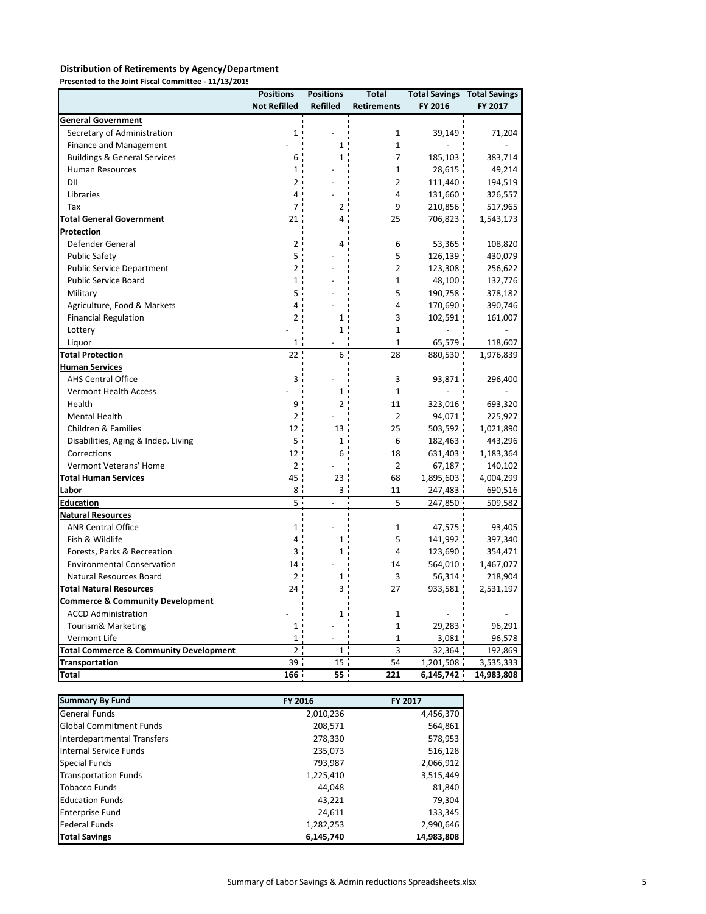**Distribution of Retirements by Agency/Department**

**Presented to the Joint Fiscal Committee - 11/13/2015**

| | Positions Not Refilled | Positions Refilled | Total Retirements | Total Savings FY 2016 | Total Savings FY 2017 |
|---|---|---|---|---|---|
| **General Government** | | | | | |
| Secretary of Administration | 1 | - | 1 | 39,149 | 71,204 |
| Finance and Management | - | 1 | 1 | - | - |
| Buildings & General Services | 6 | 1 | 7 | 185,103 | 383,714 |
| Human Resources | 1 | - | 1 | 28,615 | 49,214 |
| DII | 2 | - | 2 | 111,440 | 194,519 |
| Libraries | 4 | - | 4 | 131,660 | 326,557 |
| Tax | 7 | 2 | 9 | 210,856 | 517,965 |
| **Total General Government** | 21 | 4 | 25 | 706,823 | 1,543,173 |
| **Protection** | | | | | |
| Defender General | 2 | 4 | 6 | 53,365 | 108,820 |
| Public Safety | 5 | - | 5 | 126,139 | 430,079 |
| Public Service Department | 2 | - | 2 | 123,308 | 256,622 |
| Public Service Board | 1 | - | 1 | 48,100 | 132,776 |
| Military | 5 | - | 5 | 190,758 | 378,182 |
| Agriculture, Food & Markets | 4 | - | 4 | 170,690 | 390,746 |
| Financial Regulation | 2 | 1 | 3 | 102,591 | 161,007 |
| Lottery | - | 1 | 1 | - | - |
| Liquor | 1 | - | 1 | 65,579 | 118,607 |
| **Total Protection** | 22 | 6 | 28 | 880,530 | 1,976,839 |
| **Human Services** | | | | | |
| AHS Central Office | 3 | - | 3 | 93,871 | 296,400 |
| Vermont Health Access | - | 1 | 1 | - | - |
| Health | 9 | 2 | 11 | 323,016 | 693,320 |
| Mental Health | 2 | - | 2 | 94,071 | 225,927 |
| Children & Families | 12 | 13 | 25 | 503,592 | 1,021,890 |
| Disabilities, Aging & Indep. Living | 5 | 1 | 6 | 182,463 | 443,296 |
| Corrections | 12 | 6 | 18 | 631,403 | 1,183,364 |
| Vermont Veterans' Home | 2 | - | 2 | 67,187 | 140,102 |
| **Total Human Services** | 45 | 23 | 68 | 1,895,603 | 4,004,299 |
| **Labor** | 8 | 3 | 11 | 247,483 | 690,516 |
| **Education** | 5 | - | 5 | 247,850 | 509,582 |
| **Natural Resources** | | | | | |
| ANR Central Office | 1 | - | 1 | 47,575 | 93,405 |
| Fish & Wildlife | 4 | 1 | 5 | 141,992 | 397,340 |
| Forests, Parks & Recreation | 3 | 1 | 4 | 123,690 | 354,471 |
| Environmental Conservation | 14 | - | 14 | 564,010 | 1,467,077 |
| Natural Resources Board | 2 | 1 | 3 | 56,314 | 218,904 |
| **Total Natural Resources** | 24 | 3 | 27 | 933,581 | 2,531,197 |
| **Commerce & Community Development** | | | | | |
| ACCD Administration | - | 1 | 1 | - | - |
| Tourism& Marketing | 1 | - | 1 | 29,283 | 96,291 |
| Vermont Life | 1 | - | 1 | 3,081 | 96,578 |
| **Total Commerce & Community Development** | 2 | 1 | 3 | 32,364 | 192,869 |
| **Transportation** | 39 | 15 | 54 | 1,201,508 | 3,535,333 |
| **Total** | 166 | 55 | 221 | 6,145,742 | 14,983,808 |

| **Summary By Fund** | **FY 2016** | **FY 2017** |
|---|---|---|
| General Funds | 2,010,236 | 4,456,370 |
| Global Commitment Funds | 208,571 | 564,861 |
| Interdepartmental Transfers | 278,330 | 578,953 |
| Internal Service Funds | 235,073 | 516,128 |
| Special Funds | 793,987 | 2,066,912 |
| Transportation Funds | 1,225,410 | 3,515,449 |
| Tobacco Funds | 44,048 | 81,840 |
| Education Funds | 43,221 | 79,304 |
| Enterprise Fund | 24,611 | 133,345 |
| Federal Funds | 1,282,253 | 2,990,646 |
| **Total Savings** | **6,145,740** | **14,983,808** |

Summary of Labor Savings & Admin reductions Spreadsheets.xlsx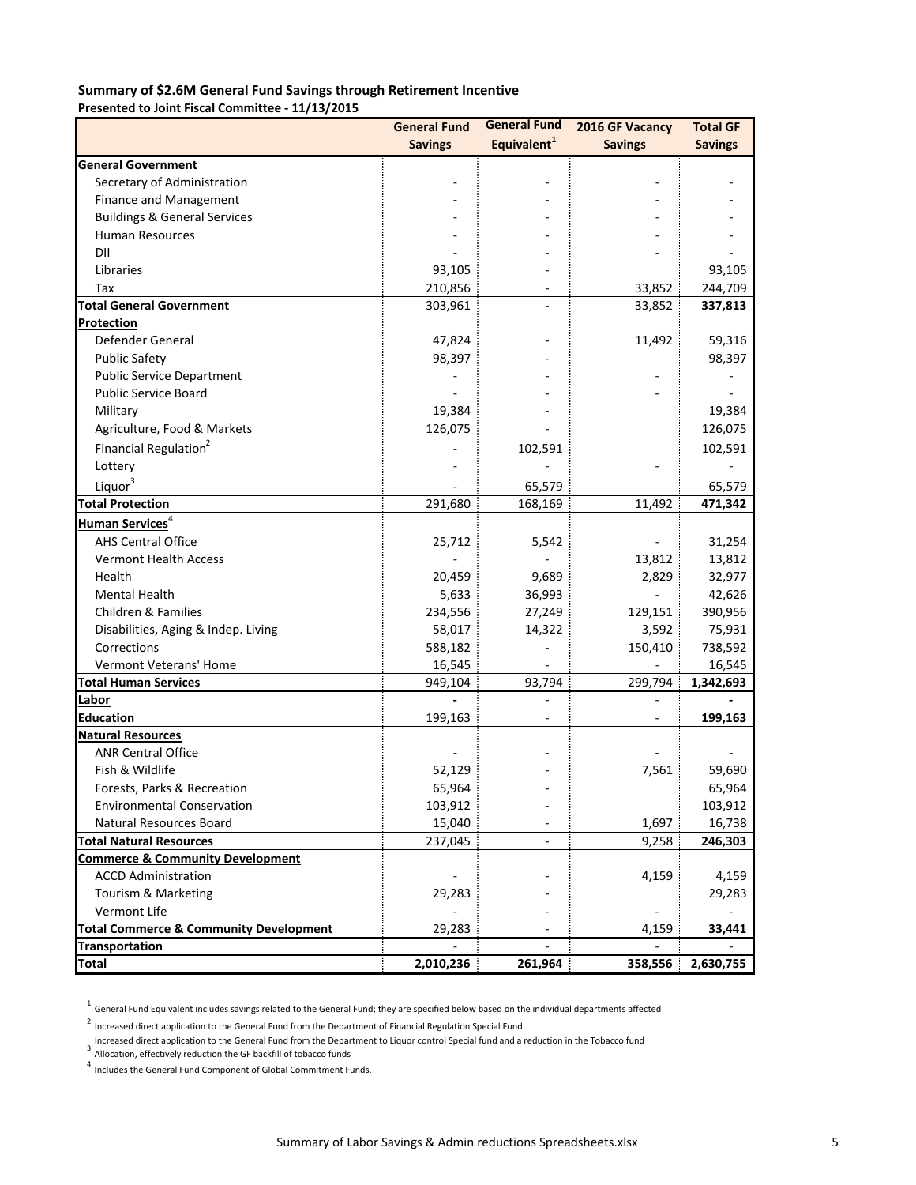**Summary of $2.6M General Fund Savings through Retirement Incentive**

**Presented to Joint Fiscal Committee - 11/13/2015**

| | General Fund Savings | General Fund Equivalent[1] | 2016 GF Vacancy Savings | Total GF Savings |
|---|---|---|---|---|
| **General Government** | | | | |
| Secretary of Administration | - | - | - | - |
| Finance and Management | - | - | - | - |
| Buildings & General Services | - | - | - | - |
| Human Resources | - | - | - | - |
| DII | - | - | - | - |
| Libraries | 93,105 | - | | 93,105 |
| Tax | 210,856 | - | 33,852 | 244,709 |
| **Total General Government** | 303,961 | - | 33,852 | **337,813** |
| **Protection** | | | | |
| Defender General | 47,824 | - | 11,492 | 59,316 |
| Public Safety | 98,397 | - | | 98,397 |
| Public Service Department | - | - | - | - |
| Public Service Board | - | - | - | - |
| Military | 19,384 | - | | 19,384 |
| Agriculture, Food & Markets | 126,075 | - | | 126,075 |
| Financial Regulation[2] | - | 102,591 | | 102,591 |
| Lottery | - | - | - | - |
| Liquor[3] | - | 65,579 | | 65,579 |
| **Total Protection** | 291,680 | 168,169 | 11,492 | **471,342** |
| **Human Services**[4] | | | | |
| AHS Central Office | 25,712 | 5,542 | - | 31,254 |
| Vermont Health Access | - | - | 13,812 | 13,812 |
| Health | 20,459 | 9,689 | 2,829 | 32,977 |
| Mental Health | 5,633 | 36,993 | - | 42,626 |
| Children & Families | 234,556 | 27,249 | 129,151 | 390,956 |
| Disabilities, Aging & Indep. Living | 58,017 | 14,322 | 3,592 | 75,931 |
| Corrections | 588,182 | - | 150,410 | 738,592 |
| Vermont Veterans' Home | 16,545 | - | - | 16,545 |
| **Total Human Services** | 949,104 | 93,794 | 299,794 | **1,342,693** |
| **Labor** | **-** | - | - | **-** |
| **Education** | 199,163 | - | - | **199,163** |
| **Natural Resources** | | | | |
| ANR Central Office | - | - | - | - |
| Fish & Wildlife | 52,129 | - | 7,561 | 59,690 |
| Forests, Parks & Recreation | 65,964 | - | | 65,964 |
| Environmental Conservation | 103,912 | - | | 103,912 |
| Natural Resources Board | 15,040 | - | 1,697 | 16,738 |
| **Total Natural Resources** | 237,045 | - | 9,258 | **246,303** |
| **Commerce & Community Development** | | | | |
| ACCD Administration | - | - | 4,159 | 4,159 |
| Tourism & Marketing | 29,283 | - | | 29,283 |
| Vermont Life | - | - | - | - |
| **Total Commerce & Community Development** | 29,283 | - | 4,159 | **33,441** |
| **Transportation** | - | - | - | - |
| **Total** | **2,010,236** | **261,964** | **358,556** | **2,630,755** |

[1] General Fund Equivalent includes savings related to the General Fund; they are specified below based on the individual departments affected

[2] Increased direct application to the General Fund from the Department of Financial Regulation Special Fund

[3] Increased direct application to the General Fund from the Department to Liquor control Special fund and a reduction in the Tobacco fund Allocation, effectively reduction the GF backfill of tobacco funds

[4] Includes the General Fund Component of Global Commitment Funds.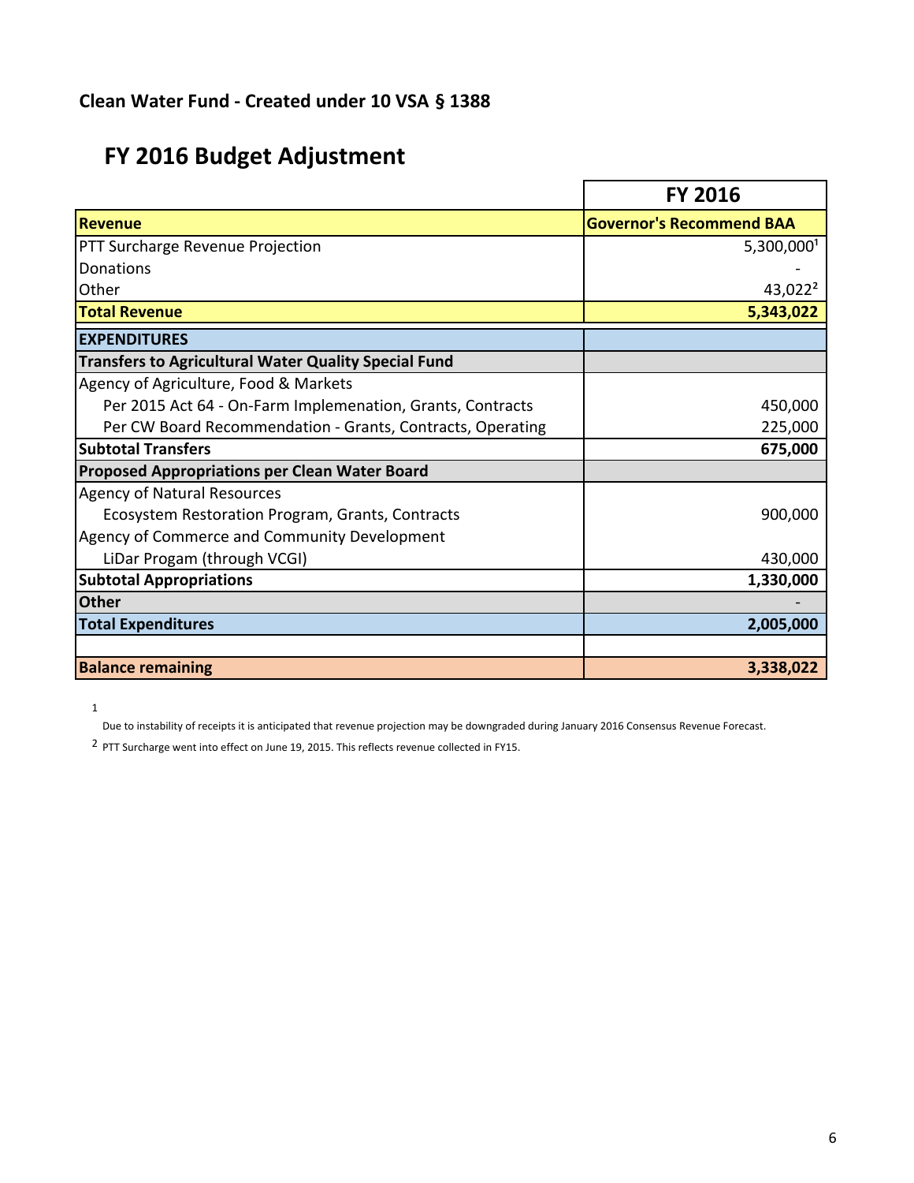**Clean Water Fund - Created under 10 VSA § 1388**

## FY 2016 Budget Adjustment

| | FY 2016 |
|---|---|
| **Revenue** | **Governor's Recommend BAA** |
| PTT Surcharge Revenue Projection | 5,300,000[1] |
| Donations | - |
| Other | 43,022[2] |
| **Total Revenue** | **5,343,022** |
| **EXPENDITURES** | |
| **Transfers to Agricultural Water Quality Special Fund** | |
| Agency of Agriculture, Food & Markets | |
| Per 2015 Act 64 - On-Farm Implemenation, Grants, Contracts | 450,000 |
| Per CW Board Recommendation - Grants, Contracts, Operating | 225,000 |
| **Subtotal Transfers** | **675,000** |
| **Proposed Appropriations per Clean Water Board** | |
| Agency of Natural Resources | |
| Ecosystem Restoration Program, Grants, Contracts | 900,000 |
| Agency of Commerce and Community Development | |
| LiDar Progam (through VCGI) | 430,000 |
| **Subtotal Appropriations** | **1,330,000** |
| **Other** | - |
| **Total Expenditures** | **2,005,000** |
| | |
| **Balance remaining** | **3,338,022** |

1 Due to instability of receipts it is anticipated that revenue projection may be downgraded during January 2016 Consensus Revenue Forecast.

2 PTT Surcharge went into effect on June 19, 2015. This reflects revenue collected in FY15.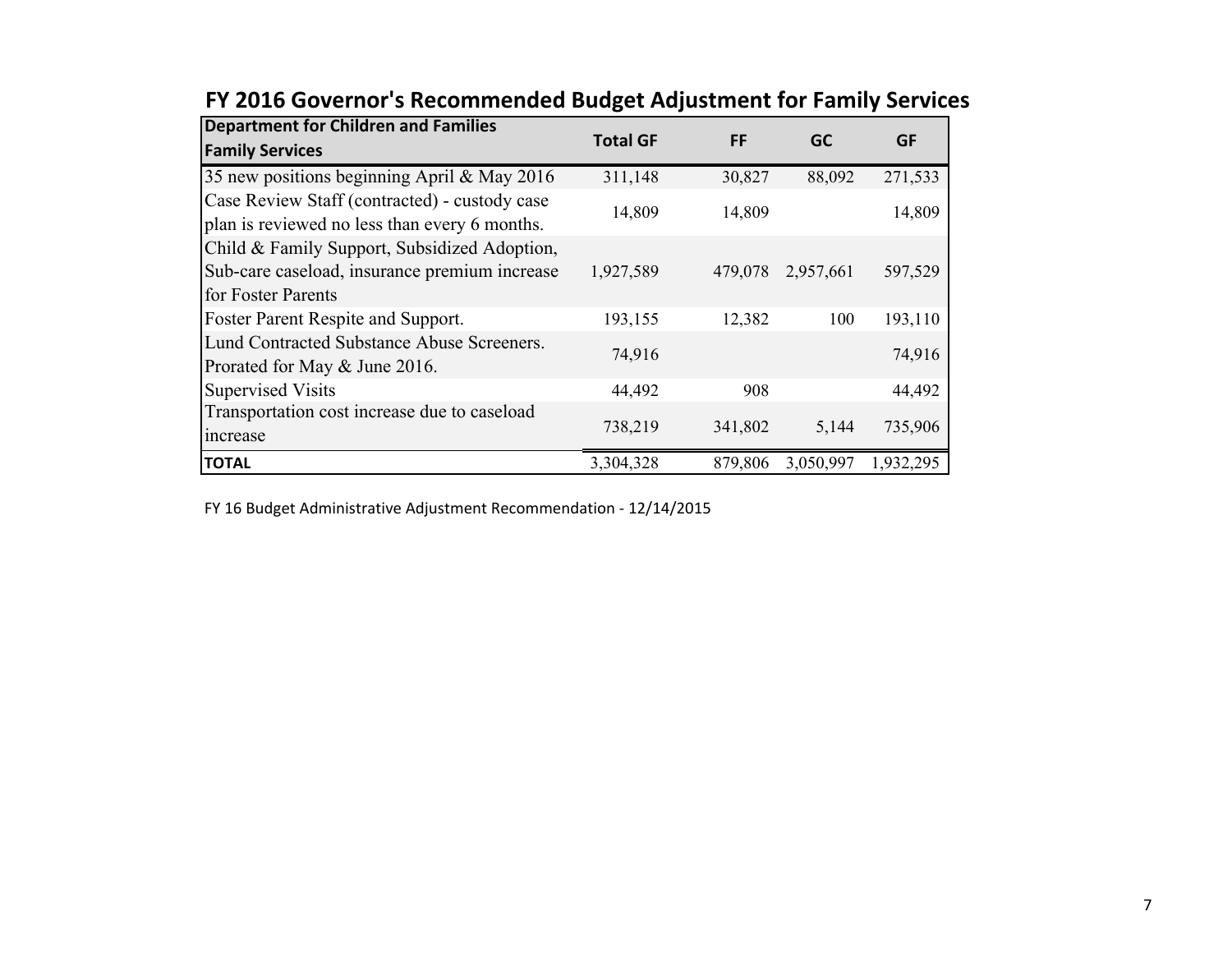## FY 2016 Governor's Recommended Budget Adjustment for Family Services

| Department for Children and Families Family Services | Total GF | FF | GC | GF |
|---|---|---|---|---|
| 35 new positions beginning April & May 2016 | 311,148 | 30,827 | 88,092 | 271,533 |
| Case Review Staff (contracted) - custody case plan is reviewed no less than every 6 months. | 14,809 | 14,809 | | 14,809 |
| Child & Family Support, Subsidized Adoption, Sub-care caseload, insurance premium increase for Foster Parents | 1,927,589 | 479,078 | 2,957,661 | 597,529 |
| Foster Parent Respite and Support. | 193,155 | 12,382 | 100 | 193,110 |
| Lund Contracted Substance Abuse Screeners. Prorated for May & June 2016. | 74,916 | | | 74,916 |
| Supervised Visits | 44,492 | 908 | | 44,492 |
| Transportation cost increase due to caseload increase | 738,219 | 341,802 | 5,144 | 735,906 |
| **TOTAL** | 3,304,328 | 879,806 | 3,050,997 | 1,932,295 |

FY 16 Budget Administrative Adjustment Recommendation - 12/14/2015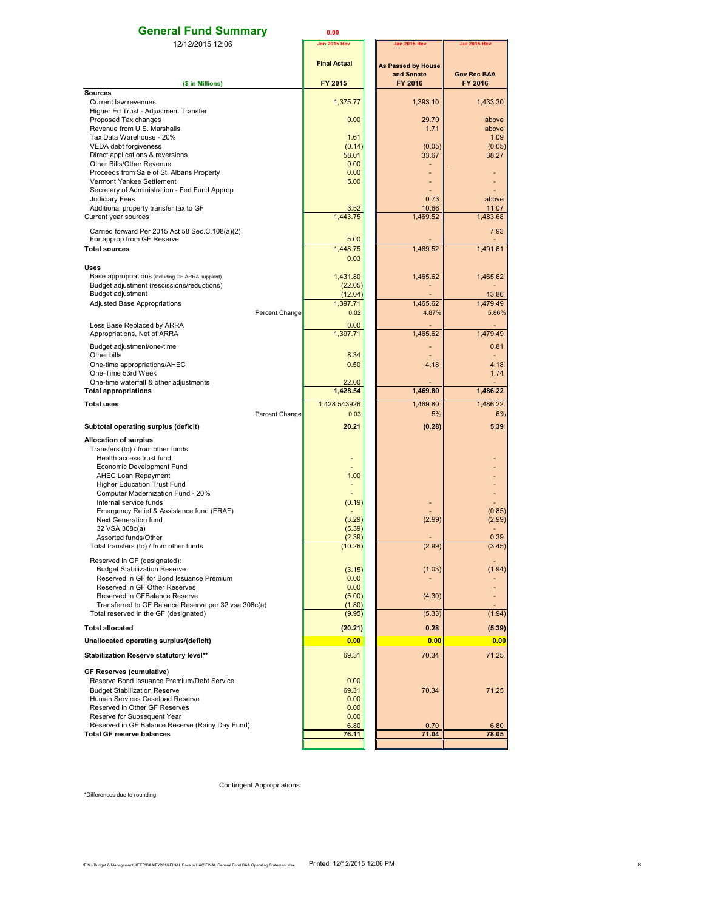## General Fund Summary

12/12/2015 12:06

0.00

| ($ in Millions) | Jan 2015 Rev<br>Final Actual<br>FY 2015 | Jan 2015 Rev<br>As Passed by House and Senate<br>FY 2016 | Jul 2015 Rev<br>Gov Rec BAA<br>FY 2016 |
|---|---|---|---|
| **Sources** | | | |
| Current law revenues | 1,375.77 | 1,393.10 | 1,433.30 |
| Higher Ed Trust - Adjustment Transfer | | | |
| Proposed Tax changes | 0.00 | 29.70 | above |
| Revenue from U.S. Marshalls | | 1.71 | above |
| Tax Data Warehouse - 20% | 1.61 | | 1.09 |
| VEDA debt forgiveness | (0.14) | (0.05) | (0.05) |
| Direct applications & reversions | 58.01 | 33.67 | 38.27 |
| Other Bills/Other Revenue | 0.00 | - | |
| Proceeds from Sale of St. Albans Property | 0.00 | - | - |
| Vermont Yankee Settlement | 5.00 | - | - |
| Secretary of Administration - Fed Fund Approp | | - | - |
| Judiciary Fees | | 0.73 | above |
| Additional property transfer tax to GF | 3.52 | 10.66 | 11.07 |
| Current year sources | 1,443.75 | 1,469.52 | 1,483.68 |
| Carried forward Per 2015 Act 58 Sec.C.108(a)(2) | | | 7.93 |
| For approp from GF Reserve | 5.00 | - | - |
| **Total sources** | 1,448.75 | 1,469.52 | 1,491.61 |
| | 0.03 | | |
| **Uses** | | | |
| Base appropriations (including GF ARRA supplant) | 1,431.80 | 1,465.62 | 1,465.62 |
| Budget adjustment (rescissions/reductions) | (22.05) | - | - |
| Budget adjustment | (12.04) | - | 13.86 |
| Adjusted Base Appropriations | 1,397.71 | 1,465.62 | 1,479.49 |
| Percent Change | 0.02 | 4.87% | 5.86% |
| Less Base Replaced by ARRA | 0.00 | - | - |
| Appropriations, Net of ARRA | 1,397.71 | 1,465.62 | 1,479.49 |
| Budget adjustment/one-time | | - | 0.81 |
| Other bills | 8.34 | - | - |
| One-time appropriations/AHEC | 0.50 | 4.18 | 4.18 |
| One-Time 53rd Week | | | 1.74 |
| One-time waterfall & other adjustments | 22.00 | - | - |
| **Total appropriations** | **1,428.54** | **1,469.80** | **1,486.22** |
| **Total uses** | 1,428.543926 | 1,469.80 | 1,486.22 |
| Percent Change | 0.03 | 5% | 6% |
| **Subtotal operating surplus (deficit)** | **20.21** | **(0.28)** | **5.39** |
| **Allocation of surplus** | | | |
| Transfers (to) / from other funds | | | |
| Health access trust fund | - | | - |
| Economic Development Fund | - | | - |
| AHEC Loan Repayment | 1.00 | | - |
| Higher Education Trust Fund | - | | - |
| Computer Modernization Fund - 20% | - | | - |
| Internal service funds | (0.19) | - | - |
| Emergency Relief & Assistance fund (ERAF) | - | - | (0.85) |
| Next Generation fund | (3.29) | (2.99) | (2.99) |
| 32 VSA 308c(a) | (5.39) | | - |
| Assorted funds/Other | (2.39) | - | 0.39 |
| Total transfers (to) / from other funds | (10.26) | (2.99) | (3.45) |
| Reserved in GF (designated): | | | - |
| Budget Stabilization Reserve | (3.15) | (1.03) | (1.94) |
| Reserved in GF for Bond Issuance Premium | 0.00 | - | - |
| Reserved in GF Other Reserves | 0.00 | | - |
| Reserved in GFBalance Reserve | (5.00) | (4.30) | - |
| Transferred to GF Balance Reserve per 32 vsa 308c(a) | (1.80) | | - |
| Total reserved in the GF (designated) | (9.95) | (5.33) | (1.94) |
| **Total allocated** | **(20.21)** | **0.28** | **(5.39)** |
| **Unallocated operating surplus/(deficit)** | **0.00** | **0.00** | **0.00** |
| **Stabilization Reserve statutory level**** | 69.31 | 70.34 | 71.25 |
| **GF Reserves (cumulative)** | | | |
| Reserve Bond Issuance Premium/Debt Service | 0.00 | | |
| Budget Stabilization Reserve | 69.31 | 70.34 | 71.25 |
| Human Services Caseload Reserve | 0.00 | | |
| Reserved in Other GF Reserves | 0.00 | | |
| Reserve for Subsequent Year | 0.00 | | |
| Reserved in GF Balance Reserve (Rainy Day Fund) | 6.80 | 0.70 | 6.80 |
| **Total GF reserve balances** | **76.11** | **71.04** | **78.05** |

Contingent Appropriations:

*Differences due to rounding

\FIN - Budget & Management\KEEP\BAA\FY2016\FINAL Docs to HAC\FINAL General Fund BAA Operating Statement.xlsx Printed: 12/12/2015 12:06 PM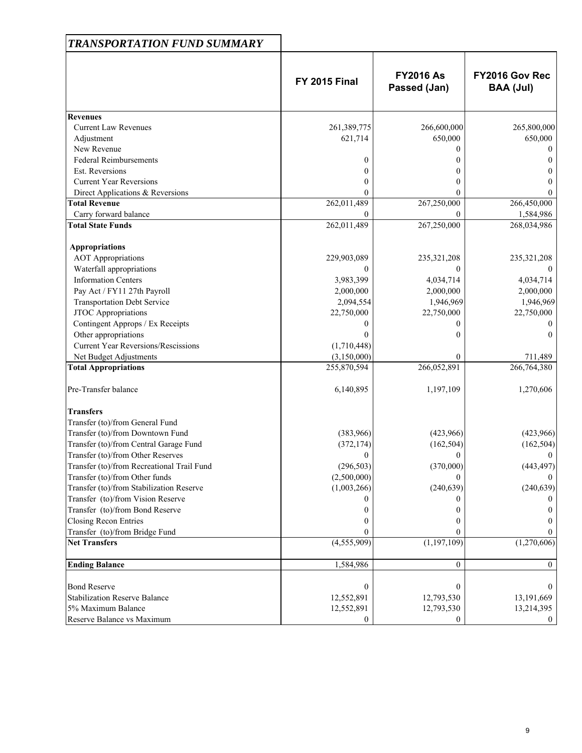# *TRANSPORTATION FUND SUMMARY*

| | FY 2015 Final | FY2016 As Passed (Jan) | FY2016 Gov Rec BAA (Jul) |
|---|---|---|---|
| **Revenues** | | | |
| Current Law Revenues | 261,389,775 | 266,600,000 | 265,800,000 |
| Adjustment | 621,714 | 650,000 | 650,000 |
| New Revenue | | 0 | 0 |
| Federal Reimbursements | 0 | 0 | 0 |
| Est. Reversions | 0 | 0 | 0 |
| Current Year Reversions | 0 | 0 | 0 |
| Direct Applications & Reversions | 0 | 0 | 0 |
| **Total Revenue** | 262,011,489 | 267,250,000 | 266,450,000 |
| Carry forward balance | 0 | 0 | 1,584,986 |
| **Total State Funds** | 262,011,489 | 267,250,000 | 268,034,986 |
| | | | |
| **Appropriations** | | | |
| AOT Appropriations | 229,903,089 | 235,321,208 | 235,321,208 |
| Waterfall appropriations | 0 | 0 | 0 |
| Information Centers | 3,983,399 | 4,034,714 | 4,034,714 |
| Pay Act / FY11 27th Payroll | 2,000,000 | 2,000,000 | 2,000,000 |
| Transportation Debt Service | 2,094,554 | 1,946,969 | 1,946,969 |
| JTOC Appropriations | 22,750,000 | 22,750,000 | 22,750,000 |
| Contingent Approps / Ex Receipts | 0 | 0 | 0 |
| Other appropriations | 0 | 0 | 0 |
| Current Year Reversions/Rescissions | (1,710,448) | | |
| Net Budget Adjustments | (3,150,000) | 0 | 711,489 |
| **Total Appropriations** | 255,870,594 | 266,052,891 | 266,764,380 |
| | | | |
| Pre-Transfer balance | 6,140,895 | 1,197,109 | 1,270,606 |
| | | | |
| **Transfers** | | | |
| Transfer (to)/from General Fund | | | |
| Transfer (to)/from Downtown Fund | (383,966) | (423,966) | (423,966) |
| Transfer (to)/from Central Garage Fund | (372,174) | (162,504) | (162,504) |
| Transfer (to)/from Other Reserves | 0 | 0 | 0 |
| Transfer (to)/from Recreational Trail Fund | (296,503) | (370,000) | (443,497) |
| Transfer (to)/from Other funds | (2,500,000) | 0 | 0 |
| Transfer (to)/from Stabilization Reserve | (1,003,266) | (240,639) | (240,639) |
| Transfer (to)/from Vision Reserve | 0 | 0 | 0 |
| Transfer (to)/from Bond Reserve | 0 | 0 | 0 |
| Closing Recon Entries | 0 | 0 | 0 |
| Transfer (to)/from Bridge Fund | 0 | 0 | 0 |
| **Net Transfers** | (4,555,909) | (1,197,109) | (1,270,606) |
| | | | |
| **Ending Balance** | 1,584,986 | 0 | 0 |
| | | | |
| Bond Reserve | 0 | 0 | 0 |
| Stabilization Reserve Balance | 12,552,891 | 12,793,530 | 13,191,669 |
| 5% Maximum Balance | 12,552,891 | 12,793,530 | 13,214,395 |
| Reserve Balance vs Maximum | 0 | 0 | 0 |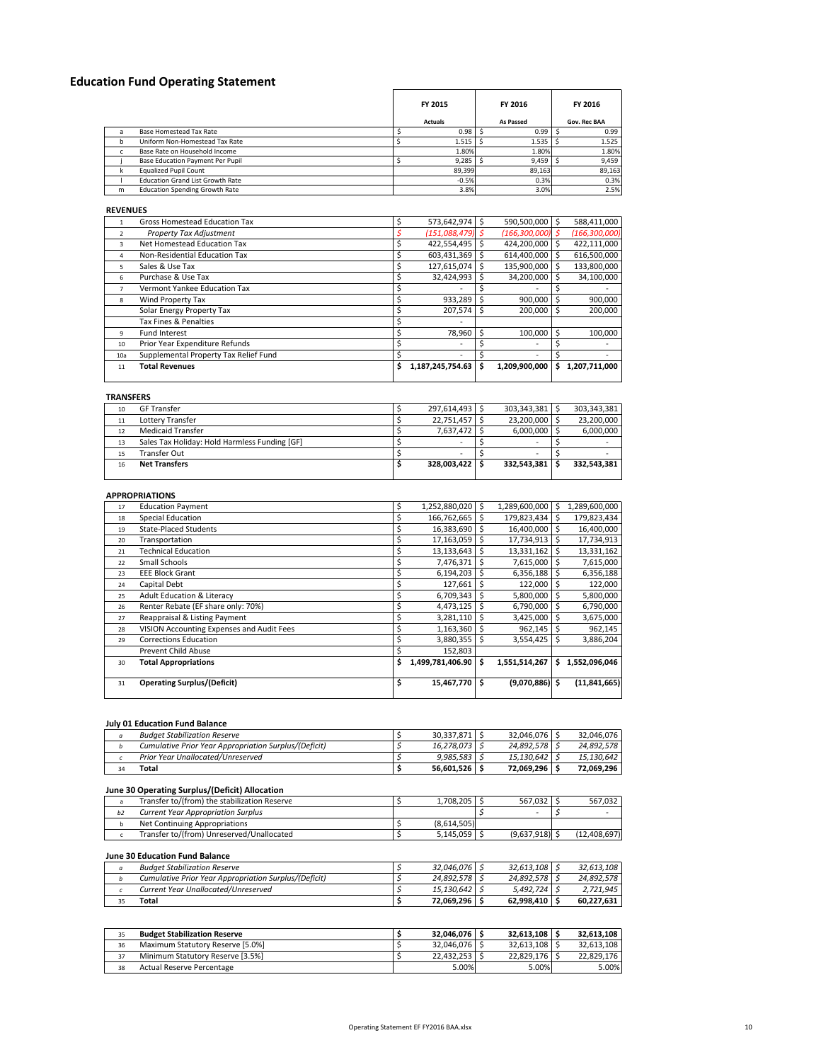# Education Fund Operating Statement

| | | FY 2015 Actuals | FY 2016 As Passed | FY 2016 Gov. Rec BAA |
|---|---|---|---|---|
| a | Base Homestead Tax Rate | $ 0.98 | $ 0.99 | $ 0.99 |
| b | Uniform Non-Homestead Tax Rate | $ 1.515 | $ 1.535 | $ 1.525 |
| c | Base Rate on Household Income | 1.80% | 1.80% | 1.80% |
| j | Base Education Payment Per Pupil | $ 9,285 | $ 9,459 | $ 9,459 |
| k | Equalized Pupil Count | 89,399 | 89,163 | 89,163 |
| l | Education Grand List Growth Rate | -0.5% | 0.3% | 0.3% |
| m | Education Spending Growth Rate | 3.8% | 3.0% | 2.5% |

**REVENUES**

| | | FY 2015 Actuals | FY 2016 As Passed | FY 2016 Gov. Rec BAA |
|---|---|---|---|---|
| 1 | Gross Homestead Education Tax | $ 573,642,974 | $ 590,500,000 | $ 588,411,000 |
| 2 | *Property Tax Adjustment* | *$ (151,088,479)* | *$ (166,300,000)* | *$ (166,300,000)* |
| 3 | Net Homestead Education Tax | $ 422,554,495 | $ 424,200,000 | $ 422,111,000 |
| 4 | Non-Residential Education Tax | $ 603,431,369 | $ 614,400,000 | $ 616,500,000 |
| 5 | Sales & Use Tax | $ 127,615,074 | $ 135,900,000 | $ 133,800,000 |
| 6 | Purchase & Use Tax | $ 32,424,993 | $ 34,200,000 | $ 34,100,000 |
| 7 | Vermont Yankee Education Tax | $ - | $ - | $ - |
| 8 | Wind Property Tax | $ 933,289 | $ 900,000 | $ 900,000 |
| | Solar Energy Property Tax | $ 207,574 | $ 200,000 | $ 200,000 |
| | Tax Fines & Penalties | $ - | | |
| 9 | Fund Interest | $ 78,960 | $ 100,000 | $ 100,000 |
| 10 | Prior Year Expenditure Refunds | $ - | $ - | $ - |
| 10a | Supplemental Property Tax Relief Fund | $ - | $ - | $ - |
| 11 | **Total Revenues** | **$ 1,187,245,754.63** | **$ 1,209,900,000** | **$ 1,207,711,000** |

**TRANSFERS**

| | | FY 2015 Actuals | FY 2016 As Passed | FY 2016 Gov. Rec BAA |
|---|---|---|---|---|
| 10 | GF Transfer | $ 297,614,493 | $ 303,343,381 | $ 303,343,381 |
| 11 | Lottery Transfer | $ 22,751,457 | $ 23,200,000 | $ 23,200,000 |
| 12 | Medicaid Transfer | $ 7,637,472 | $ 6,000,000 | $ 6,000,000 |
| 13 | Sales Tax Holiday: Hold Harmless Funding [GF] | $ - | $ - | $ - |
| 15 | Transfer Out | $ - | $ - | $ - |
| 16 | **Net Transfers** | **$ 328,003,422** | **$ 332,543,381** | **$ 332,543,381** |

**APPROPRIATIONS**

| | | FY 2015 Actuals | FY 2016 As Passed | FY 2016 Gov. Rec BAA |
|---|---|---|---|---|
| 17 | Education Payment | $ 1,252,880,020 | $ 1,289,600,000 | $ 1,289,600,000 |
| 18 | Special Education | $ 166,762,665 | $ 179,823,434 | $ 179,823,434 |
| 19 | State-Placed Students | $ 16,383,690 | $ 16,400,000 | $ 16,400,000 |
| 20 | Transportation | $ 17,163,059 | $ 17,734,913 | $ 17,734,913 |
| 21 | Technical Education | $ 13,133,643 | $ 13,331,162 | $ 13,331,162 |
| 22 | Small Schools | $ 7,476,371 | $ 7,615,000 | $ 7,615,000 |
| 23 | EEE Block Grant | $ 6,194,203 | $ 6,356,188 | $ 6,356,188 |
| 24 | Capital Debt | $ 127,661 | $ 122,000 | $ 122,000 |
| 25 | Adult Education & Literacy | $ 6,709,343 | $ 5,800,000 | $ 5,800,000 |
| 26 | Renter Rebate (EF share only: 70%) | $ 4,473,125 | $ 6,790,000 | $ 6,790,000 |
| 27 | Reappraisal & Listing Payment | $ 3,281,110 | $ 3,425,000 | $ 3,675,000 |
| 28 | VISION Accounting Expenses and Audit Fees | $ 1,163,360 | $ 962,145 | $ 962,145 |
| 29 | Corrections Education | $ 3,880,355 | $ 3,554,425 | $ 3,886,204 |
| | Prevent Child Abuse | $ 152,803 | | |
| 30 | **Total Appropriations** | **$ 1,499,781,406.90** | **$ 1,551,514,267** | **$ 1,552,096,046** |
| 31 | **Operating Surplus/(Deficit)** | **$ 15,467,770** | **$ (9,070,886)** | **$ (11,841,665)** |

**July 01 Education Fund Balance**

| | | FY 2015 Actuals | FY 2016 As Passed | FY 2016 Gov. Rec BAA |
|---|---|---|---|---|
| *a* | *Budget Stabilization Reserve* | *$ 30,337,871* | *$ 32,046,076* | *$ 32,046,076* |
| *b* | *Cumulative Prior Year Appropriation Surplus/(Deficit)* | *$ 16,278,073* | *$ 24,892,578* | *$ 24,892,578* |
| *c* | *Prior Year Unallocated/Unreserved* | *$ 9,985,583* | *$ 15,130,642* | *$ 15,130,642* |
| 34 | **Total** | **$ 56,601,526** | **$ 72,069,296** | **$ 72,069,296** |

**June 30 Operating Surplus/(Deficit) Allocation**

| | | FY 2015 Actuals | FY 2016 As Passed | FY 2016 Gov. Rec BAA |
|---|---|---|---|---|
| a | Transfer to/(from) the stabilization Reserve | $ 1,708,205 | $ 567,032 | $ 567,032 |
| *b2* | *Current Year Appropriation Surplus* | | $ - | $ - |
| b | Net Continuing Appropriations | $ (8,614,505) | | |
| c | Transfer to/(from) Unreserved/Unallocated | $ 5,145,059 | $ (9,637,918) | $ (12,408,697) |

**June 30 Education Fund Balance**

| | | FY 2015 Actuals | FY 2016 As Passed | FY 2016 Gov. Rec BAA |
|---|---|---|---|---|
| *a* | *Budget Stabilization Reserve* | *$ 32,046,076* | *$ 32,613,108* | *$ 32,613,108* |
| *b* | *Cumulative Prior Year Appropriation Surplus/(Deficit)* | *$ 24,892,578* | *$ 24,892,578* | *$ 24,892,578* |
| *c* | *Current Year Unallocated/Unreserved* | *$ 15,130,642* | *$ 5,492,724* | *$ 2,721,945* |
| 35 | **Total** | **$ 72,069,296** | **$ 62,998,410** | **$ 60,227,631** |

| | | FY 2015 Actuals | FY 2016 As Passed | FY 2016 Gov. Rec BAA |
|---|---|---|---|---|
| 35 | **Budget Stabilization Reserve** | **$ 32,046,076** | **$ 32,613,108** | **$ 32,613,108** |
| 36 | Maximum Statutory Reserve [5.0%] | $ 32,046,076 | $ 32,613,108 | $ 32,613,108 |
| 37 | Minimum Statutory Reserve [3.5%] | $ 22,432,253 | $ 22,829,176 | $ 22,829,176 |
| 38 | Actual Reserve Percentage | 5.00% | 5.00% | 5.00% |

Operating Statement EF FY2016 BAA.xlsx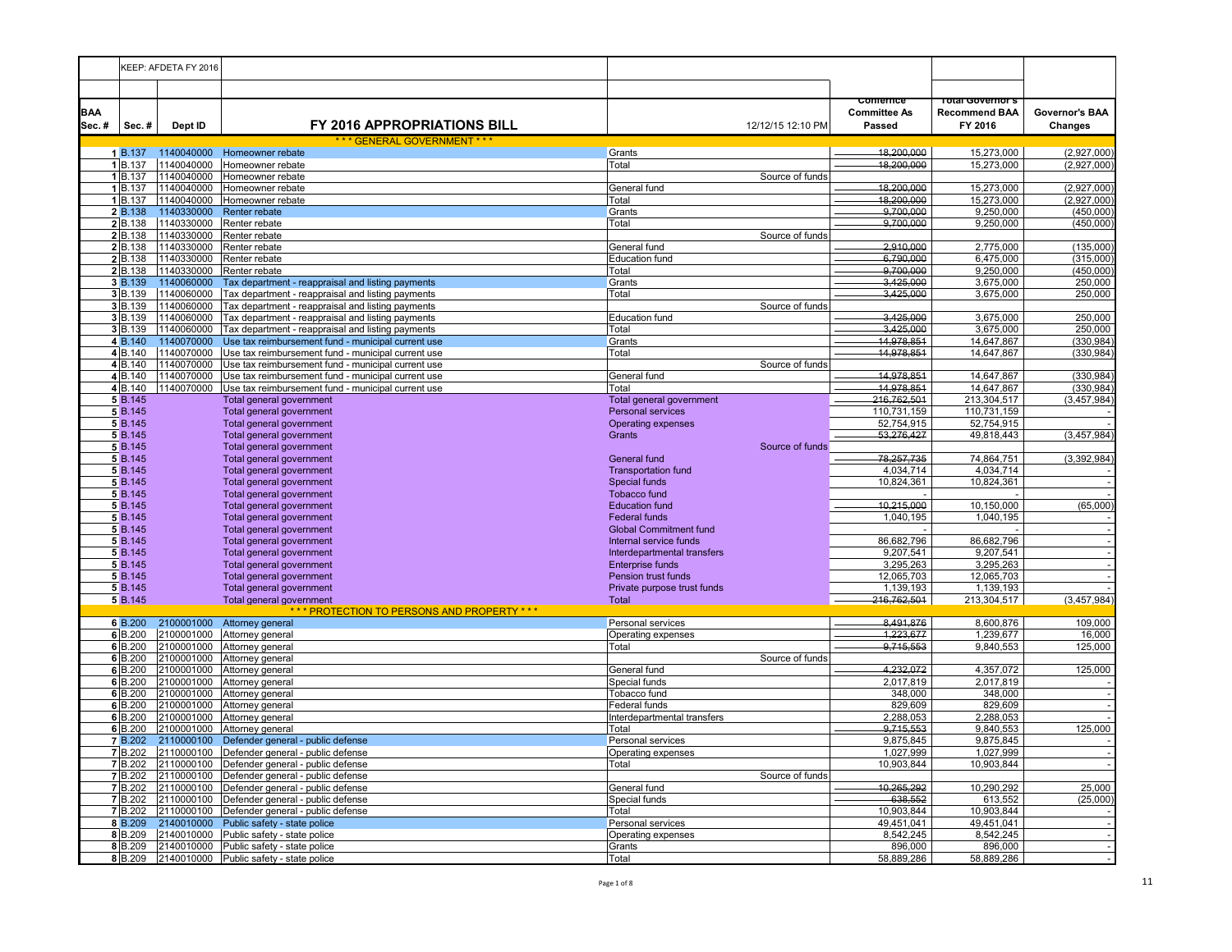| | KEEP: AFDETA FY 2016 | | | | | | |
|---|---|---|---|---|---|---|---|
| **BAA Sec. #** | **Sec. #** | **Dept ID** | **FY 2016 APPROPRIATIONS BILL** | 12/12/15 12:10 PM | **Conference Committee As Passed** | **Total Governor's Recommend BAA FY 2016** | **Governor's BAA Changes** |
| | | | *** GENERAL GOVERNMENT *** | | | | |
| 1 | B.137 | 1140040000 | Homeowner rebate | Grants | ~~18,200,000~~ | 15,273,000 | (2,927,000) |
| 1 | B.137 | 1140040000 | Homeowner rebate | Total | ~~18,200,000~~ | 15,273,000 | (2,927,000) |
| 1 | B.137 | 1140040000 | Homeowner rebate | Source of funds | | | |
| 1 | B.137 | 1140040000 | Homeowner rebate | General fund | ~~18,200,000~~ | 15,273,000 | (2,927,000) |
| 1 | B.137 | 1140040000 | Homeowner rebate | Total | ~~18,200,000~~ | 15,273,000 | (2,927,000) |
| 2 | B.138 | 1140330000 | Renter rebate | Grants | ~~9,700,000~~ | 9,250,000 | (450,000) |
| 2 | B.138 | 1140330000 | Renter rebate | Total | ~~9,700,000~~ | 9,250,000 | (450,000) |
| 2 | B.138 | 1140330000 | Renter rebate | Source of funds | | | |
| 2 | B.138 | 1140330000 | Renter rebate | General fund | ~~2,910,000~~ | 2,775,000 | (135,000) |
| 2 | B.138 | 1140330000 | Renter rebate | Education fund | ~~6,790,000~~ | 6,475,000 | (315,000) |
| 2 | B.138 | 1140330000 | Renter rebate | Total | ~~9,700,000~~ | 9,250,000 | (450,000) |
| 3 | B.139 | 1140060000 | Tax department - reappraisal and listing payments | Grants | ~~3,425,000~~ | 3,675,000 | 250,000 |
| 3 | B.139 | 1140060000 | Tax department - reappraisal and listing payments | Total | ~~3,425,000~~ | 3,675,000 | 250,000 |
| 3 | B.139 | 1140060000 | Tax department - reappraisal and listing payments | Source of funds | | | |
| 3 | B.139 | 1140060000 | Tax department - reappraisal and listing payments | Education fund | ~~3,425,000~~ | 3,675,000 | 250,000 |
| 3 | B.139 | 1140060000 | Tax department - reappraisal and listing payments | Total | ~~3,425,000~~ | 3,675,000 | 250,000 |
| 4 | B.140 | 1140070000 | Use tax reimbursement fund - municipal current use | Grants | ~~14,978,851~~ | 14,647,867 | (330,984) |
| 4 | B.140 | 1140070000 | Use tax reimbursement fund - municipal current use | Total | ~~14,978,851~~ | 14,647,867 | (330,984) |
| 4 | B.140 | 1140070000 | Use tax reimbursement fund - municipal current use | Source of funds | | | |
| 4 | B.140 | 1140070000 | Use tax reimbursement fund - municipal current use | General fund | ~~14,978,851~~ | 14,647,867 | (330,984) |
| 4 | B.140 | 1140070000 | Use tax reimbursement fund - municipal current use | Total | ~~14,978,851~~ | 14,647,867 | (330,984) |
| 5 | B.145 | | Total general government | Total general government | ~~216,762,501~~ | 213,304,517 | (3,457,984) |
| 5 | B.145 | | Total general government | Personal services | 110,731,159 | 110,731,159 | - |
| 5 | B.145 | | Total general government | Operating expenses | 52,754,915 | 52,754,915 | - |
| 5 | B.145 | | Total general government | Grants | ~~53,276,427~~ | 49,818,443 | (3,457,984) |
| 5 | B.145 | | Total general government | Source of funds | | | |
| 5 | B.145 | | Total general government | General fund | ~~78,257,735~~ | 74,864,751 | (3,392,984) |
| 5 | B.145 | | Total general government | Transportation fund | 4,034,714 | 4,034,714 | - |
| 5 | B.145 | | Total general government | Special funds | 10,824,361 | 10,824,361 | - |
| 5 | B.145 | | Total general government | Tobacco fund | - | - | - |
| 5 | B.145 | | Total general government | Education fund | ~~10,215,000~~ | 10,150,000 | (65,000) |
| 5 | B.145 | | Total general government | Federal funds | 1,040,195 | 1,040,195 | - |
| 5 | B.145 | | Total general government | Global Commitment fund | - | - | - |
| 5 | B.145 | | Total general government | Internal service funds | 86,682,796 | 86,682,796 | - |
| 5 | B.145 | | Total general government | Interdepartmental transfers | 9,207,541 | 9,207,541 | - |
| 5 | B.145 | | Total general government | Enterprise funds | 3,295,263 | 3,295,263 | - |
| 5 | B.145 | | Total general government | Pension trust funds | 12,065,703 | 12,065,703 | - |
| 5 | B.145 | | Total general government | Private purpose trust funds | 1,139,193 | 1,139,193 | - |
| 5 | B.145 | | Total general government | Total | ~~216,762,501~~ | 213,304,517 | (3,457,984) |
| | | | *** PROTECTION TO PERSONS AND PROPERTY *** | | | | |
| 6 | B.200 | 2100001000 | Attorney general | Personal services | ~~8,491,876~~ | 8,600,876 | 109,000 |
| 6 | B.200 | 2100001000 | Attorney general | Operating expenses | ~~1,223,677~~ | 1,239,677 | 16,000 |
| 6 | B.200 | 2100001000 | Attorney general | Total | ~~9,715,553~~ | 9,840,553 | 125,000 |
| 6 | B.200 | 2100001000 | Attorney general | Source of funds | | | |
| 6 | B.200 | 2100001000 | Attorney general | General fund | ~~4,232,072~~ | 4,357,072 | 125,000 |
| 6 | B.200 | 2100001000 | Attorney general | Special funds | 2,017,819 | 2,017,819 | - |
| 6 | B.200 | 2100001000 | Attorney general | Tobacco fund | 348,000 | 348,000 | - |
| 6 | B.200 | 2100001000 | Attorney general | Federal funds | 829,609 | 829,609 | - |
| 6 | B.200 | 2100001000 | Attorney general | Interdepartmental transfers | 2,288,053 | 2,288,053 | - |
| 6 | B.200 | 2100001000 | Attorney general | Total | ~~9,715,553~~ | 9,840,553 | 125,000 |
| 7 | B.202 | 2110000100 | Defender general - public defense | Personal services | 9,875,845 | 9,875,845 | - |
| 7 | B.202 | 2110000100 | Defender general - public defense | Operating expenses | 1,027,999 | 1,027,999 | - |
| 7 | B.202 | 2110000100 | Defender general - public defense | Total | 10,903,844 | 10,903,844 | - |
| 7 | B.202 | 2110000100 | Defender general - public defense | Source of funds | | | |
| 7 | B.202 | 2110000100 | Defender general - public defense | General fund | ~~10,265,292~~ | 10,290,292 | 25,000 |
| 7 | B.202 | 2110000100 | Defender general - public defense | Special funds | ~~638,552~~ | 613,552 | (25,000) |
| 7 | B.202 | 2110000100 | Defender general - public defense | Total | 10,903,844 | 10,903,844 | - |
| 8 | B.209 | 2140010000 | Public safety - state police | Personal services | 49,451,041 | 49,451,041 | - |
| 8 | B.209 | 2140010000 | Public safety - state police | Operating expenses | 8,542,245 | 8,542,245 | - |
| 8 | B.209 | 2140010000 | Public safety - state police | Grants | 896,000 | 896,000 | - |
| 8 | B.209 | 2140010000 | Public safety - state police | Total | 58,889,286 | 58,889,286 | - |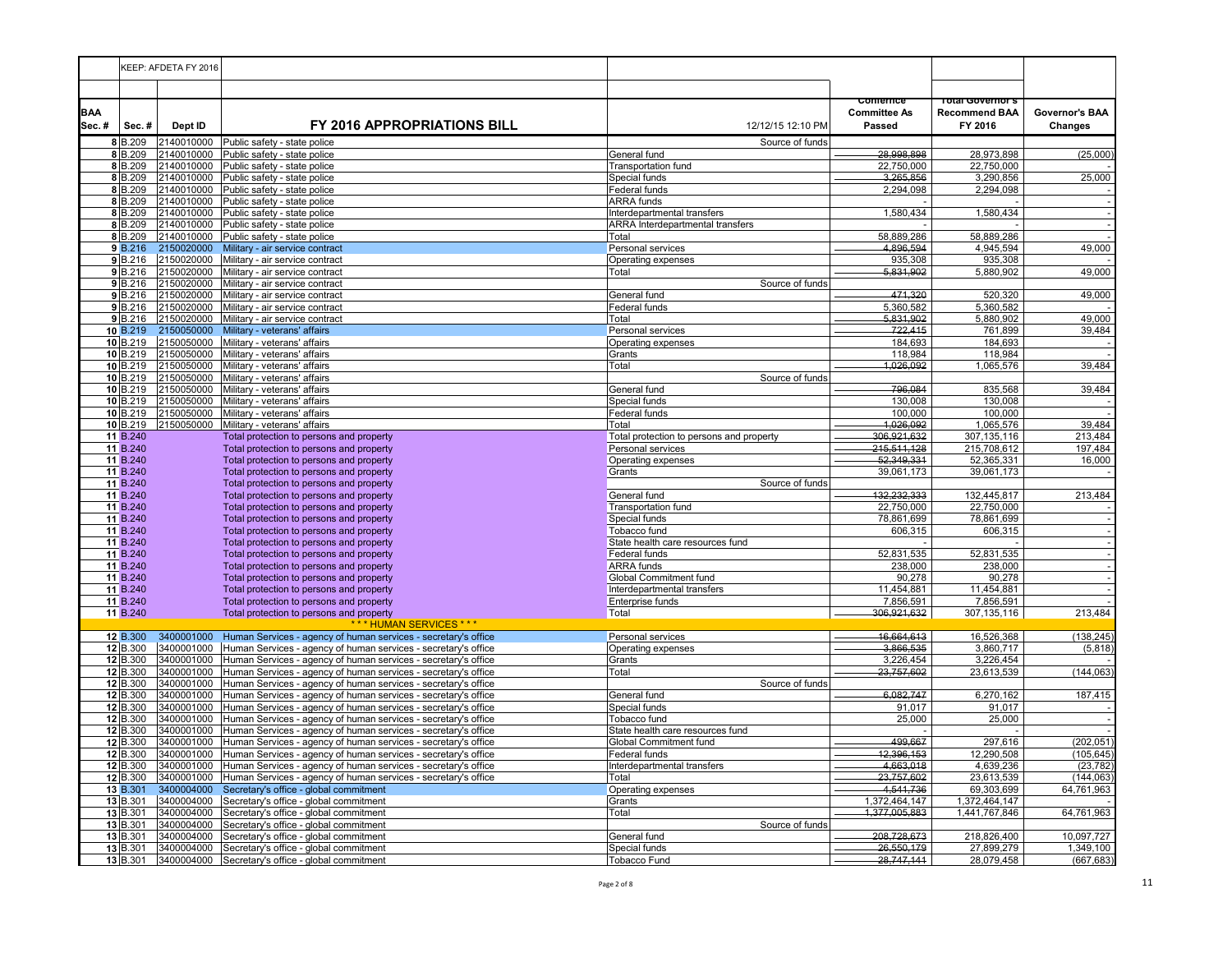| | KEEP: AFDETA FY 2016 | | | | | | |
|---|---|---|---|---|---|---|---|
| **BAA Sec. #** | **Sec. #** | **Dept ID** | **FY 2016 APPROPRIATIONS BILL** | 12/12/15 12:10 PM | **Conference Committee As Passed** | **Total Governor's Recommend BAA FY 2016** | **Governor's BAA Changes** |
| 8 | B.209 | 2140010000 | Public safety - state police | Source of funds | | | |
| 8 | B.209 | 2140010000 | Public safety - state police | General fund | 28,998,898 | 28,973,898 | (25,000) |
| 8 | B.209 | 2140010000 | Public safety - state police | Transportation fund | 22,750,000 | 22,750,000 | - |
| 8 | B.209 | 2140010000 | Public safety - state police | Special funds | 3,265,856 | 3,290,856 | 25,000 |
| 8 | B.209 | 2140010000 | Public safety - state police | Federal funds | 2,294,098 | 2,294,098 | - |
| 8 | B.209 | 2140010000 | Public safety - state police | ARRA funds | - | - | - |
| 8 | B.209 | 2140010000 | Public safety - state police | Interdepartmental transfers | 1,580,434 | 1,580,434 | - |
| 8 | B.209 | 2140010000 | Public safety - state police | ARRA Interdepartmental transfers | - | - | - |
| 8 | B.209 | 2140010000 | Public safety - state police | Total | 58,889,286 | 58,889,286 | - |
| 9 | B.216 | 2150020000 | Military - air service contract | Personal services | 4,896,594 | 4,945,594 | 49,000 |
| 9 | B.216 | 2150020000 | Military - air service contract | Operating expenses | 935,308 | 935,308 | - |
| 9 | B.216 | 2150020000 | Military - air service contract | Total | 5,831,902 | 5,880,902 | 49,000 |
| 9 | B.216 | 2150020000 | Military - air service contract | Source of funds | | | |
| 9 | B.216 | 2150020000 | Military - air service contract | General fund | 471,320 | 520,320 | 49,000 |
| 9 | B.216 | 2150020000 | Military - air service contract | Federal funds | 5,360,582 | 5,360,582 | - |
| 9 | B.216 | 2150020000 | Military - air service contract | Total | 5,831,902 | 5,880,902 | 49,000 |
| 10 | B.219 | 2150050000 | Military - veterans' affairs | Personal services | 722,415 | 761,899 | 39,484 |
| 10 | B.219 | 2150050000 | Military - veterans' affairs | Operating expenses | 184,693 | 184,693 | - |
| 10 | B.219 | 2150050000 | Military - veterans' affairs | Grants | 118,984 | 118,984 | - |
| 10 | B.219 | 2150050000 | Military - veterans' affairs | Total | 1,026,092 | 1,065,576 | 39,484 |
| 10 | B.219 | 2150050000 | Military - veterans' affairs | Source of funds | | | |
| 10 | B.219 | 2150050000 | Military - veterans' affairs | General fund | 796,084 | 835,568 | 39,484 |
| 10 | B.219 | 2150050000 | Military - veterans' affairs | Special funds | 130,008 | 130,008 | - |
| 10 | B.219 | 2150050000 | Military - veterans' affairs | Federal funds | 100,000 | 100,000 | - |
| 10 | B.219 | 2150050000 | Military - veterans' affairs | Total | 1,026,092 | 1,065,576 | 39,484 |
| 11 | B.240 | | Total protection to persons and property | Total protection to persons and property | 306,921,632 | 307,135,116 | 213,484 |
| 11 | B.240 | | Total protection to persons and property | Personal services | 215,511,128 | 215,708,612 | 197,484 |
| 11 | B.240 | | Total protection to persons and property | Operating expenses | 52,349,331 | 52,365,331 | 16,000 |
| 11 | B.240 | | Total protection to persons and property | Grants | 39,061,173 | 39,061,173 | - |
| 11 | B.240 | | Total protection to persons and property | Source of funds | | | |
| 11 | B.240 | | Total protection to persons and property | General fund | 132,232,333 | 132,445,817 | 213,484 |
| 11 | B.240 | | Total protection to persons and property | Transportation fund | 22,750,000 | 22,750,000 | - |
| 11 | B.240 | | Total protection to persons and property | Special funds | 78,861,699 | 78,861,699 | - |
| 11 | B.240 | | Total protection to persons and property | Tobacco fund | 606,315 | 606,315 | - |
| 11 | B.240 | | Total protection to persons and property | State health care resources fund | - | - | - |
| 11 | B.240 | | Total protection to persons and property | Federal funds | 52,831,535 | 52,831,535 | - |
| 11 | B.240 | | Total protection to persons and property | ARRA funds | 238,000 | 238,000 | - |
| 11 | B.240 | | Total protection to persons and property | Global Commitment fund | 90,278 | 90,278 | - |
| 11 | B.240 | | Total protection to persons and property | Interdepartmental transfers | 11,454,881 | 11,454,881 | - |
| 11 | B.240 | | Total protection to persons and property | Enterprise funds | 7,856,591 | 7,856,591 | - |
| 11 | B.240 | | Total protection to persons and property | Total | 306,921,632 | 307,135,116 | 213,484 |
| | | | *** HUMAN SERVICES *** | | | | |
| 12 | B.300 | 3400001000 | Human Services - agency of human services - secretary's office | Personal services | 16,664,613 | 16,526,368 | (138,245) |
| 12 | B.300 | 3400001000 | Human Services - agency of human services - secretary's office | Operating expenses | 3,866,535 | 3,860,717 | (5,818) |
| 12 | B.300 | 3400001000 | Human Services - agency of human services - secretary's office | Grants | 3,226,454 | 3,226,454 | - |
| 12 | B.300 | 3400001000 | Human Services - agency of human services - secretary's office | Total | 23,757,602 | 23,613,539 | (144,063) |
| 12 | B.300 | 3400001000 | Human Services - agency of human services - secretary's office | Source of funds | | | |
| 12 | B.300 | 3400001000 | Human Services - agency of human services - secretary's office | General fund | 6,082,747 | 6,270,162 | 187,415 |
| 12 | B.300 | 3400001000 | Human Services - agency of human services - secretary's office | Special funds | 91,017 | 91,017 | - |
| 12 | B.300 | 3400001000 | Human Services - agency of human services - secretary's office | Tobacco fund | 25,000 | 25,000 | - |
| 12 | B.300 | 3400001000 | Human Services - agency of human services - secretary's office | State health care resources fund | - | - | - |
| 12 | B.300 | 3400001000 | Human Services - agency of human services - secretary's office | Global Commitment fund | 499,667 | 297,616 | (202,051) |
| 12 | B.300 | 3400001000 | Human Services - agency of human services - secretary's office | Federal funds | 12,396,153 | 12,290,508 | (105,645) |
| 12 | B.300 | 3400001000 | Human Services - agency of human services - secretary's office | Interdepartmental transfers | 4,663,018 | 4,639,236 | (23,782) |
| 12 | B.300 | 3400001000 | Human Services - agency of human services - secretary's office | Total | 23,757,602 | 23,613,539 | (144,063) |
| 13 | B.301 | 3400004000 | Secretary's office - global commitment | Operating expenses | 4,541,736 | 69,303,699 | 64,761,963 |
| 13 | B.301 | 3400004000 | Secretary's office - global commitment | Grants | 1,372,464,147 | 1,372,464,147 | - |
| 13 | B.301 | 3400004000 | Secretary's office - global commitment | Total | 1,377,005,883 | 1,441,767,846 | 64,761,963 |
| 13 | B.301 | 3400004000 | Secretary's office - global commitment | Source of funds | | | |
| 13 | B.301 | 3400004000 | Secretary's office - global commitment | General fund | 208,728,673 | 218,826,400 | 10,097,727 |
| 13 | B.301 | 3400004000 | Secretary's office - global commitment | Special funds | 26,550,179 | 27,899,279 | 1,349,100 |
| 13 | B.301 | 3400004000 | Secretary's office - global commitment | Tobacco Fund | 28,747,141 | 28,079,458 | (667,683) |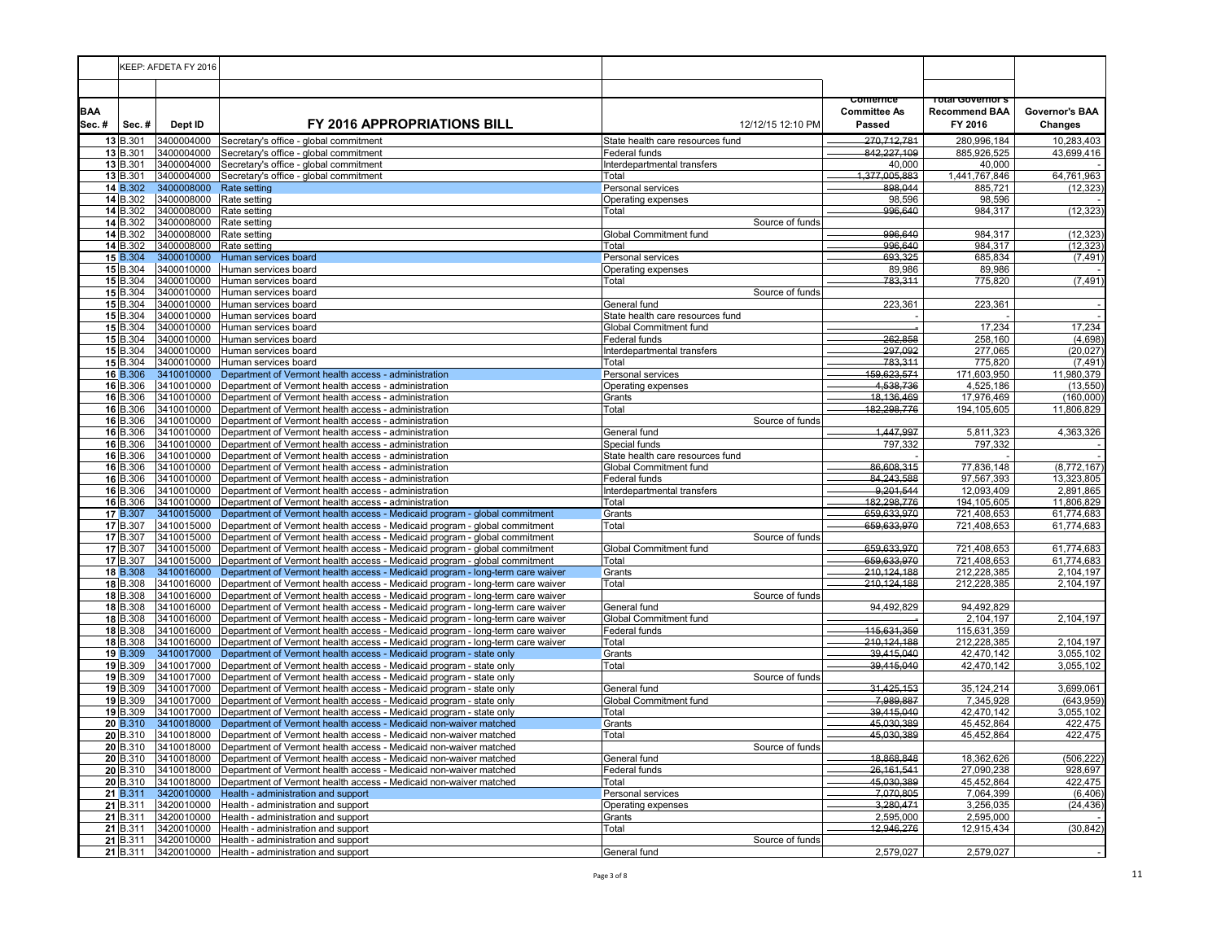| | | KEEP: AFDETA FY 2016 | | | | | |
|---|---|---|---|---|---|---|---|
| **BAA Sec. #** | **Sec. #** | **Dept ID** | **FY 2016 APPROPRIATIONS BILL** | 12/12/15 12:10 PM | **Conference Committee As Passed** | **Total Governor's Recommend BAA FY 2016** | **Governor's BAA Changes** |
| 13 | B.301 | 3400004000 | Secretary's office - global commitment | State health care resources fund | 270,712,781 | 280,996,184 | 10,283,403 |
| 13 | B.301 | 3400004000 | Secretary's office - global commitment | Federal funds | 842,227,109 | 885,926,525 | 43,699,416 |
| 13 | B.301 | 3400004000 | Secretary's office - global commitment | Interdepartmental transfers | 40,000 | 40,000 | - |
| 13 | B.301 | 3400004000 | Secretary's office - global commitment | Total | 1,377,005,883 | 1,441,767,846 | 64,761,963 |
| 14 | B.302 | 3400008000 | Rate setting | Personal services | 898,044 | 885,721 | (12,323) |
| 14 | B.302 | 3400008000 | Rate setting | Operating expenses | 98,596 | 98,596 | - |
| 14 | B.302 | 3400008000 | Rate setting | Total | 996,640 | 984,317 | (12,323) |
| 14 | B.302 | 3400008000 | Rate setting | Source of funds | | | |
| 14 | B.302 | 3400008000 | Rate setting | Global Commitment fund | 996,640 | 984,317 | (12,323) |
| 14 | B.302 | 3400008000 | Rate setting | Total | 996,640 | 984,317 | (12,323) |
| 15 | B.304 | 3400010000 | Human services board | Personal services | 693,325 | 685,834 | (7,491) |
| 15 | B.304 | 3400010000 | Human services board | Operating expenses | 89,986 | 89,986 | - |
| 15 | B.304 | 3400010000 | Human services board | Total | 783,311 | 775,820 | (7,491) |
| 15 | B.304 | 3400010000 | Human services board | Source of funds | | | |
| 15 | B.304 | 3400010000 | Human services board | General fund | 223,361 | 223,361 | - |
| 15 | B.304 | 3400010000 | Human services board | State health care resources fund | - | - | - |
| 15 | B.304 | 3400010000 | Human services board | Global Commitment fund | - | 17,234 | 17,234 |
| 15 | B.304 | 3400010000 | Human services board | Federal funds | 262,858 | 258,160 | (4,698) |
| 15 | B.304 | 3400010000 | Human services board | Interdepartmental transfers | 297,092 | 277,065 | (20,027) |
| 15 | B.304 | 3400010000 | Human services board | Total | 783,311 | 775,820 | (7,491) |
| 16 | B.306 | 3410010000 | Department of Vermont health access - administration | Personal services | 159,623,571 | 171,603,950 | 11,980,379 |
| 16 | B.306 | 3410010000 | Department of Vermont health access - administration | Operating expenses | 4,538,736 | 4,525,186 | (13,550) |
| 16 | B.306 | 3410010000 | Department of Vermont health access - administration | Grants | 18,136,469 | 17,976,469 | (160,000) |
| 16 | B.306 | 3410010000 | Department of Vermont health access - administration | Total | 182,298,776 | 194,105,605 | 11,806,829 |
| 16 | B.306 | 3410010000 | Department of Vermont health access - administration | Source of funds | | | |
| 16 | B.306 | 3410010000 | Department of Vermont health access - administration | General fund | 1,447,997 | 5,811,323 | 4,363,326 |
| 16 | B.306 | 3410010000 | Department of Vermont health access - administration | Special funds | 797,332 | 797,332 | - |
| 16 | B.306 | 3410010000 | Department of Vermont health access - administration | State health care resources fund | - | - | - |
| 16 | B.306 | 3410010000 | Department of Vermont health access - administration | Global Commitment fund | 86,608,315 | 77,836,148 | (8,772,167) |
| 16 | B.306 | 3410010000 | Department of Vermont health access - administration | Federal funds | 84,243,588 | 97,567,393 | 13,323,805 |
| 16 | B.306 | 3410010000 | Department of Vermont health access - administration | Interdepartmental transfers | 9,201,544 | 12,093,409 | 2,891,865 |
| 16 | B.306 | 3410010000 | Department of Vermont health access - administration | Total | 182,298,776 | 194,105,605 | 11,806,829 |
| 17 | B.307 | 3410015000 | Department of Vermont health access - Medicaid program - global commitment | Grants | 659,633,970 | 721,408,653 | 61,774,683 |
| 17 | B.307 | 3410015000 | Department of Vermont health access - Medicaid program - global commitment | Total | 659,633,970 | 721,408,653 | 61,774,683 |
| 17 | B.307 | 3410015000 | Department of Vermont health access - Medicaid program - global commitment | Source of funds | | | |
| 17 | B.307 | 3410015000 | Department of Vermont health access - Medicaid program - global commitment | Global Commitment fund | 659,633,970 | 721,408,653 | 61,774,683 |
| 17 | B.307 | 3410015000 | Department of Vermont health access - Medicaid program - global commitment | Total | 659,633,970 | 721,408,653 | 61,774,683 |
| 18 | B.308 | 3410016000 | Department of Vermont health access - Medicaid program - long-term care waiver | Grants | 210,124,188 | 212,228,385 | 2,104,197 |
| 18 | B.308 | 3410016000 | Department of Vermont health access - Medicaid program - long-term care waiver | Total | 210,124,188 | 212,228,385 | 2,104,197 |
| 18 | B.308 | 3410016000 | Department of Vermont health access - Medicaid program - long-term care waiver | Source of funds | | | |
| 18 | B.308 | 3410016000 | Department of Vermont health access - Medicaid program - long-term care waiver | General fund | 94,492,829 | 94,492,829 | |
| 18 | B.308 | 3410016000 | Department of Vermont health access - Medicaid program - long-term care waiver | Global Commitment fund | - | 2,104,197 | 2,104,197 |
| 18 | B.308 | 3410016000 | Department of Vermont health access - Medicaid program - long-term care waiver | Federal funds | 115,631,359 | 115,631,359 | |
| 18 | B.308 | 3410016000 | Department of Vermont health access - Medicaid program - long-term care waiver | Total | 210,124,188 | 212,228,385 | 2,104,197 |
| 19 | B.309 | 3410017000 | Department of Vermont health access - Medicaid program - state only | Grants | 39,415,040 | 42,470,142 | 3,055,102 |
| 19 | B.309 | 3410017000 | Department of Vermont health access - Medicaid program - state only | Total | 39,415,040 | 42,470,142 | 3,055,102 |
| 19 | B.309 | 3410017000 | Department of Vermont health access - Medicaid program - state only | Source of funds | | | |
| 19 | B.309 | 3410017000 | Department of Vermont health access - Medicaid program - state only | General fund | 31,425,153 | 35,124,214 | 3,699,061 |
| 19 | B.309 | 3410017000 | Department of Vermont health access - Medicaid program - state only | Global Commitment fund | 7,989,887 | 7,345,928 | (643,959) |
| 19 | B.309 | 3410017000 | Department of Vermont health access - Medicaid program - state only | Total | 39,415,040 | 42,470,142 | 3,055,102 |
| 20 | B.310 | 3410018000 | Department of Vermont health access - Medicaid non-waiver matched | Grants | 45,030,389 | 45,452,864 | 422,475 |
| 20 | B.310 | 3410018000 | Department of Vermont health access - Medicaid non-waiver matched | Total | 45,030,389 | 45,452,864 | 422,475 |
| 20 | B.310 | 3410018000 | Department of Vermont health access - Medicaid non-waiver matched | Source of funds | | | |
| 20 | B.310 | 3410018000 | Department of Vermont health access - Medicaid non-waiver matched | General fund | 18,868,848 | 18,362,626 | (506,222) |
| 20 | B.310 | 3410018000 | Department of Vermont health access - Medicaid non-waiver matched | Federal funds | 26,161,541 | 27,090,238 | 928,697 |
| 20 | B.310 | 3410018000 | Department of Vermont health access - Medicaid non-waiver matched | Total | 45,030,389 | 45,452,864 | 422,475 |
| 21 | B.311 | 3420010000 | Health - administration and support | Personal services | 7,070,805 | 7,064,399 | (6,406) |
| 21 | B.311 | 3420010000 | Health - administration and support | Operating expenses | 3,280,471 | 3,256,035 | (24,436) |
| 21 | B.311 | 3420010000 | Health - administration and support | Grants | 2,595,000 | 2,595,000 | - |
| 21 | B.311 | 3420010000 | Health - administration and support | Total | 12,946,276 | 12,915,434 | (30,842) |
| 21 | B.311 | 3420010000 | Health - administration and support | Source of funds | | | |
| 21 | B.311 | 3420010000 | Health - administration and support | General fund | 2,579,027 | 2,579,027 | - |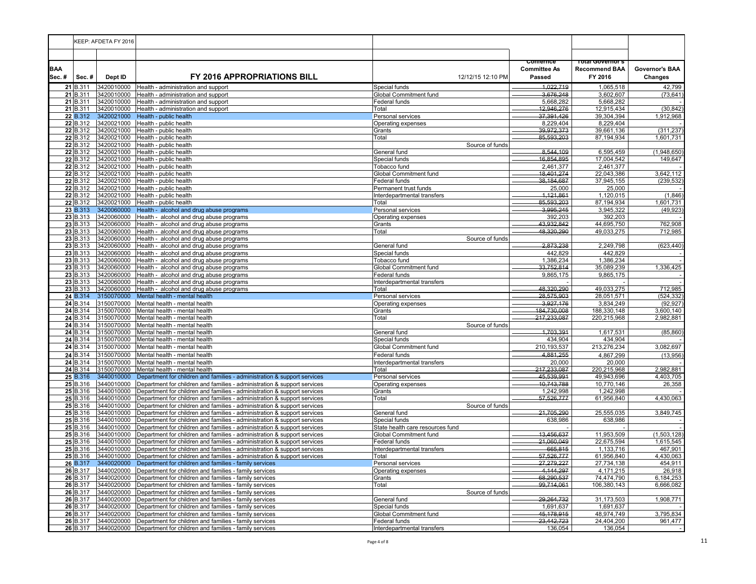| BAA Sec. # | Sec. # | Dept ID | FY 2016 APPROPRIATIONS BILL | 12/12/15 12:10 PM | Conference Committee As Passed | Total Governor's Recommend BAA FY 2016 | Governor's BAA Changes |
|---|---|---|---|---|---|---|---|
| | KEEP: AFDETA FY 2016 | | | | | | |
| 21 | B.311 | 3420010000 | Health - administration and support | Special funds | ~~1,022,719~~ | 1,065,518 | 42,799 |
| 21 | B.311 | 3420010000 | Health - administration and support | Global Commitment fund | ~~3,676,248~~ | 3,602,607 | (73,641) |
| 21 | B.311 | 3420010000 | Health - administration and support | Federal funds | 5,668,282 | 5,668,282 | - |
| 21 | B.311 | 3420010000 | Health - administration and support | Total | ~~12,946,276~~ | 12,915,434 | (30,842) |
| 22 | B.312 | 3420021000 | Health - public health | Personal services | ~~37,391,426~~ | 39,304,394 | 1,912,968 |
| 22 | B.312 | 3420021000 | Health - public health | Operating expenses | 8,229,404 | 8,229,404 | - |
| 22 | B.312 | 3420021000 | Health - public health | Grants | ~~39,972,373~~ | 39,661,136 | (311,237) |
| 22 | B.312 | 3420021000 | Health - public health | Total | ~~85,593,203~~ | 87,194,934 | 1,601,731 |
| 22 | B.312 | 3420021000 | Health - public health | Source of funds | | | |
| 22 | B.312 | 3420021000 | Health - public health | General fund | ~~8,544,109~~ | 6,595,459 | (1,948,650) |
| 22 | B.312 | 3420021000 | Health - public health | Special funds | ~~16,854,895~~ | 17,004,542 | 149,647 |
| 22 | B.312 | 3420021000 | Health - public health | Tobacco fund | 2,461,377 | 2,461,377 | - |
| 22 | B.312 | 3420021000 | Health - public health | Global Commitment fund | ~~18,401,274~~ | 22,043,386 | 3,642,112 |
| 22 | B.312 | 3420021000 | Health - public health | Federal funds | ~~38,184,687~~ | 37,945,155 | (239,532) |
| 22 | B.312 | 3420021000 | Health - public health | Permanent trust funds | 25,000 | 25,000 | - |
| 22 | B.312 | 3420021000 | Health - public health | Interdepartmental transfers | ~~1,121,861~~ | 1,120,015 | (1,846) |
| 22 | B.312 | 3420021000 | Health - public health | Total | ~~85,593,203~~ | 87,194,934 | 1,601,731 |
| 23 | B.313 | 3420060000 | Health - alcohol and drug abuse programs | Personal services | ~~3,995,245~~ | 3,945,322 | (49,923) |
| 23 | B.313 | 3420060000 | Health - alcohol and drug abuse programs | Operating expenses | 392,203 | 392,203 | - |
| 23 | B.313 | 3420060000 | Health - alcohol and drug abuse programs | Grants | ~~43,932,842~~ | 44,695,750 | 762,908 |
| 23 | B.313 | 3420060000 | Health - alcohol and drug abuse programs | Total | ~~48,320,290~~ | 49,033,275 | 712,985 |
| 23 | B.313 | 3420060000 | Health - alcohol and drug abuse programs | Source of funds | | | |
| 23 | B.313 | 3420060000 | Health - alcohol and drug abuse programs | General fund | ~~2,873,238~~ | 2,249,798 | (623,440) |
| 23 | B.313 | 3420060000 | Health - alcohol and drug abuse programs | Special funds | 442,829 | 442,829 | - |
| 23 | B.313 | 3420060000 | Health - alcohol and drug abuse programs | Tobacco fund | 1,386,234 | 1,386,234 | - |
| 23 | B.313 | 3420060000 | Health - alcohol and drug abuse programs | Global Commitment fund | ~~33,752,814~~ | 35,089,239 | 1,336,425 |
| 23 | B.313 | 3420060000 | Health - alcohol and drug abuse programs | Federal funds | 9,865,175 | 9,865,175 | - |
| 23 | B.313 | 3420060000 | Health - alcohol and drug abuse programs | Interdepartmental transfers | - | - | - |
| 23 | B.313 | 3420060000 | Health - alcohol and drug abuse programs | Total | ~~48,320,290~~ | 49,033,275 | 712,985 |
| 24 | B.314 | 3150070000 | Mental health - mental health | Personal services | ~~28,575,903~~ | 28,051,571 | (524,332) |
| 24 | B.314 | 3150070000 | Mental health - mental health | Operating expenses | ~~3,927,176~~ | 3,834,249 | (92,927) |
| 24 | B.314 | 3150070000 | Mental health - mental health | Grants | ~~184,730,008~~ | 188,330,148 | 3,600,140 |
| 24 | B.314 | 3150070000 | Mental health - mental health | Total | ~~217,233,087~~ | 220,215,968 | 2,982,881 |
| 24 | B.314 | 3150070000 | Mental health - mental health | Source of funds | | | |
| 24 | B.314 | 3150070000 | Mental health - mental health | General fund | ~~1,703,391~~ | 1,617,531 | (85,860) |
| 24 | B.314 | 3150070000 | Mental health - mental health | Special funds | 434,904 | 434,904 | - |
| 24 | B.314 | 3150070000 | Mental health - mental health | Global Commitment fund | 210,193,537 | 213,276,234 | 3,082,697 |
| 24 | B.314 | 3150070000 | Mental health - mental health | Federal funds | ~~4,881,255~~ | 4,867,299 | (13,956) |
| 24 | B.314 | 3150070000 | Mental health - mental health | Interdepartmental transfers | 20,000 | 20,000 | - |
| 24 | B.314 | 3150070000 | Mental health - mental health | Total | ~~217,233,087~~ | 220,215,968 | 2,982,881 |
| 25 | B.316 | 3440010000 | Department for children and families - administration & support services | Personal services | ~~45,539,991~~ | 49,943,696 | 4,403,705 |
| 25 | B.316 | 3440010000 | Department for children and families - administration & support services | Operating expenses | ~~10,743,788~~ | 10,770,146 | 26,358 |
| 25 | B.316 | 3440010000 | Department for children and families - administration & support services | Grants | 1,242,998 | 1,242,998 | - |
| 25 | B.316 | 3440010000 | Department for children and families - administration & support services | Total | ~~57,526,777~~ | 61,956,840 | 4,430,063 |
| 25 | B.316 | 3440010000 | Department for children and families - administration & support services | Source of funds | | | |
| 25 | B.316 | 3440010000 | Department for children and families - administration & support services | General fund | ~~21,705,290~~ | 25,555,035 | 3,849,745 |
| 25 | B.316 | 3440010000 | Department for children and families - administration & support services | Special funds | 638,986 | 638,986 | - |
| 25 | B.316 | 3440010000 | Department for children and families - administration & support services | State health care resources fund | - | - | - |
| 25 | B.316 | 3440010000 | Department for children and families - administration & support services | Global Commitment fund | ~~13,456,637~~ | 11,953,509 | (1,503,128) |
| 25 | B.316 | 3440010000 | Department for children and families - administration & support services | Federal funds | ~~21,060,049~~ | 22,675,594 | 1,615,545 |
| 25 | B.316 | 3440010000 | Department for children and families - administration & support services | Interdepartmental transfers | ~~665,815~~ | 1,133,716 | 467,901 |
| 25 | B.316 | 3440010000 | Department for children and families - administration & support services | Total | ~~57,526,777~~ | 61,956,840 | 4,430,063 |
| 26 | B.317 | 3440020000 | Department for children and families - family services | Personal services | ~~27,279,227~~ | 27,734,138 | 454,911 |
| 26 | B.317 | 3440020000 | Department for children and families - family services | Operating expenses | ~~4,144,297~~ | 4,171,215 | 26,918 |
| 26 | B.317 | 3440020000 | Department for children and families - family services | Grants | ~~68,290,537~~ | 74,474,790 | 6,184,253 |
| 26 | B.317 | 3440020000 | Department for children and families - family services | Total | ~~99,714,061~~ | 106,380,143 | 6,666,082 |
| 26 | B.317 | 3440020000 | Department for children and families - family services | Source of funds | | | |
| 26 | B.317 | 3440020000 | Department for children and families - family services | General fund | ~~29,264,732~~ | 31,173,503 | 1,908,771 |
| 26 | B.317 | 3440020000 | Department for children and families - family services | Special funds | 1,691,637 | 1,691,637 | - |
| 26 | B.317 | 3440020000 | Department for children and families - family services | Global Commitment fund | ~~45,178,915~~ | 48,974,749 | 3,795,834 |
| 26 | B.317 | 3440020000 | Department for children and families - family services | Federal funds | ~~23,442,723~~ | 24,404,200 | 961,477 |
| 26 | B.317 | 3440020000 | Department for children and families - family services | Interdepartmental transfers | 136,054 | 136,054 | - |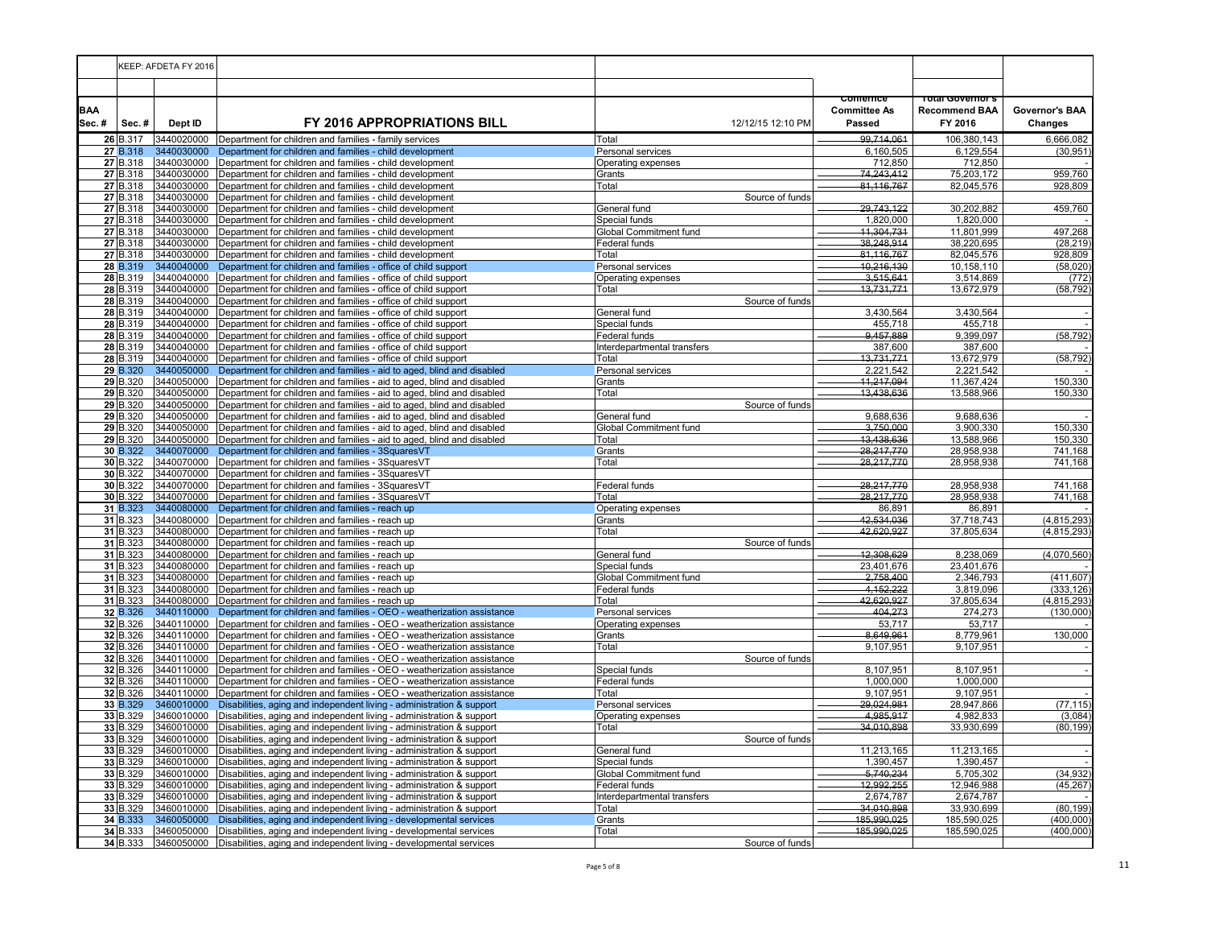| | KEEP: AFDETA FY 2016 | | | | | | | |
|---|---|---|---|---|---|---|---|---|
| **BAA Sec. #** | **Sec. #** | **Dept ID** | **FY 2016 APPROPRIATIONS BILL** | | 12/12/15 12:10 PM | **Conference Committee As Passed** | **Total Governor's Recommend BAA FY 2016** | **Governor's BAA Changes** |
| 26 | B.317 | 3440020000 | Department for children and families - family services | Total | | 99,714,061 | 106,380,143 | 6,666,082 |
| 27 | B.318 | 3440030000 | Department for children and families - child development | Personal services | | 6,160,505 | 6,129,554 | (30,951) |
| 27 | B.318 | 3440030000 | Department for children and families - child development | Operating expenses | | 712,850 | 712,850 | - |
| 27 | B.318 | 3440030000 | Department for children and families - child development | Grants | | 74,243,412 | 75,203,172 | 959,760 |
| 27 | B.318 | 3440030000 | Department for children and families - child development | Total | | 81,116,767 | 82,045,576 | 928,809 |
| 27 | B.318 | 3440030000 | Department for children and families - child development | | Source of funds | | | |
| 27 | B.318 | 3440030000 | Department for children and families - child development | General fund | | 29,743,122 | 30,202,882 | 459,760 |
| 27 | B.318 | 3440030000 | Department for children and families - child development | Special funds | | 1,820,000 | 1,820,000 | - |
| 27 | B.318 | 3440030000 | Department for children and families - child development | Global Commitment fund | | 11,304,731 | 11,801,999 | 497,268 |
| 27 | B.318 | 3440030000 | Department for children and families - child development | Federal funds | | 38,248,914 | 38,220,695 | (28,219) |
| 27 | B.318 | 3440030000 | Department for children and families - child development | Total | | 81,116,767 | 82,045,576 | 928,809 |
| 28 | B.319 | 3440040000 | Department for children and families - office of child support | Personal services | | 10,216,130 | 10,158,110 | (58,020) |
| 28 | B.319 | 3440040000 | Department for children and families - office of child support | Operating expenses | | 3,515,641 | 3,514,869 | (772) |
| 28 | B.319 | 3440040000 | Department for children and families - office of child support | Total | | 13,731,771 | 13,672,979 | (58,792) |
| 28 | B.319 | 3440040000 | Department for children and families - office of child support | | Source of funds | | | |
| 28 | B.319 | 3440040000 | Department for children and families - office of child support | General fund | | 3,430,564 | 3,430,564 | - |
| 28 | B.319 | 3440040000 | Department for children and families - office of child support | Special funds | | 455,718 | 455,718 | - |
| 28 | B.319 | 3440040000 | Department for children and families - office of child support | Federal funds | | 9,457,889 | 9,399,097 | (58,792) |
| 28 | B.319 | 3440040000 | Department for children and families - office of child support | Interdepartmental transfers | | 387,600 | 387,600 | - |
| 28 | B.319 | 3440040000 | Department for children and families - office of child support | Total | | 13,731,771 | 13,672,979 | (58,792) |
| 29 | B.320 | 3440050000 | Department for children and families - aid to aged, blind and disabled | Personal services | | 2,221,542 | 2,221,542 | - |
| 29 | B.320 | 3440050000 | Department for children and families - aid to aged, blind and disabled | Grants | | 11,217,094 | 11,367,424 | 150,330 |
| 29 | B.320 | 3440050000 | Department for children and families - aid to aged, blind and disabled | Total | | 13,438,636 | 13,588,966 | 150,330 |
| 29 | B.320 | 3440050000 | Department for children and families - aid to aged, blind and disabled | | Source of funds | | | |
| 29 | B.320 | 3440050000 | Department for children and families - aid to aged, blind and disabled | General fund | | 9,688,636 | 9,688,636 | - |
| 29 | B.320 | 3440050000 | Department for children and families - aid to aged, blind and disabled | Global Commitment fund | | 3,750,000 | 3,900,330 | 150,330 |
| 29 | B.320 | 3440050000 | Department for children and families - aid to aged, blind and disabled | Total | | 13,438,636 | 13,588,966 | 150,330 |
| 30 | B.322 | 3440070000 | Department for children and families - 3SquaresVT | Grants | | 28,217,770 | 28,958,938 | 741,168 |
| 30 | B.322 | 3440070000 | Department for children and families - 3SquaresVT | Total | | 28,217,770 | 28,958,938 | 741,168 |
| 30 | B.322 | 3440070000 | Department for children and families - 3SquaresVT | | | | | |
| 30 | B.322 | 3440070000 | Department for children and families - 3SquaresVT | Federal funds | | 28,217,770 | 28,958,938 | 741,168 |
| 30 | B.322 | 3440070000 | Department for children and families - 3SquaresVT | Total | | 28,217,770 | 28,958,938 | 741,168 |
| 31 | B.323 | 3440080000 | Department for children and families - reach up | Operating expenses | | 86,891 | 86,891 | - |
| 31 | B.323 | 3440080000 | Department for children and families - reach up | Grants | | 42,534,036 | 37,718,743 | (4,815,293) |
| 31 | B.323 | 3440080000 | Department for children and families - reach up | Total | | 42,620,927 | 37,805,634 | (4,815,293) |
| 31 | B.323 | 3440080000 | Department for children and families - reach up | | Source of funds | | | |
| 31 | B.323 | 3440080000 | Department for children and families - reach up | General fund | | 12,308,629 | 8,238,069 | (4,070,560) |
| 31 | B.323 | 3440080000 | Department for children and families - reach up | Special funds | | 23,401,676 | 23,401,676 | - |
| 31 | B.323 | 3440080000 | Department for children and families - reach up | Global Commitment fund | | 2,758,400 | 2,346,793 | (411,607) |
| 31 | B.323 | 3440080000 | Department for children and families - reach up | Federal funds | | 4,152,222 | 3,819,096 | (333,126) |
| 31 | B.323 | 3440080000 | Department for children and families - reach up | Total | | 42,620,927 | 37,805,634 | (4,815,293) |
| 32 | B.326 | 3440110000 | Department for children and families - OEO - weatherization assistance | Personal services | | 404,273 | 274,273 | (130,000) |
| 32 | B.326 | 3440110000 | Department for children and families - OEO - weatherization assistance | Operating expenses | | 53,717 | 53,717 | - |
| 32 | B.326 | 3440110000 | Department for children and families - OEO - weatherization assistance | Grants | | 8,649,961 | 8,779,961 | 130,000 |
| 32 | B.326 | 3440110000 | Department for children and families - OEO - weatherization assistance | Total | | 9,107,951 | 9,107,951 | - |
| 32 | B.326 | 3440110000 | Department for children and families - OEO - weatherization assistance | | Source of funds | | | |
| 32 | B.326 | 3440110000 | Department for children and families - OEO - weatherization assistance | Special funds | | 8,107,951 | 8,107,951 | - |
| 32 | B.326 | 3440110000 | Department for children and families - OEO - weatherization assistance | Federal funds | | 1,000,000 | 1,000,000 | |
| 32 | B.326 | 3440110000 | Department for children and families - OEO - weatherization assistance | Total | | 9,107,951 | 9,107,951 | - |
| 33 | B.329 | 3460010000 | Disabilities, aging and independent living - administration & support | Personal services | | 29,024,981 | 28,947,866 | (77,115) |
| 33 | B.329 | 3460010000 | Disabilities, aging and independent living - administration & support | Operating expenses | | 4,985,917 | 4,982,833 | (3,084) |
| 33 | B.329 | 3460010000 | Disabilities, aging and independent living - administration & support | Total | | 34,010,898 | 33,930,699 | (80,199) |
| 33 | B.329 | 3460010000 | Disabilities, aging and independent living - administration & support | | Source of funds | | | |
| 33 | B.329 | 3460010000 | Disabilities, aging and independent living - administration & support | General fund | | 11,213,165 | 11,213,165 | - |
| 33 | B.329 | 3460010000 | Disabilities, aging and independent living - administration & support | Special funds | | 1,390,457 | 1,390,457 | - |
| 33 | B.329 | 3460010000 | Disabilities, aging and independent living - administration & support | Global Commitment fund | | 5,740,234 | 5,705,302 | (34,932) |
| 33 | B.329 | 3460010000 | Disabilities, aging and independent living - administration & support | Federal funds | | 12,992,255 | 12,946,988 | (45,267) |
| 33 | B.329 | 3460010000 | Disabilities, aging and independent living - administration & support | Interdepartmental transfers | | 2,674,787 | 2,674,787 | - |
| 33 | B.329 | 3460010000 | Disabilities, aging and independent living - administration & support | Total | | 34,010,898 | 33,930,699 | (80,199) |
| 34 | B.333 | 3460050000 | Disabilities, aging and independent living - developmental services | Grants | | 185,990,025 | 185,590,025 | (400,000) |
| 34 | B.333 | 3460050000 | Disabilities, aging and independent living - developmental services | Total | | 185,990,025 | 185,590,025 | (400,000) |
| 34 | B.333 | 3460050000 | Disabilities, aging and independent living - developmental services | | Source of funds | | | |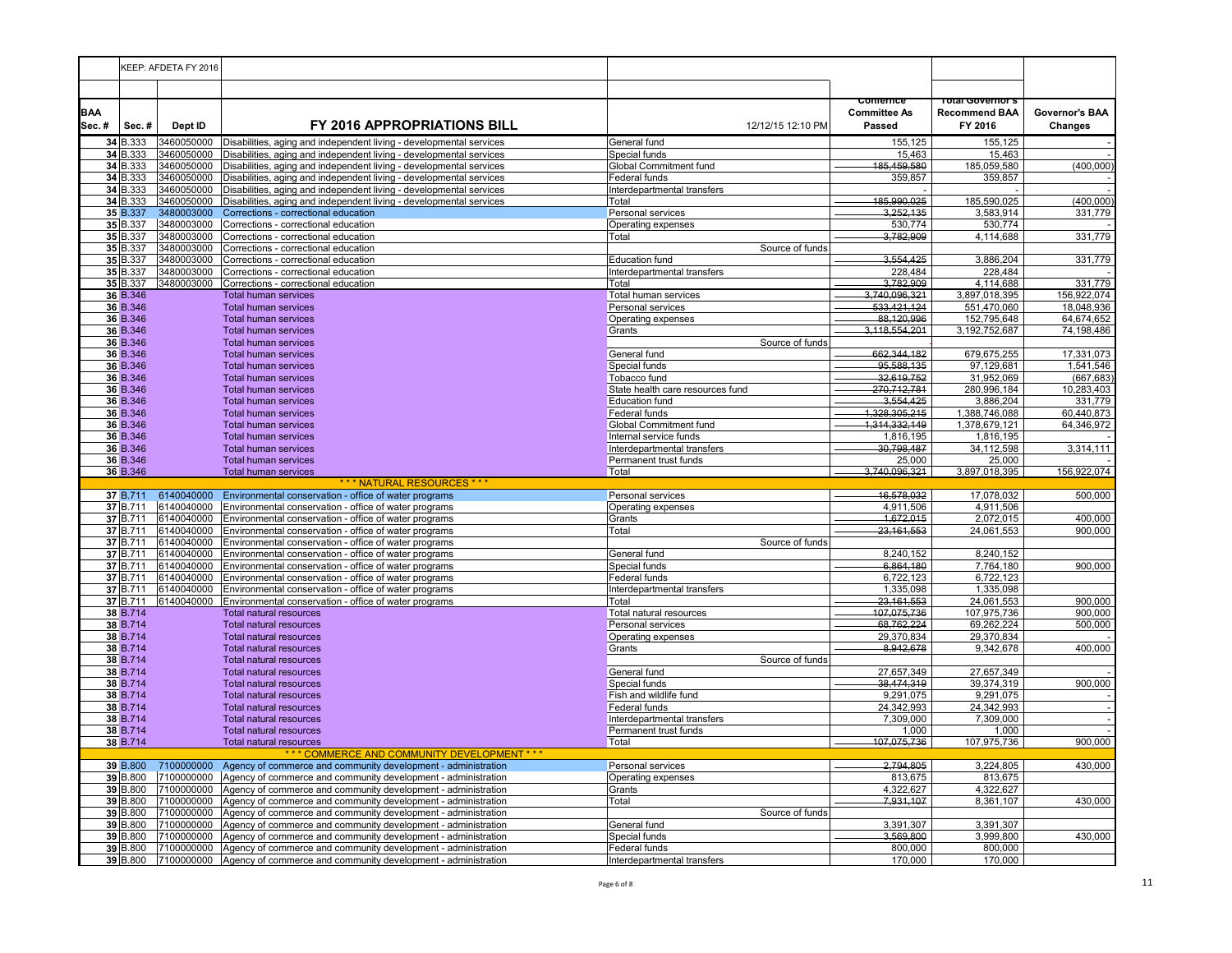| | KEEP: AFDETA FY 2016 | | | | | | |
|---|---|---|---|---|---|---|---|
| **BAA Sec. #** | **Sec. #** | **Dept ID** | **FY 2016 APPROPRIATIONS BILL** | 12/12/15 12:10 PM | **Conference Committee As Passed** | **Total Governor's Recommend BAA FY 2016** | **Governor's BAA Changes** |
| 34 | B.333 | 3460050000 | Disabilities, aging and independent living - developmental services | General fund | 155,125 | 155,125 | - |
| 34 | B.333 | 3460050000 | Disabilities, aging and independent living - developmental services | Special funds | 15,463 | 15,463 | - |
| 34 | B.333 | 3460050000 | Disabilities, aging and independent living - developmental services | Global Commitment fund | 185,459,580 | 185,059,580 | (400,000) |
| 34 | B.333 | 3460050000 | Disabilities, aging and independent living - developmental services | Federal funds | 359,857 | 359,857 | - |
| 34 | B.333 | 3460050000 | Disabilities, aging and independent living - developmental services | Interdepartmental transfers | - | - | - |
| 34 | B.333 | 3460050000 | Disabilities, aging and independent living - developmental services | Total | 185,990,025 | 185,590,025 | (400,000) |
| 35 | B.337 | 3480003000 | Corrections - correctional education | Personal services | 3,252,135 | 3,583,914 | 331,779 |
| 35 | B.337 | 3480003000 | Corrections - correctional education | Operating expenses | 530,774 | 530,774 | - |
| 35 | B.337 | 3480003000 | Corrections - correctional education | Total | 3,782,909 | 4,114,688 | 331,779 |
| 35 | B.337 | 3480003000 | Corrections - correctional education | Source of funds | | | |
| 35 | B.337 | 3480003000 | Corrections - correctional education | Education fund | 3,554,425 | 3,886,204 | 331,779 |
| 35 | B.337 | 3480003000 | Corrections - correctional education | Interdepartmental transfers | 228,484 | 228,484 | - |
| 35 | B.337 | 3480003000 | Corrections - correctional education | Total | 3,782,909 | 4,114,688 | 331,779 |
| 36 | B.346 | | Total human services | Total human services | 3,740,096,321 | 3,897,018,395 | 156,922,074 |
| 36 | B.346 | | Total human services | Personal services | 533,421,124 | 551,470,060 | 18,048,936 |
| 36 | B.346 | | Total human services | Operating expenses | 88,120,996 | 152,795,648 | 64,674,652 |
| 36 | B.346 | | Total human services | Grants | 3,118,554,201 | 3,192,752,687 | 74,198,486 |
| 36 | B.346 | | Total human services | Source of funds | | | |
| 36 | B.346 | | Total human services | General fund | 662,344,182 | 679,675,255 | 17,331,073 |
| 36 | B.346 | | Total human services | Special funds | 95,588,135 | 97,129,681 | 1,541,546 |
| 36 | B.346 | | Total human services | Tobacco fund | 32,619,752 | 31,952,069 | (667,683) |
| 36 | B.346 | | Total human services | State health care resources fund | 270,712,781 | 280,996,184 | 10,283,403 |
| 36 | B.346 | | Total human services | Education fund | 3,554,425 | 3,886,204 | 331,779 |
| 36 | B.346 | | Total human services | Federal funds | 1,328,305,215 | 1,388,746,088 | 60,440,873 |
| 36 | B.346 | | Total human services | Global Commitment fund | 1,314,332,149 | 1,378,679,121 | 64,346,972 |
| 36 | B.346 | | Total human services | Internal service funds | 1,816,195 | 1,816,195 | - |
| 36 | B.346 | | Total human services | Interdepartmental transfers | 30,798,487 | 34,112,598 | 3,314,111 |
| 36 | B.346 | | Total human services | Permanent trust funds | 25,000 | 25,000 | - |
| 36 | B.346 | | Total human services | Total | 3,740,096,321 | 3,897,018,395 | 156,922,074 |
| | | | *** NATURAL RESOURCES *** | | | | |
| 37 | B.711 | 6140040000 | Environmental conservation - office of water programs | Personal services | 16,578,032 | 17,078,032 | 500,000 |
| 37 | B.711 | 6140040000 | Environmental conservation - office of water programs | Operating expenses | 4,911,506 | 4,911,506 | |
| 37 | B.711 | 6140040000 | Environmental conservation - office of water programs | Grants | 1,672,015 | 2,072,015 | 400,000 |
| 37 | B.711 | 6140040000 | Environmental conservation - office of water programs | Total | 23,161,553 | 24,061,553 | 900,000 |
| 37 | B.711 | 6140040000 | Environmental conservation - office of water programs | Source of funds | | | |
| 37 | B.711 | 6140040000 | Environmental conservation - office of water programs | General fund | 8,240,152 | 8,240,152 | |
| 37 | B.711 | 6140040000 | Environmental conservation - office of water programs | Special funds | 6,864,180 | 7,764,180 | 900,000 |
| 37 | B.711 | 6140040000 | Environmental conservation - office of water programs | Federal funds | 6,722,123 | 6,722,123 | |
| 37 | B.711 | 6140040000 | Environmental conservation - office of water programs | Interdepartmental transfers | 1,335,098 | 1,335,098 | |
| 37 | B.711 | 6140040000 | Environmental conservation - office of water programs | Total | 23,161,553 | 24,061,553 | 900,000 |
| 38 | B.714 | | Total natural resources | Total natural resources | 107,075,736 | 107,975,736 | 900,000 |
| 38 | B.714 | | Total natural resources | Personal services | 68,762,224 | 69,262,224 | 500,000 |
| 38 | B.714 | | Total natural resources | Operating expenses | 29,370,834 | 29,370,834 | - |
| 38 | B.714 | | Total natural resources | Grants | 8,942,678 | 9,342,678 | 400,000 |
| 38 | B.714 | | Total natural resources | Source of funds | | | |
| 38 | B.714 | | Total natural resources | General fund | 27,657,349 | 27,657,349 | - |
| 38 | B.714 | | Total natural resources | Special funds | 38,474,319 | 39,374,319 | 900,000 |
| 38 | B.714 | | Total natural resources | Fish and wildlife fund | 9,291,075 | 9,291,075 | - |
| 38 | B.714 | | Total natural resources | Federal funds | 24,342,993 | 24,342,993 | - |
| 38 | B.714 | | Total natural resources | Interdepartmental transfers | 7,309,000 | 7,309,000 | - |
| 38 | B.714 | | Total natural resources | Permanent trust funds | 1,000 | 1,000 | - |
| 38 | B.714 | | Total natural resources | Total | 107,075,736 | 107,975,736 | 900,000 |
| | | | *** COMMERCE AND COMMUNITY DEVELOPMENT *** | | | | |
| 39 | B.800 | 7100000000 | Agency of commerce and community development - administration | Personal services | 2,794,805 | 3,224,805 | 430,000 |
| 39 | B.800 | 7100000000 | Agency of commerce and community development - administration | Operating expenses | 813,675 | 813,675 | |
| 39 | B.800 | 7100000000 | Agency of commerce and community development - administration | Grants | 4,322,627 | 4,322,627 | |
| 39 | B.800 | 7100000000 | Agency of commerce and community development - administration | Total | 7,931,107 | 8,361,107 | 430,000 |
| 39 | B.800 | 7100000000 | Agency of commerce and community development - administration | Source of funds | | | |
| 39 | B.800 | 7100000000 | Agency of commerce and community development - administration | General fund | 3,391,307 | 3,391,307 | |
| 39 | B.800 | 7100000000 | Agency of commerce and community development - administration | Special funds | 3,569,800 | 3,999,800 | 430,000 |
| 39 | B.800 | 7100000000 | Agency of commerce and community development - administration | Federal funds | 800,000 | 800,000 | |
| 39 | B.800 | 7100000000 | Agency of commerce and community development - administration | Interdepartmental transfers | 170,000 | 170,000 | |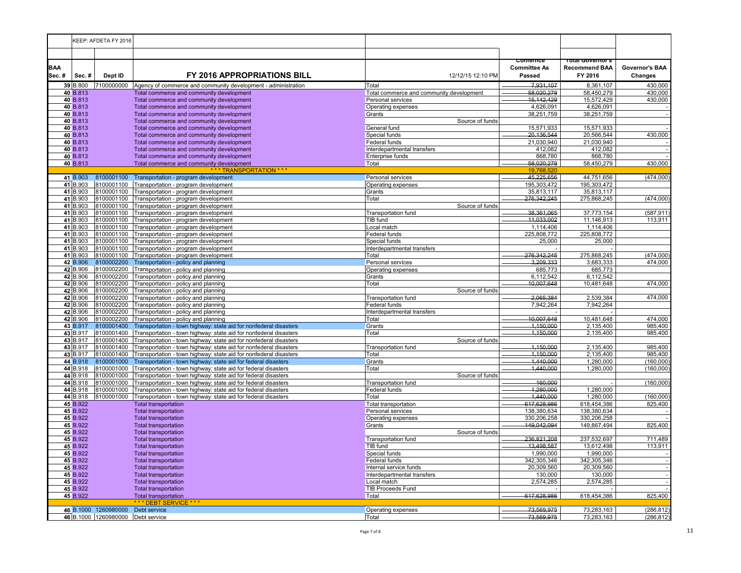| | KEEP: AFDETA FY 2016 | | | | | | |
|---|---|---|---|---|---|---|---|
| **BAA Sec. #** | **Sec. #** | **Dept ID** | **FY 2016 APPROPRIATIONS BILL** | 12/12/15 12:10 PM | **Commerce Committee As Passed** | **Total Governor's Recommend BAA FY 2016** | **Governor's BAA Changes** |
| 39 | B.800 | 7100000000 | Agency of commerce and community development - administration | Total | ~~7,931,107~~ | 8,361,107 | 430,000 |
| 40 | B.813 | | Total commerce and community development | Total commerce and community development | ~~58,020,279~~ | 58,450,279 | 430,000 |
| 40 | B.813 | | Total commerce and community development | Personal services | ~~15,142,429~~ | 15,572,429 | 430,000 |
| 40 | B.813 | | Total commerce and community development | Operating expenses | 4,626,091 | 4,626,091 | - |
| 40 | B.813 | | Total commerce and community development | Grants | 38,251,759 | 38,251,759 | - |
| 40 | B.813 | | Total commerce and community development | Source of funds | | | |
| 40 | B.813 | | Total commerce and community development | General fund | 15,571,933 | 15,571,933 | - |
| 40 | B.813 | | Total commerce and community development | Special funds | ~~20,136,544~~ | 20,566,544 | 430,000 |
| 40 | B.813 | | Total commerce and community development | Federal funds | 21,030,940 | 21,030,940 | - |
| 40 | B.813 | | Total commerce and community development | Interdepartmental transfers | 412,082 | 412,082 | - |
| 40 | B.813 | | Total commerce and community development | Enterprise funds | 868,780 | 868,780 | - |
| 40 | B.813 | | Total commerce and community development | Total | ~~58,020,279~~ | 58,450,279 | 430,000 |
| | | | *** TRANSPORTATION *** | | 19,768,520 | | |
| 41 | B.903 | 8100001100 | Transportation - program development | Personal services | ~~45,225,656~~ | 44,751,656 | (474,000) |
| 41 | B.903 | 8100001100 | Transportation - program development | Operating expenses | 195,303,472 | 195,303,472 | |
| 41 | B.903 | 8100001100 | Transportation - program development | Grants | 35,813,117 | 35,813,117 | |
| 41 | B.903 | 8100001100 | Transportation - program development | Total | ~~276,342,245~~ | 275,868,245 | (474,000) |
| 41 | B.903 | 8100001100 | Transportation - program development | Source of funds | | | |
| 41 | B.903 | 8100001100 | Transportation - program development | Transportation fund | ~~38,361,065~~ | 37,773,154 | (587,911) |
| 41 | B.903 | 8100001100 | Transportation - program development | TIB fund | ~~11,033,002~~ | 11,146,913 | 113,911 |
| 41 | B.903 | 8100001100 | Transportation - program development | Local match | 1,114,406 | 1,114,406 | |
| 41 | B.903 | 8100001100 | Transportation - program development | Federal funds | 225,808,772 | 225,808,772 | |
| 41 | B.903 | 8100001100 | Transportation - program development | Special funds | 25,000 | 25,000 | |
| 41 | B.903 | 8100001100 | Transportation - program development | Interdepartmental transfers | - | - | |
| 41 | B.903 | 8100001100 | Transportation - program development | Total | ~~276,342,245~~ | 275,868,245 | (474,000) |
| 42 | B.906 | 8100002200 | Transportation - policy and planning | Personal services | ~~3,209,333~~ | 3,683,333 | 474,000 |
| 42 | B.906 | 8100002200 | Transportation - policy and planning | Operating expenses | 685,773 | 685,773 | |
| 42 | B.906 | 8100002200 | Transportation - policy and planning | Grants | 6,112,542 | 6,112,542 | |
| 42 | B.906 | 8100002200 | Transportation - policy and planning | Total | ~~10,007,648~~ | 10,481,648 | 474,000 |
| 42 | B.906 | 8100002200 | Transportation - policy and planning | Source of funds | | | |
| 42 | B.906 | 8100002200 | Transportation - policy and planning | Transportation fund | ~~2,065,384~~ | 2,539,384 | 474,000 |
| 42 | B.906 | 8100002200 | Transportation - policy and planning | Federal funds | 7,942,264 | 7,942,264 | |
| 42 | B.906 | 8100002200 | Transportation - policy and planning | Interdepartmental transfers | - | - | |
| 42 | B.906 | 8100002200 | Transportation - policy and planning | Total | ~~10,007,648~~ | 10,481,648 | 474,000 |
| 43 | B.917 | 8100001400 | Transportation - town highway: state aid for nonfederal disasters | Grants | ~~1,150,000~~ | 2,135,400 | 985,400 |
| 43 | B.917 | 8100001400 | Transportation - town highway: state aid for nonfederal disasters | Total | ~~1,150,000~~ | 2,135,400 | 985,400 |
| 43 | B.917 | 8100001400 | Transportation - town highway: state aid for nonfederal disasters | Source of funds | | | |
| 43 | B.917 | 8100001400 | Transportation - town highway: state aid for nonfederal disasters | Transportation fund | ~~1,150,000~~ | 2,135,400 | 985,400 |
| 43 | B.917 | 8100001400 | Transportation - town highway: state aid for nonfederal disasters | Total | ~~1,150,000~~ | 2,135,400 | 985,400 |
| 44 | B.918 | 8100001000 | Transportation - town highway: state aid for federal disasters | Grants | ~~1,440,000~~ | 1,280,000 | (160,000) |
| 44 | B.918 | 8100001000 | Transportation - town highway: state aid for federal disasters | Total | ~~1,440,000~~ | 1,280,000 | (160,000) |
| 44 | B.918 | 8100001000 | Transportation - town highway: state aid for federal disasters | Source of funds | | | |
| 44 | B.918 | 8100001000 | Transportation - town highway: state aid for federal disasters | Transportation fund | ~~160,000~~ | - | (160,000) |
| 44 | B.918 | 8100001000 | Transportation - town highway: state aid for federal disasters | Federal funds | ~~1,280,000~~ | 1,280,000 | |
| 44 | B.918 | 8100001000 | Transportation - town highway: state aid for federal disasters | Total | ~~1,440,000~~ | 1,280,000 | (160,000) |
| 45 | B.922 | | Total transportation | Total transportation | ~~617,628,986~~ | 618,454,386 | 825,400 |
| 45 | B.922 | | Total transportation | Personal services | 138,380,634 | 138,380,634 | - |
| 45 | B.922 | | Total transportation | Operating expenses | 330,206,258 | 330,206,258 | - |
| 45 | B.922 | | Total transportation | Grants | ~~149,042,094~~ | 149,867,494 | 825,400 |
| 45 | B.922 | | Total transportation | Source of funds | | | |
| 45 | B.922 | | Total transportation | Transportation fund | ~~236,821,208~~ | 237,532,697 | 711,489 |
| 45 | B.922 | | Total transportation | TIB fund | ~~13,498,587~~ | 13,612,498 | 113,911 |
| 45 | B.922 | | Total transportation | Special funds | 1,990,000 | 1,990,000 | - |
| 45 | B.922 | | Total transportation | Federal funds | 342,305,346 | 342,305,346 | - |
| 45 | B.922 | | Total transportation | Internal service funds | 20,309,560 | 20,309,560 | - |
| 45 | B.922 | | Total transportation | Interdepartmental transfers | 130,000 | 130,000 | - |
| 45 | B.922 | | Total transportation | Local match | 2,574,285 | 2,574,285 | - |
| 45 | B.922 | | Total transportation | TIB Proceeds Fund | - | - | - |
| 45 | B.922 | | Total transportation | Total | ~~617,628,986~~ | 618,454,386 | 825,400 |
| | | | *** DEBT SERVICE *** | | | | |
| 46 | B.1000 | 1260980000 | Debt service | Operating expenses | ~~73,569,975~~ | 73,283,163 | (286,812) |
| 46 | B.1000 | 1260980000 | Debt service | Total | ~~73,569,975~~ | 73,283,163 | (286,812) |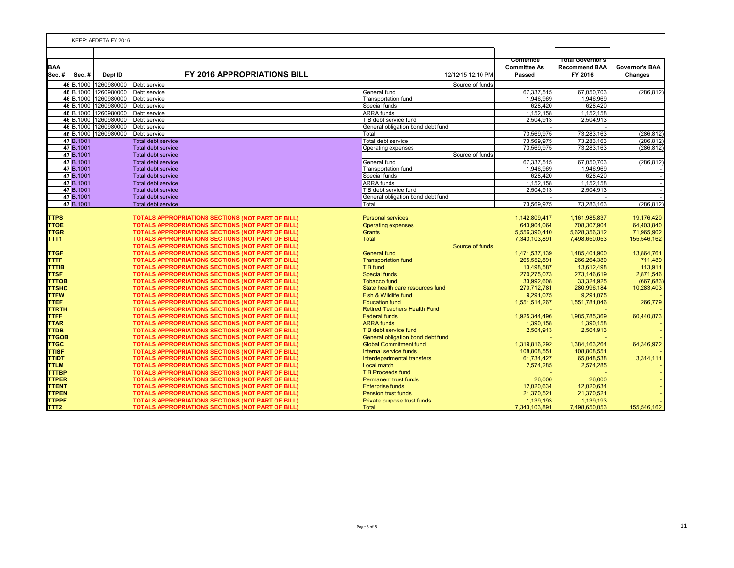| BAA Sec. # | Sec. # | KEEP: AFDETA FY 2016 Dept ID | FY 2016 APPROPRIATIONS BILL | 12/12/15 12:10 PM | Conference Committee As Passed | Total Governor's Recommend BAA FY 2016 | Governor's BAA Changes |
|---|---|---|---|---|---|---|---|
| 46 | B.1000 | 1260980000 | Debt service | Source of funds | | | |
| 46 | B.1000 | 1260980000 | Debt service | General fund | ~~67,337,515~~ | 67,050,703 | (286,812) |
| 46 | B.1000 | 1260980000 | Debt service | Transportation fund | 1,946,969 | 1,946,969 | |
| 46 | B.1000 | 1260980000 | Debt service | Special funds | 628,420 | 628,420 | |
| 46 | B.1000 | 1260980000 | Debt service | ARRA funds | 1,152,158 | 1,152,158 | |
| 46 | B.1000 | 1260980000 | Debt service | TIB debt service fund | 2,504,913 | 2,504,913 | |
| 46 | B.1000 | 1260980000 | Debt service | General obligation bond debt fund | - | - | |
| 46 | B.1000 | 1260980000 | Debt service | Total | ~~73,569,975~~ | 73,283,163 | (286,812) |
| 47 | B.1001 | | Total debt service | Total debt service | ~~73,569,975~~ | 73,283,163 | (286,812) |
| 47 | B.1001 | | Total debt service | Operating expenses | ~~73,569,975~~ | 73,283,163 | (286,812) |
| 47 | B.1001 | | Total debt service | Source of funds | | | |
| 47 | B.1001 | | Total debt service | General fund | ~~67,337,515~~ | 67,050,703 | (286,812) |
| 47 | B.1001 | | Total debt service | Transportation fund | 1,946,969 | 1,946,969 | - |
| 47 | B.1001 | | Total debt service | Special funds | 628,420 | 628,420 | - |
| 47 | B.1001 | | Total debt service | ARRA funds | 1,152,158 | 1,152,158 | - |
| 47 | B.1001 | | Total debt service | TIB debt service fund | 2,504,913 | 2,504,913 | - |
| 47 | B.1001 | | Total debt service | General obligation bond debt fund | - | - | - |
| 47 | B.1001 | | Total debt service | Total | ~~73,569,975~~ | 73,283,163 | (286,812) |
| TTPS | | | TOTALS APPROPRIATIONS SECTIONS (NOT PART OF BILL) | Personal services | 1,142,809,417 | 1,161,985,837 | 19,176,420 |
| TTOE | | | TOTALS APPROPRIATIONS SECTIONS (NOT PART OF BILL) | Operating expenses | 643,904,064 | 708,307,904 | 64,403,840 |
| TTGR | | | TOTALS APPROPRIATIONS SECTIONS (NOT PART OF BILL) | Grants | 5,556,390,410 | 5,628,356,312 | 71,965,902 |
| TTT1 | | | TOTALS APPROPRIATIONS SECTIONS (NOT PART OF BILL) | Total | 7,343,103,891 | 7,498,650,053 | 155,546,162 |
| | | | TOTALS APPROPRIATIONS SECTIONS (NOT PART OF BILL) | Source of funds | | | |
| TTGF | | | TOTALS APPROPRIATIONS SECTIONS (NOT PART OF BILL) | General fund | 1,471,537,139 | 1,485,401,900 | 13,864,761 |
| TTTF | | | TOTALS APPROPRIATIONS SECTIONS (NOT PART OF BILL) | Transportation fund | 265,552,891 | 266,264,380 | 711,489 |
| TTTIB | | | TOTALS APPROPRIATIONS SECTIONS (NOT PART OF BILL) | TIB fund | 13,498,587 | 13,612,498 | 113,911 |
| TTSF | | | TOTALS APPROPRIATIONS SECTIONS (NOT PART OF BILL) | Special funds | 270,275,073 | 273,146,619 | 2,871,546 |
| TTTOB | | | TOTALS APPROPRIATIONS SECTIONS (NOT PART OF BILL) | Tobacco fund | 33,992,608 | 33,324,925 | (667,683) |
| TTSHC | | | TOTALS APPROPRIATIONS SECTIONS (NOT PART OF BILL) | State health care resources fund | 270,712,781 | 280,996,184 | 10,283,403 |
| TTFW | | | TOTALS APPROPRIATIONS SECTIONS (NOT PART OF BILL) | Fish & Wildlife fund | 9,291,075 | 9,291,075 | - |
| TTEF | | | TOTALS APPROPRIATIONS SECTIONS (NOT PART OF BILL) | Education fund | 1,551,514,267 | 1,551,781,046 | 266,779 |
| TTRTH | | | TOTALS APPROPRIATIONS SECTIONS (NOT PART OF BILL) | Retired Teachers Health Fund | - | - | - |
| TTFF | | | TOTALS APPROPRIATIONS SECTIONS (NOT PART OF BILL) | Federal funds | 1,925,344,496 | 1,985,785,369 | 60,440,873 |
| TTAR | | | TOTALS APPROPRIATIONS SECTIONS (NOT PART OF BILL) | ARRA funds | 1,390,158 | 1,390,158 | - |
| TTDB | | | TOTALS APPROPRIATIONS SECTIONS (NOT PART OF BILL) | TIB debt service fund | 2,504,913 | 2,504,913 | - |
| TTGOB | | | TOTALS APPROPRIATIONS SECTIONS (NOT PART OF BILL) | General obligation bond debt fund | - | - | - |
| TTGC | | | TOTALS APPROPRIATIONS SECTIONS (NOT PART OF BILL) | Global Commitment fund | 1,319,816,292 | 1,384,163,264 | 64,346,972 |
| TTISF | | | TOTALS APPROPRIATIONS SECTIONS (NOT PART OF BILL) | Internal service funds | 108,808,551 | 108,808,551 | - |
| TTIDT | | | TOTALS APPROPRIATIONS SECTIONS (NOT PART OF BILL) | Interdepartmental transfers | 61,734,427 | 65,048,538 | 3,314,111 |
| TTLM | | | TOTALS APPROPRIATIONS SECTIONS (NOT PART OF BILL) | Local match | 2,574,285 | 2,574,285 | - |
| TTTBP | | | TOTALS APPROPRIATIONS SECTIONS (NOT PART OF BILL) | TIB Proceeds fund | - | - | - |
| TTPER | | | TOTALS APPROPRIATIONS SECTIONS (NOT PART OF BILL) | Permanent trust funds | 26,000 | 26,000 | - |
| TTENT | | | TOTALS APPROPRIATIONS SECTIONS (NOT PART OF BILL) | Enterprise funds | 12,020,634 | 12,020,634 | - |
| TTPEN | | | TOTALS APPROPRIATIONS SECTIONS (NOT PART OF BILL) | Pension trust funds | 21,370,521 | 21,370,521 | - |
| TTPPF | | | TOTALS APPROPRIATIONS SECTIONS (NOT PART OF BILL) | Private purpose trust funds | 1,139,193 | 1,139,193 | - |
| TTT2 | | | TOTALS APPROPRIATIONS SECTIONS (NOT PART OF BILL) | Total | 7,343,103,891 | 7,498,650,053 | 155,546,162 |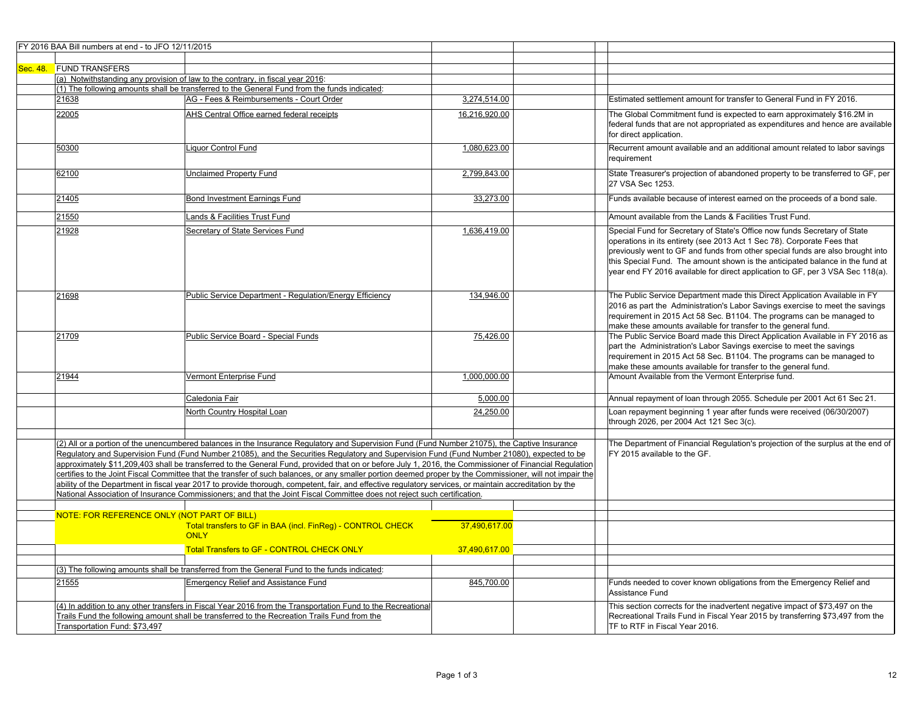FY 2016 BAA Bill numbers at end - to JFO 12/11/2015

| | | | | | | |
|---|---|---|---|---|---|---|
| Sec. 48. | FUND TRANSFERS | | | | | |
| | (a) Notwithstanding any provision of law to the contrary, in fiscal year 2016: | | | | | |
| | (1) The following amounts shall be transferred to the General Fund from the funds indicated: | | | | | |
| | 21638 | AG - Fees & Reimbursements - Court Order | 3,274,514.00 | | | Estimated settlement amount for transfer to General Fund in FY 2016. |
| | 22005 | AHS Central Office earned federal receipts | 16,216,920.00 | | | The Global Commitment fund is expected to earn approximately $16.2M in federal funds that are not appropriated as expenditures and hence are available for direct application. |
| | 50300 | Liquor Control Fund | 1,080,623.00 | | | Recurrent amount available and an additional amount related to labor savings requirement |
| | 62100 | Unclaimed Property Fund | 2,799,843.00 | | | State Treasurer's projection of abandoned property to be transferred to GF, per 27 VSA Sec 1253. |
| | 21405 | Bond Investment Earnings Fund | 33,273.00 | | | Funds available because of interest earned on the proceeds of a bond sale. |
| | 21550 | Lands & Facilities Trust Fund | | | | Amount available from the Lands & Facilities Trust Fund. |
| | 21928 | Secretary of State Services Fund | 1,636,419.00 | | | Special Fund for Secretary of State's Office now funds Secretary of State operations in its entirety (see 2013 Act 1 Sec 78). Corporate Fees that previously went to GF and funds from other special funds are also brought into this Special Fund. The amount shown is the anticipated balance in the fund at year end FY 2016 available for direct application to GF, per 3 VSA Sec 118(a). |
| | 21698 | Public Service Department - Regulation/Energy Efficiency | 134,946.00 | | | The Public Service Department made this Direct Application Available in FY 2016 as part the Administration's Labor Savings exercise to meet the savings requirement in 2015 Act 58 Sec. B1104. The programs can be managed to make these amounts available for transfer to the general fund. |
| | 21709 | Public Service Board - Special Funds | 75,426.00 | | | The Public Service Board made this Direct Application Available in FY 2016 as part the Administration's Labor Savings exercise to meet the savings requirement in 2015 Act 58 Sec. B1104. The programs can be managed to make these amounts available for transfer to the general fund. |
| | 21944 | Vermont Enterprise Fund | 1,000,000.00 | | | Amount Available from the Vermont Enterprise fund. |
| | | Caledonia Fair | 5,000.00 | | | Annual repayment of loan through 2055. Schedule per 2001 Act 61 Sec 21. |
| | | North Country Hospital Loan | 24,250.00 | | | Loan repayment beginning 1 year after funds were received (06/30/2007) through 2026, per 2004 Act 121 Sec 3(c). |
| | | | | | | |
| | (2) All or a portion of the unencumbered balances in the Insurance Regulatory and Supervision Fund (Fund Number 21075), the Captive Insurance Regulatory and Supervision Fund (Fund Number 21085), and the Securities Regulatory and Supervision Fund (Fund Number 21080), expected to be approximately $11,209,403 shall be transferred to the General Fund, provided that on or before July 1, 2016, the Commissioner of Financial Regulation certifies to the Joint Fiscal Committee that the transfer of such balances, or any smaller portion deemed proper by the Commissioner, will not impair the ability of the Department in fiscal year 2017 to provide thorough, competent, fair, and effective regulatory services, or maintain accreditation by the National Association of Insurance Commissioners; and that the Joint Fiscal Committee does not reject such certification. | | | | | The Department of Financial Regulation's projection of the surplus at the end of FY 2015 available to the GF. |
| | | | | | | |
| | NOTE: FOR REFERENCE ONLY (NOT PART OF BILL) | | | | | |
| | | Total transfers to GF in BAA (incl. FinReg) - CONTROL CHECK ONLY | 37,490,617.00 | | | |
| | | Total Transfers to GF - CONTROL CHECK ONLY | 37,490,617.00 | | | |
| | | | | | | |
| | (3) The following amounts shall be transferred from the General Fund to the funds indicated: | | | | | |
| | 21555 | Emergency Relief and Assistance Fund | 845,700.00 | | | Funds needed to cover known obligations from the Emergency Relief and Assistance Fund |
| | (4) In addition to any other transfers in Fiscal Year 2016 from the Transportation Fund to the Recreational Trails Fund the following amount shall be transferred to the Recreation Trails Fund from the Transportation Fund: $73,497 | | | | | This section corrects for the inadvertent negative impact of $73,497 on the Recreational Trails Fund in Fiscal Year 2015 by transferring $73,497 from the TF to RTF in Fiscal Year 2016. |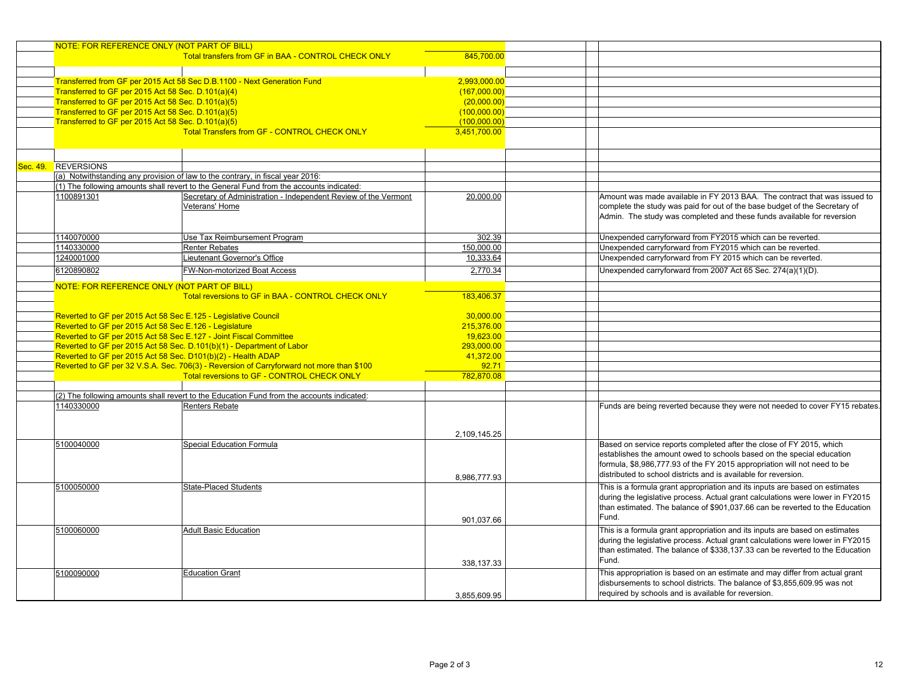| | | | | | | |
|---|---|---|---|---|---|---|
| | NOTE: FOR REFERENCE ONLY (NOT PART OF BILL) | | | | | |
| | | Total transfers from GF in BAA - CONTROL CHECK ONLY | 845,700.00 | | | |
| | | | | | | |
| | Transferred from GF per 2015 Act 58 Sec D.B.1100 - Next Generation Fund | | 2,993,000.00 | | | |
| | Transferred to GF per 2015 Act 58 Sec. D.101(a)(4) | | (167,000.00) | | | |
| | Transferred to GF per 2015 Act 58 Sec. D.101(a)(5) | | (20,000.00) | | | |
| | Transferred to GF per 2015 Act 58 Sec. D.101(a)(5) | | (100,000.00) | | | |
| | Transferred to GF per 2015 Act 58 Sec. D.101(a)(5) | | (100,000.00) | | | |
| | | Total Transfers from GF - CONTROL CHECK ONLY | 3,451,700.00 | | | |
| | | | | | | |
| Sec. 49. | REVERSIONS | | | | | |
| | (a) Notwithstanding any provision of law to the contrary, in fiscal year 2016: | | | | | |
| | (1) The following amounts shall revert to the General Fund from the accounts indicated: | | | | | |
| | 1100891301 | Secretary of Administration - Independent Review of the Vermont Veterans' Home | 20,000.00 | | | Amount was made available in FY 2013 BAA. The contract that was issued to complete the study was paid for out of the base budget of the Secretary of Admin. The study was completed and these funds available for reversion |
| | 1140070000 | Use Tax Reimbursement Program | 302.39 | | | Unexpended carryforward from FY2015 which can be reverted. |
| | 1140330000 | Renter Rebates | 150,000.00 | | | Unexpended carryforward from FY2015 which can be reverted. |
| | 1240001000 | Lieutenant Governor's Office | 10,333.64 | | | Unexpended carryforward from FY 2015 which can be reverted. |
| | 6120890802 | FW-Non-motorized Boat Access | 2,770.34 | | | Unexpended carryforward from 2007 Act 65 Sec. 274(a)(1)(D). |
| | NOTE: FOR REFERENCE ONLY (NOT PART OF BILL) | | | | | |
| | | Total reversions to GF in BAA - CONTROL CHECK ONLY | 183,406.37 | | | |
| | | | | | | |
| | Reverted to GF per 2015 Act 58 Sec E.125 - Legislative Council | | 30,000.00 | | | |
| | Reverted to GF per 2015 Act 58 Sec E.126 - Legislature | | 215,376.00 | | | |
| | Reverted to GF per 2015 Act 58 Sec E.127 - Joint Fiscal Committee | | 19,623.00 | | | |
| | Reverted to GF per 2015 Act 58 Sec. D.101(b)(1) - Department of Labor | | 293,000.00 | | | |
| | Reverted to GF per 2015 Act 58 Sec. D101(b)(2) - Health ADAP | | 41,372.00 | | | |
| | Reverted to GF per 32 V.S.A. Sec. 706(3) - Reversion of Carryforward not more than $100 | | 92.71 | | | |
| | | Total reversions to GF - CONTROL CHECK ONLY | 782,870.08 | | | |
| | | | | | | |
| | (2) The following amounts shall revert to the Education Fund from the accounts indicated: | | | | | |
| | 1140330000 | Renters Rebate | 2,109,145.25 | | | Funds are being reverted because they were not needed to cover FY15 rebates. |
| | 5100040000 | Special Education Formula | 8,986,777.93 | | | Based on service reports completed after the close of FY 2015, which establishes the amount owed to schools based on the special education formula, $8,986,777.93 of the FY 2015 appropriation will not need to be distributed to school districts and is available for reversion. |
| | 5100050000 | State-Placed Students | 901,037.66 | | | This is a formula grant appropriation and its inputs are based on estimates during the legislative process. Actual grant calculations were lower in FY2015 than estimated. The balance of $901,037.66 can be reverted to the Education Fund. |
| | 5100060000 | Adult Basic Education | 338,137.33 | | | This is a formula grant appropriation and its inputs are based on estimates during the legislative process. Actual grant calculations were lower in FY2015 than estimated. The balance of $338,137.33 can be reverted to the Education Fund. |
| | 5100090000 | Education Grant | 3,855,609.95 | | | This appropriation is based on an estimate and may differ from actual grant disbursements to school districts. The balance of $3,855,609.95 was not required by schools and is available for reversion. |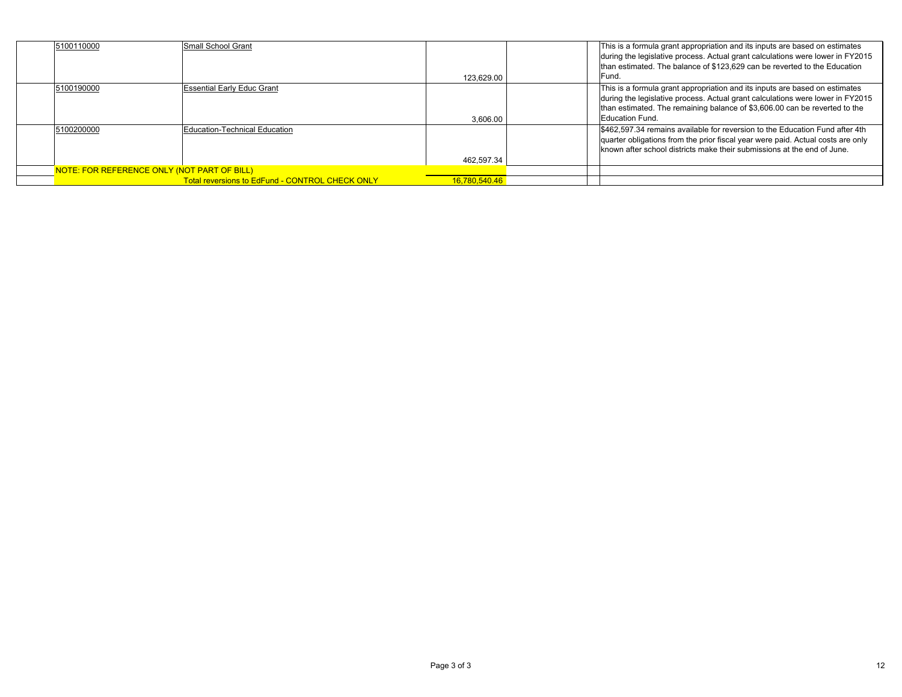| | | | | | | |
|---|---|---|---|---|---|---|
| | 5100110000 | Small School Grant | 123,629.00 | | | This is a formula grant appropriation and its inputs are based on estimates during the legislative process. Actual grant calculations were lower in FY2015 than estimated. The balance of $123,629 can be reverted to the Education Fund. |
| | 5100190000 | Essential Early Educ Grant | 3,606.00 | | | This is a formula grant appropriation and its inputs are based on estimates during the legislative process. Actual grant calculations were lower in FY2015 than estimated. The remaining balance of $3,606.00 can be reverted to the Education Fund. |
| | 5100200000 | Education-Technical Education | 462,597.34 | | | $462,597.34 remains available for reversion to the Education Fund after 4th quarter obligations from the prior fiscal year were paid. Actual costs are only known after school districts make their submissions at the end of June. |
| | NOTE: FOR REFERENCE ONLY (NOT PART OF BILL) | | | | | |
| | | Total reversions to EdFund - CONTROL CHECK ONLY | 16,780,540.46 | | | |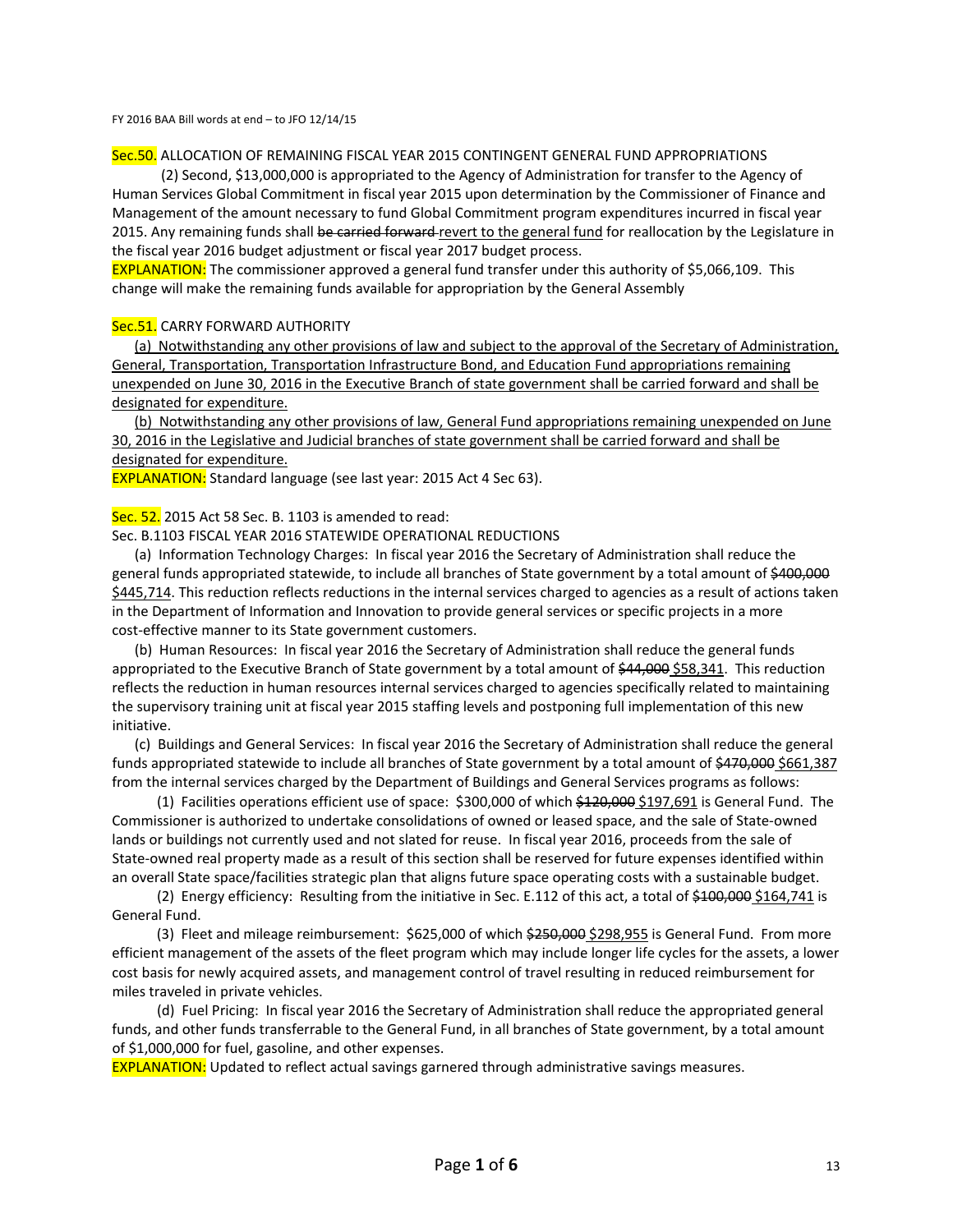FY 2016 BAA Bill words at end – to JFO 12/14/15

Sec.50. ALLOCATION OF REMAINING FISCAL YEAR 2015 CONTINGENT GENERAL FUND APPROPRIATIONS

(2) Second, $13,000,000 is appropriated to the Agency of Administration for transfer to the Agency of Human Services Global Commitment in fiscal year 2015 upon determination by the Commissioner of Finance and Management of the amount necessary to fund Global Commitment program expenditures incurred in fiscal year 2015. Any remaining funds shall ~~be carried forward~~ revert to the general fund for reallocation by the Legislature in the fiscal year 2016 budget adjustment or fiscal year 2017 budget process.

EXPLANATION: The commissioner approved a general fund transfer under this authority of $5,066,109. This change will make the remaining funds available for appropriation by the General Assembly

Sec.51. CARRY FORWARD AUTHORITY

(a) Notwithstanding any other provisions of law and subject to the approval of the Secretary of Administration, General, Transportation, Transportation Infrastructure Bond, and Education Fund appropriations remaining unexpended on June 30, 2016 in the Executive Branch of state government shall be carried forward and shall be designated for expenditure.

(b) Notwithstanding any other provisions of law, General Fund appropriations remaining unexpended on June 30, 2016 in the Legislative and Judicial branches of state government shall be carried forward and shall be designated for expenditure.

EXPLANATION: Standard language (see last year: 2015 Act 4 Sec 63).

Sec. 52. 2015 Act 58 Sec. B. 1103 is amended to read:

Sec. B.1103 FISCAL YEAR 2016 STATEWIDE OPERATIONAL REDUCTIONS

(a) Information Technology Charges: In fiscal year 2016 the Secretary of Administration shall reduce the general funds appropriated statewide, to include all branches of State government by a total amount of ~~$400,000~~ $445,714. This reduction reflects reductions in the internal services charged to agencies as a result of actions taken in the Department of Information and Innovation to provide general services or specific projects in a more cost-effective manner to its State government customers.

(b) Human Resources: In fiscal year 2016 the Secretary of Administration shall reduce the general funds appropriated to the Executive Branch of State government by a total amount of ~~$44,000~~ $58,341. This reduction reflects the reduction in human resources internal services charged to agencies specifically related to maintaining the supervisory training unit at fiscal year 2015 staffing levels and postponing full implementation of this new initiative.

(c) Buildings and General Services: In fiscal year 2016 the Secretary of Administration shall reduce the general funds appropriated statewide to include all branches of State government by a total amount of ~~$470,000~~ $661,387 from the internal services charged by the Department of Buildings and General Services programs as follows:

(1) Facilities operations efficient use of space: $300,000 of which ~~$120,000~~ $197,691 is General Fund. The Commissioner is authorized to undertake consolidations of owned or leased space, and the sale of State-owned lands or buildings not currently used and not slated for reuse. In fiscal year 2016, proceeds from the sale of State-owned real property made as a result of this section shall be reserved for future expenses identified within an overall State space/facilities strategic plan that aligns future space operating costs with a sustainable budget.

(2) Energy efficiency: Resulting from the initiative in Sec. E.112 of this act, a total of ~~$100,000~~ $164,741 is General Fund.

(3) Fleet and mileage reimbursement: $625,000 of which ~~$250,000~~ $298,955 is General Fund. From more efficient management of the assets of the fleet program which may include longer life cycles for the assets, a lower cost basis for newly acquired assets, and management control of travel resulting in reduced reimbursement for miles traveled in private vehicles.

(d) Fuel Pricing: In fiscal year 2016 the Secretary of Administration shall reduce the appropriated general funds, and other funds transferrable to the General Fund, in all branches of State government, by a total amount of $1,000,000 for fuel, gasoline, and other expenses.

EXPLANATION: Updated to reflect actual savings garnered through administrative savings measures.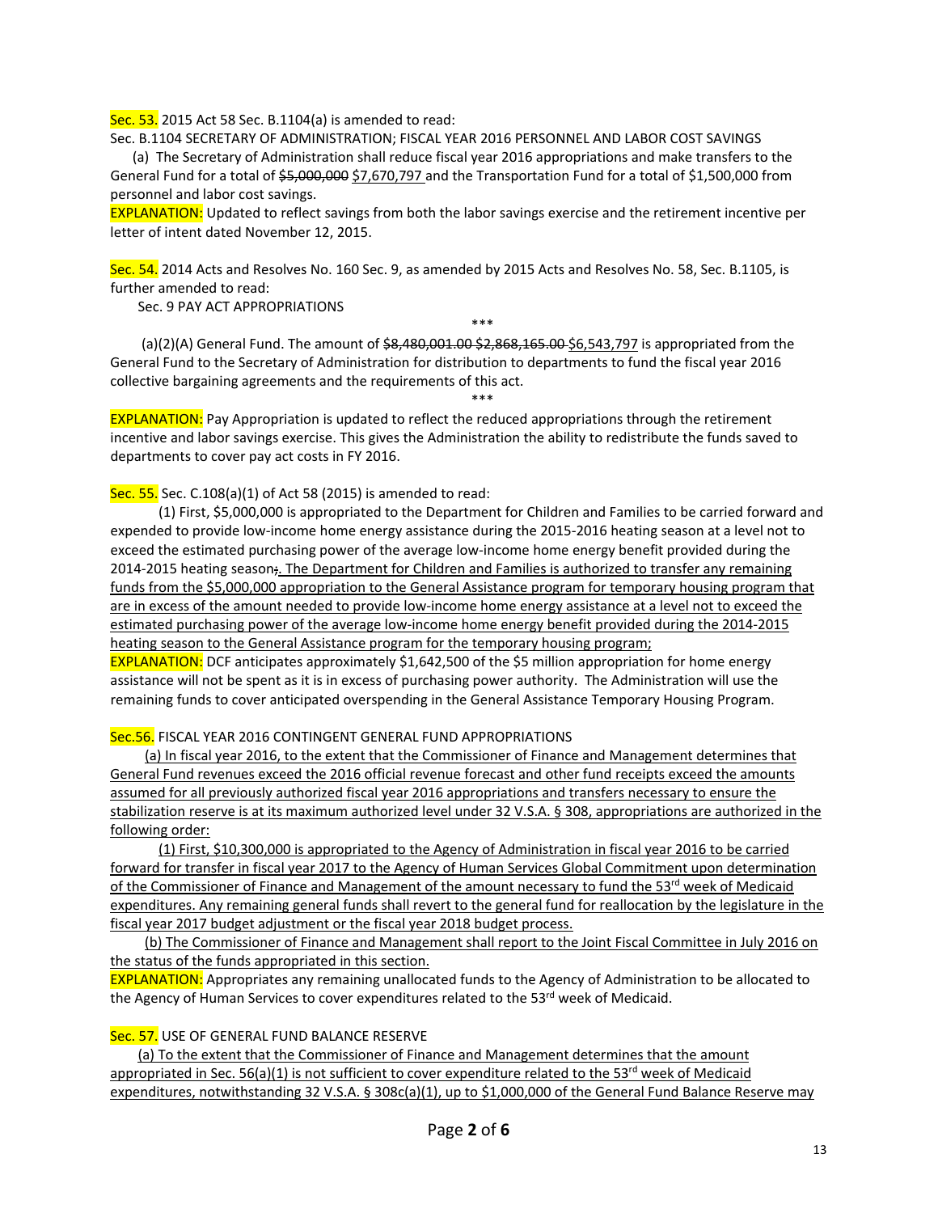Sec. 53. 2015 Act 58 Sec. B.1104(a) is amended to read:

Sec. B.1104 SECRETARY OF ADMINISTRATION; FISCAL YEAR 2016 PERSONNEL AND LABOR COST SAVINGS

(a) The Secretary of Administration shall reduce fiscal year 2016 appropriations and make transfers to the General Fund for a total of ~~$5,000,000~~ $7,670,797 and the Transportation Fund for a total of $1,500,000 from personnel and labor cost savings.

EXPLANATION: Updated to reflect savings from both the labor savings exercise and the retirement incentive per letter of intent dated November 12, 2015.

Sec. 54. 2014 Acts and Resolves No. 160 Sec. 9, as amended by 2015 Acts and Resolves No. 58, Sec. B.1105, is further amended to read:

Sec. 9 PAY ACT APPROPRIATIONS

\*\*\*

(a)(2)(A) General Fund. The amount of ~~$8,480,001.00~~ ~~$2,868,165.00~~ $6,543,797 is appropriated from the General Fund to the Secretary of Administration for distribution to departments to fund the fiscal year 2016 collective bargaining agreements and the requirements of this act.

\*\*\*

EXPLANATION: Pay Appropriation is updated to reflect the reduced appropriations through the retirement incentive and labor savings exercise. This gives the Administration the ability to redistribute the funds saved to departments to cover pay act costs in FY 2016.

Sec. 55. Sec. C.108(a)(1) of Act 58 (2015) is amended to read:

(1) First, $5,000,000 is appropriated to the Department for Children and Families to be carried forward and expended to provide low-income home energy assistance during the 2015-2016 heating season at a level not to exceed the estimated purchasing power of the average low-income home energy benefit provided during the 2014-2015 heating season~~;~~. The Department for Children and Families is authorized to transfer any remaining funds from the $5,000,000 appropriation to the General Assistance program for temporary housing program that are in excess of the amount needed to provide low-income home energy assistance at a level not to exceed the estimated purchasing power of the average low-income home energy benefit provided during the 2014-2015 heating season to the General Assistance program for the temporary housing program;

EXPLANATION: DCF anticipates approximately $1,642,500 of the $5 million appropriation for home energy assistance will not be spent as it is in excess of purchasing power authority. The Administration will use the remaining funds to cover anticipated overspending in the General Assistance Temporary Housing Program.

Sec.56. FISCAL YEAR 2016 CONTINGENT GENERAL FUND APPROPRIATIONS

(a) In fiscal year 2016, to the extent that the Commissioner of Finance and Management determines that General Fund revenues exceed the 2016 official revenue forecast and other fund receipts exceed the amounts assumed for all previously authorized fiscal year 2016 appropriations and transfers necessary to ensure the stabilization reserve is at its maximum authorized level under 32 V.S.A. § 308, appropriations are authorized in the following order:

(1) First, $10,300,000 is appropriated to the Agency of Administration in fiscal year 2016 to be carried forward for transfer in fiscal year 2017 to the Agency of Human Services Global Commitment upon determination of the Commissioner of Finance and Management of the amount necessary to fund the 53rd week of Medicaid expenditures. Any remaining general funds shall revert to the general fund for reallocation by the legislature in the fiscal year 2017 budget adjustment or the fiscal year 2018 budget process.

(b) The Commissioner of Finance and Management shall report to the Joint Fiscal Committee in July 2016 on the status of the funds appropriated in this section.

EXPLANATION: Appropriates any remaining unallocated funds to the Agency of Administration to be allocated to the Agency of Human Services to cover expenditures related to the 53rd week of Medicaid.

Sec. 57. USE OF GENERAL FUND BALANCE RESERVE

(a) To the extent that the Commissioner of Finance and Management determines that the amount appropriated in Sec. 56(a)(1) is not sufficient to cover expenditure related to the 53rd week of Medicaid expenditures, notwithstanding 32 V.S.A. § 308c(a)(1), up to $1,000,000 of the General Fund Balance Reserve may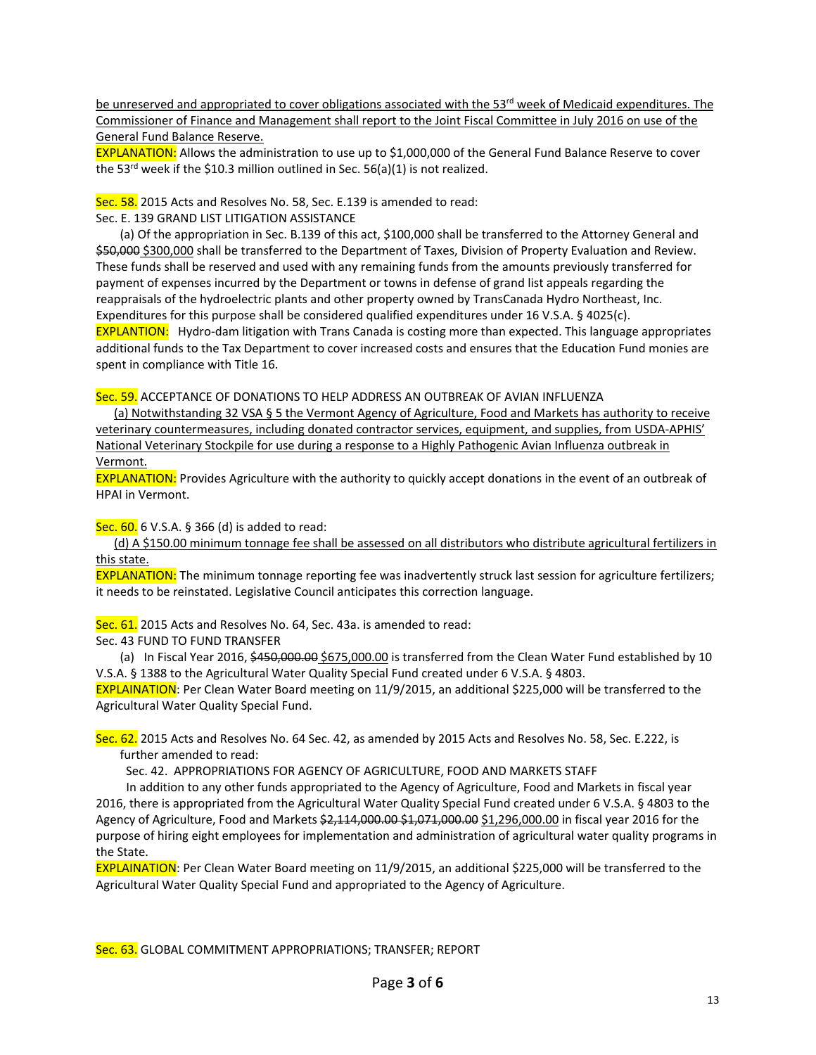be unreserved and appropriated to cover obligations associated with the 53rd week of Medicaid expenditures. The Commissioner of Finance and Management shall report to the Joint Fiscal Committee in July 2016 on use of the General Fund Balance Reserve.

EXPLANATION: Allows the administration to use up to $1,000,000 of the General Fund Balance Reserve to cover the 53rd week if the $10.3 million outlined in Sec. 56(a)(1) is not realized.

Sec. 58. 2015 Acts and Resolves No. 58, Sec. E.139 is amended to read:

Sec. E. 139 GRAND LIST LITIGATION ASSISTANCE

(a) Of the appropriation in Sec. B.139 of this act, $100,000 shall be transferred to the Attorney General and ~~$50,000~~ $300,000 shall be transferred to the Department of Taxes, Division of Property Evaluation and Review. These funds shall be reserved and used with any remaining funds from the amounts previously transferred for payment of expenses incurred by the Department or towns in defense of grand list appeals regarding the reappraisals of the hydroelectric plants and other property owned by TransCanada Hydro Northeast, Inc. Expenditures for this purpose shall be considered qualified expenditures under 16 V.S.A. § 4025(c).

EXPLANTION: Hydro-dam litigation with Trans Canada is costing more than expected. This language appropriates additional funds to the Tax Department to cover increased costs and ensures that the Education Fund monies are spent in compliance with Title 16.

Sec. 59. ACCEPTANCE OF DONATIONS TO HELP ADDRESS AN OUTBREAK OF AVIAN INFLUENZA

(a) Notwithstanding 32 VSA § 5 the Vermont Agency of Agriculture, Food and Markets has authority to receive veterinary countermeasures, including donated contractor services, equipment, and supplies, from USDA-APHIS' National Veterinary Stockpile for use during a response to a Highly Pathogenic Avian Influenza outbreak in Vermont.

EXPLANATION: Provides Agriculture with the authority to quickly accept donations in the event of an outbreak of HPAI in Vermont.

Sec. 60. 6 V.S.A. § 366 (d) is added to read:

(d) A $150.00 minimum tonnage fee shall be assessed on all distributors who distribute agricultural fertilizers in this state.

EXPLANATION: The minimum tonnage reporting fee was inadvertently struck last session for agriculture fertilizers; it needs to be reinstated. Legislative Council anticipates this correction language.

Sec. 61. 2015 Acts and Resolves No. 64, Sec. 43a. is amended to read:

Sec. 43 FUND TO FUND TRANSFER

(a) In Fiscal Year 2016, ~~$450,000.00~~ $675,000.00 is transferred from the Clean Water Fund established by 10 V.S.A. § 1388 to the Agricultural Water Quality Special Fund created under 6 V.S.A. § 4803.

EXPLAINATION: Per Clean Water Board meeting on 11/9/2015, an additional $225,000 will be transferred to the Agricultural Water Quality Special Fund.

Sec. 62. 2015 Acts and Resolves No. 64 Sec. 42, as amended by 2015 Acts and Resolves No. 58, Sec. E.222, is further amended to read:

Sec. 42. APPROPRIATIONS FOR AGENCY OF AGRICULTURE, FOOD AND MARKETS STAFF

In addition to any other funds appropriated to the Agency of Agriculture, Food and Markets in fiscal year 2016, there is appropriated from the Agricultural Water Quality Special Fund created under 6 V.S.A. § 4803 to the Agency of Agriculture, Food and Markets ~~$2,114,000.00~~ ~~$1,071,000.00~~ $1,296,000.00 in fiscal year 2016 for the purpose of hiring eight employees for implementation and administration of agricultural water quality programs in the State.

EXPLAINATION: Per Clean Water Board meeting on 11/9/2015, an additional $225,000 will be transferred to the Agricultural Water Quality Special Fund and appropriated to the Agency of Agriculture.

Sec. 63. GLOBAL COMMITMENT APPROPRIATIONS; TRANSFER; REPORT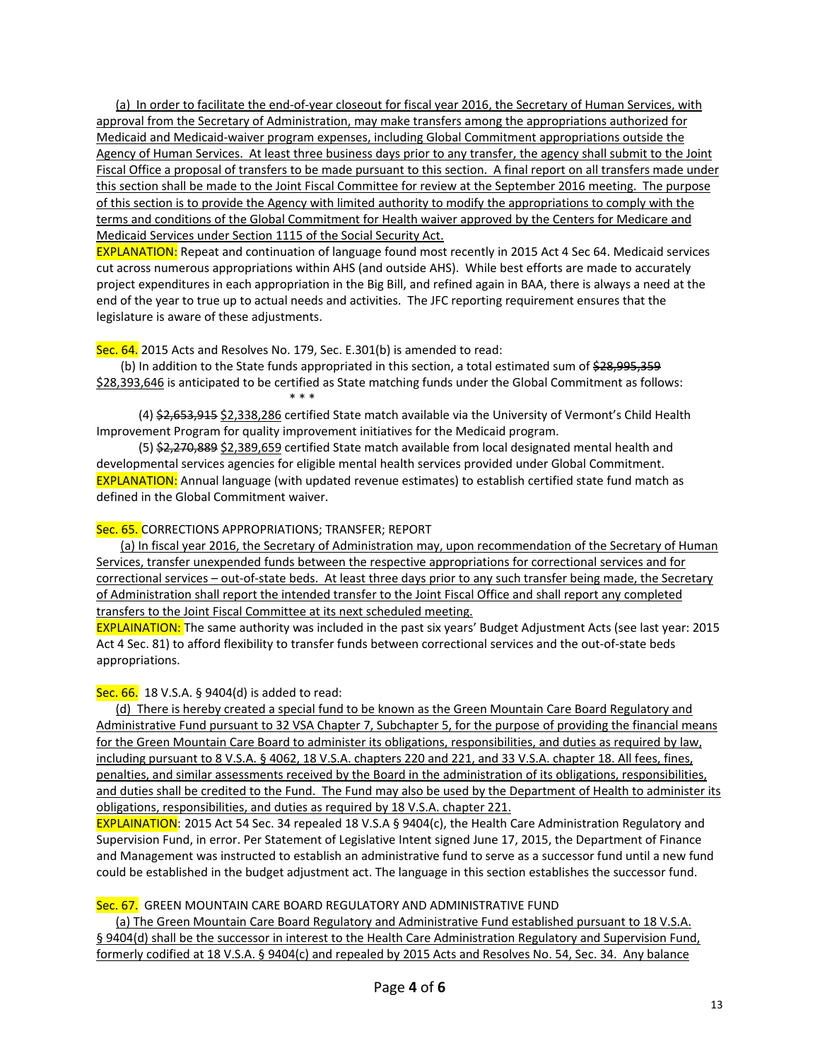(a) In order to facilitate the end-of-year closeout for fiscal year 2016, the Secretary of Human Services, with approval from the Secretary of Administration, may make transfers among the appropriations authorized for Medicaid and Medicaid-waiver program expenses, including Global Commitment appropriations outside the Agency of Human Services. At least three business days prior to any transfer, the agency shall submit to the Joint Fiscal Office a proposal of transfers to be made pursuant to this section. A final report on all transfers made under this section shall be made to the Joint Fiscal Committee for review at the September 2016 meeting. The purpose of this section is to provide the Agency with limited authority to modify the appropriations to comply with the terms and conditions of the Global Commitment for Health waiver approved by the Centers for Medicare and Medicaid Services under Section 1115 of the Social Security Act.

EXPLANATION: Repeat and continuation of language found most recently in 2015 Act 4 Sec 64. Medicaid services cut across numerous appropriations within AHS (and outside AHS). While best efforts are made to accurately project expenditures in each appropriation in the Big Bill, and refined again in BAA, there is always a need at the end of the year to true up to actual needs and activities. The JFC reporting requirement ensures that the legislature is aware of these adjustments.

Sec. 64. 2015 Acts and Resolves No. 179, Sec. E.301(b) is amended to read:

(b) In addition to the State funds appropriated in this section, a total estimated sum of ~~$28,995,359~~ $28,393,646 is anticipated to be certified as State matching funds under the Global Commitment as follows:

\* \* \*

(4) ~~$2,653,915~~ $2,338,286 certified State match available via the University of Vermont's Child Health Improvement Program for quality improvement initiatives for the Medicaid program.

(5) ~~$2,270,889~~ $2,389,659 certified State match available from local designated mental health and developmental services agencies for eligible mental health services provided under Global Commitment.

EXPLANATION: Annual language (with updated revenue estimates) to establish certified state fund match as defined in the Global Commitment waiver.

Sec. 65. CORRECTIONS APPROPRIATIONS; TRANSFER; REPORT

(a) In fiscal year 2016, the Secretary of Administration may, upon recommendation of the Secretary of Human Services, transfer unexpended funds between the respective appropriations for correctional services and for correctional services – out-of-state beds. At least three days prior to any such transfer being made, the Secretary of Administration shall report the intended transfer to the Joint Fiscal Office and shall report any completed transfers to the Joint Fiscal Committee at its next scheduled meeting.

EXPLAINATION: The same authority was included in the past six years' Budget Adjustment Acts (see last year: 2015 Act 4 Sec. 81) to afford flexibility to transfer funds between correctional services and the out-of-state beds appropriations.

Sec. 66. 18 V.S.A. § 9404(d) is added to read:

(d) There is hereby created a special fund to be known as the Green Mountain Care Board Regulatory and Administrative Fund pursuant to 32 VSA Chapter 7, Subchapter 5, for the purpose of providing the financial means for the Green Mountain Care Board to administer its obligations, responsibilities, and duties as required by law, including pursuant to 8 V.S.A. § 4062, 18 V.S.A. chapters 220 and 221, and 33 V.S.A. chapter 18. All fees, fines, penalties, and similar assessments received by the Board in the administration of its obligations, responsibilities, and duties shall be credited to the Fund. The Fund may also be used by the Department of Health to administer its obligations, responsibilities, and duties as required by 18 V.S.A. chapter 221.

EXPLAINATION: 2015 Act 54 Sec. 34 repealed 18 V.S.A § 9404(c), the Health Care Administration Regulatory and Supervision Fund, in error. Per Statement of Legislative Intent signed June 17, 2015, the Department of Finance and Management was instructed to establish an administrative fund to serve as a successor fund until a new fund could be established in the budget adjustment act. The language in this section establishes the successor fund.

Sec. 67. GREEN MOUNTAIN CARE BOARD REGULATORY AND ADMINISTRATIVE FUND

(a) The Green Mountain Care Board Regulatory and Administrative Fund established pursuant to 18 V.S.A. § 9404(d) shall be the successor in interest to the Health Care Administration Regulatory and Supervision Fund, formerly codified at 18 V.S.A. § 9404(c) and repealed by 2015 Acts and Resolves No. 54, Sec. 34. Any balance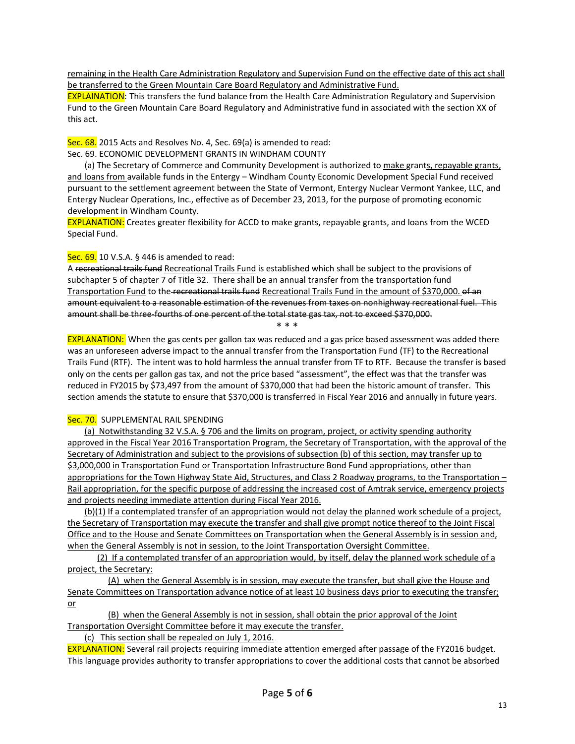remaining in the Health Care Administration Regulatory and Supervision Fund on the effective date of this act shall be transferred to the Green Mountain Care Board Regulatory and Administrative Fund.

EXPLAINATION: This transfers the fund balance from the Health Care Administration Regulatory and Supervision Fund to the Green Mountain Care Board Regulatory and Administrative fund in associated with the section XX of this act.

Sec. 68. 2015 Acts and Resolves No. 4, Sec. 69(a) is amended to read:

Sec. 69. ECONOMIC DEVELOPMENT GRANTS IN WINDHAM COUNTY

(a) The Secretary of Commerce and Community Development is authorized to make grants, repayable grants, and loans from available funds in the Entergy – Windham County Economic Development Special Fund received pursuant to the settlement agreement between the State of Vermont, Entergy Nuclear Vermont Yankee, LLC, and Entergy Nuclear Operations, Inc., effective as of December 23, 2013, for the purpose of promoting economic development in Windham County.

EXPLANATION: Creates greater flexibility for ACCD to make grants, repayable grants, and loans from the WCED Special Fund.

Sec. 69. 10 V.S.A. § 446 is amended to read:

A ~~recreational trails fund~~ Recreational Trails Fund is established which shall be subject to the provisions of subchapter 5 of chapter 7 of Title 32. There shall be an annual transfer from the ~~transportation fund~~ Transportation Fund to the ~~recreational trails fund~~ Recreational Trails Fund in the amount of $370,000. ~~of an amount equivalent to a reasonable estimation of the revenues from taxes on nonhighway recreational fuel. This amount shall be three-fourths of one percent of the total state gas tax, not to exceed $370,000.~~

\* \* \*

EXPLANATION: When the gas cents per gallon tax was reduced and a gas price based assessment was added there was an unforeseen adverse impact to the annual transfer from the Transportation Fund (TF) to the Recreational Trails Fund (RTF). The intent was to hold harmless the annual transfer from TF to RTF. Because the transfer is based only on the cents per gallon gas tax, and not the price based "assessment", the effect was that the transfer was reduced in FY2015 by $73,497 from the amount of $370,000 that had been the historic amount of transfer. This section amends the statute to ensure that $370,000 is transferred in Fiscal Year 2016 and annually in future years.

Sec. 70. SUPPLEMENTAL RAIL SPENDING

(a) Notwithstanding 32 V.S.A. § 706 and the limits on program, project, or activity spending authority approved in the Fiscal Year 2016 Transportation Program, the Secretary of Transportation, with the approval of the Secretary of Administration and subject to the provisions of subsection (b) of this section, may transfer up to $3,000,000 in Transportation Fund or Transportation Infrastructure Bond Fund appropriations, other than appropriations for the Town Highway State Aid, Structures, and Class 2 Roadway programs, to the Transportation – Rail appropriation, for the specific purpose of addressing the increased cost of Amtrak service, emergency projects and projects needing immediate attention during Fiscal Year 2016.

(b)(1) If a contemplated transfer of an appropriation would not delay the planned work schedule of a project, the Secretary of Transportation may execute the transfer and shall give prompt notice thereof to the Joint Fiscal Office and to the House and Senate Committees on Transportation when the General Assembly is in session and, when the General Assembly is not in session, to the Joint Transportation Oversight Committee.

(2) If a contemplated transfer of an appropriation would, by itself, delay the planned work schedule of a project, the Secretary:

(A) when the General Assembly is in session, may execute the transfer, but shall give the House and Senate Committees on Transportation advance notice of at least 10 business days prior to executing the transfer; or

(B) when the General Assembly is not in session, shall obtain the prior approval of the Joint Transportation Oversight Committee before it may execute the transfer.

(c) This section shall be repealed on July 1, 2016.

EXPLANATION: Several rail projects requiring immediate attention emerged after passage of the FY2016 budget. This language provides authority to transfer appropriations to cover the additional costs that cannot be absorbed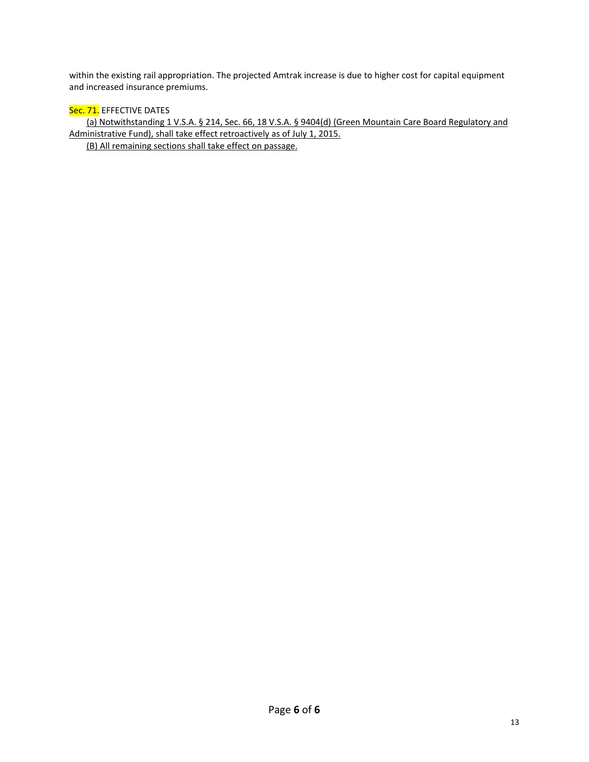within the existing rail appropriation. The projected Amtrak increase is due to higher cost for capital equipment and increased insurance premiums.

Sec. 71. EFFECTIVE DATES

(a) Notwithstanding 1 V.S.A. § 214, Sec. 66, 18 V.S.A. § 9404(d) (Green Mountain Care Board Regulatory and Administrative Fund), shall take effect retroactively as of July 1, 2015.

(B) All remaining sections shall take effect on passage.